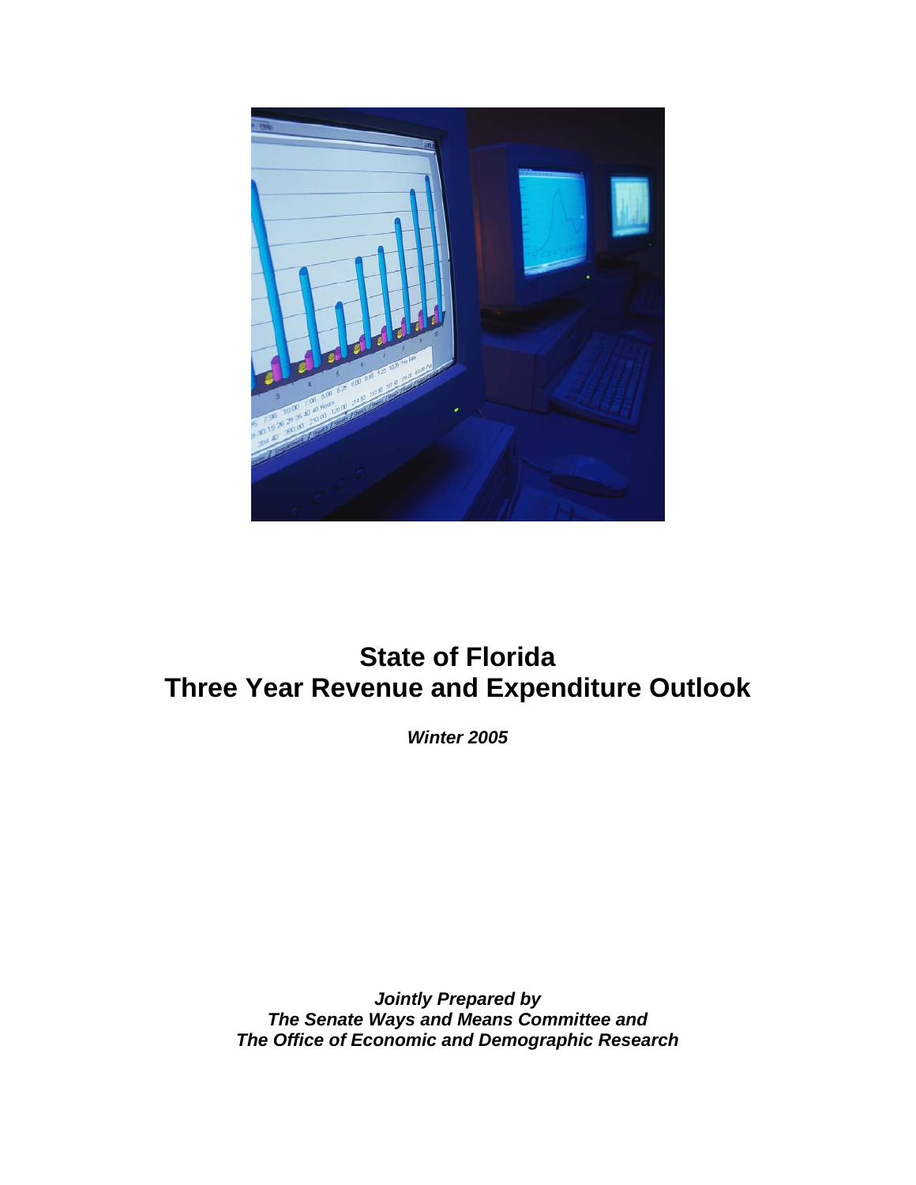# State of Florida
# Three Year Revenue and Expenditure Outlook

***Winter 2005***

***Jointly Prepared by***
***The Senate Ways and Means Committee and***
***The Office of Economic and Demographic Research***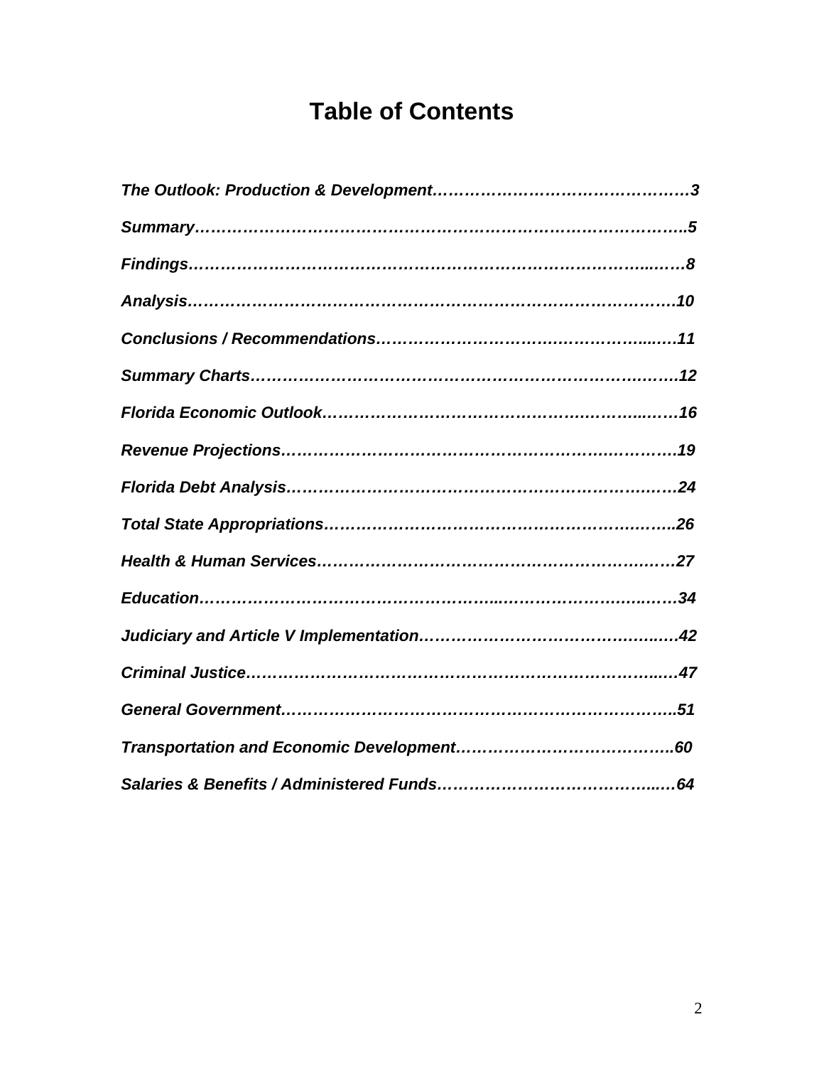# Table of Contents

*The Outlook: Production & Development……………………………………….3*

*Summary…………………………………………………………………………..5*

*Findings………………………………………………………………………...…8*

*Analysis…………………………………………………………………………….10*

*Conclusions / Recommendations……………………………………….....…11*

*Summary Charts………………………………………………………………….12*

*Florida Economic Outlook……………………………………….……….…..…16*

*Revenue Projections……………………………………………………………..19*

*Florida Debt Analysis……………………………………………………….….…24*

*Total State Appropriations……………………………………………….……..26*

*Health & Human Services……………………………………………….………27*

*Education…………………………………………...……………………..………34*

*Judiciary and Article V Implementation……………………………………..…42*

*Criminal Justice……………………………………………………………….…..47*

*General Government……………………………………………………………..51*

*Transportation and Economic Development…………………………………..60*

*Salaries & Benefits / Administered Funds…………………………………..…64*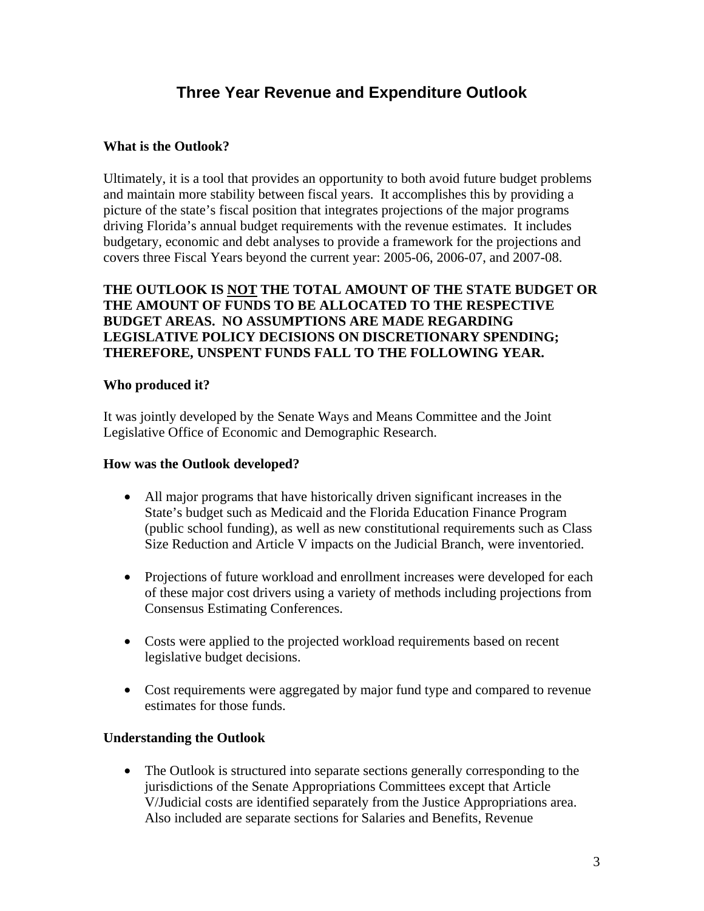# Three Year Revenue and Expenditure Outlook

### What is the Outlook?

Ultimately, it is a tool that provides an opportunity to both avoid future budget problems and maintain more stability between fiscal years. It accomplishes this by providing a picture of the state's fiscal position that integrates projections of the major programs driving Florida's annual budget requirements with the revenue estimates. It includes budgetary, economic and debt analyses to provide a framework for the projections and covers three Fiscal Years beyond the current year: 2005-06, 2006-07, and 2007-08.

**THE OUTLOOK IS <u>NOT</u> THE TOTAL AMOUNT OF THE STATE BUDGET OR THE AMOUNT OF FUNDS TO BE ALLOCATED TO THE RESPECTIVE BUDGET AREAS. NO ASSUMPTIONS ARE MADE REGARDING LEGISLATIVE POLICY DECISIONS ON DISCRETIONARY SPENDING; THEREFORE, UNSPENT FUNDS FALL TO THE FOLLOWING YEAR.**

### Who produced it?

It was jointly developed by the Senate Ways and Means Committee and the Joint Legislative Office of Economic and Demographic Research.

### How was the Outlook developed?

- All major programs that have historically driven significant increases in the State's budget such as Medicaid and the Florida Education Finance Program (public school funding), as well as new constitutional requirements such as Class Size Reduction and Article V impacts on the Judicial Branch, were inventoried.
- Projections of future workload and enrollment increases were developed for each of these major cost drivers using a variety of methods including projections from Consensus Estimating Conferences.
- Costs were applied to the projected workload requirements based on recent legislative budget decisions.
- Cost requirements were aggregated by major fund type and compared to revenue estimates for those funds.

### Understanding the Outlook

- The Outlook is structured into separate sections generally corresponding to the jurisdictions of the Senate Appropriations Committees except that Article V/Judicial costs are identified separately from the Justice Appropriations area. Also included are separate sections for Salaries and Benefits, Revenue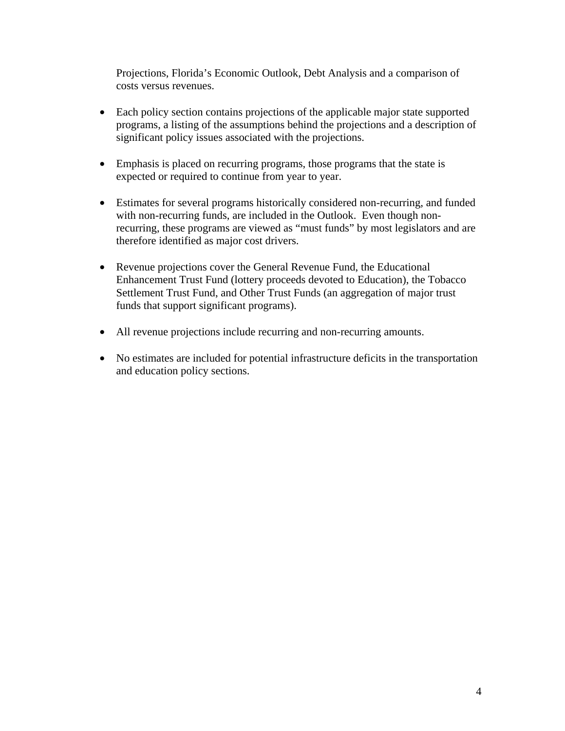Projections, Florida's Economic Outlook, Debt Analysis and a comparison of costs versus revenues.

- Each policy section contains projections of the applicable major state supported programs, a listing of the assumptions behind the projections and a description of significant policy issues associated with the projections.

- Emphasis is placed on recurring programs, those programs that the state is expected or required to continue from year to year.

- Estimates for several programs historically considered non-recurring, and funded with non-recurring funds, are included in the Outlook. Even though non-recurring, these programs are viewed as "must funds" by most legislators and are therefore identified as major cost drivers.

- Revenue projections cover the General Revenue Fund, the Educational Enhancement Trust Fund (lottery proceeds devoted to Education), the Tobacco Settlement Trust Fund, and Other Trust Funds (an aggregation of major trust funds that support significant programs).

- All revenue projections include recurring and non-recurring amounts.

- No estimates are included for potential infrastructure deficits in the transportation and education policy sections.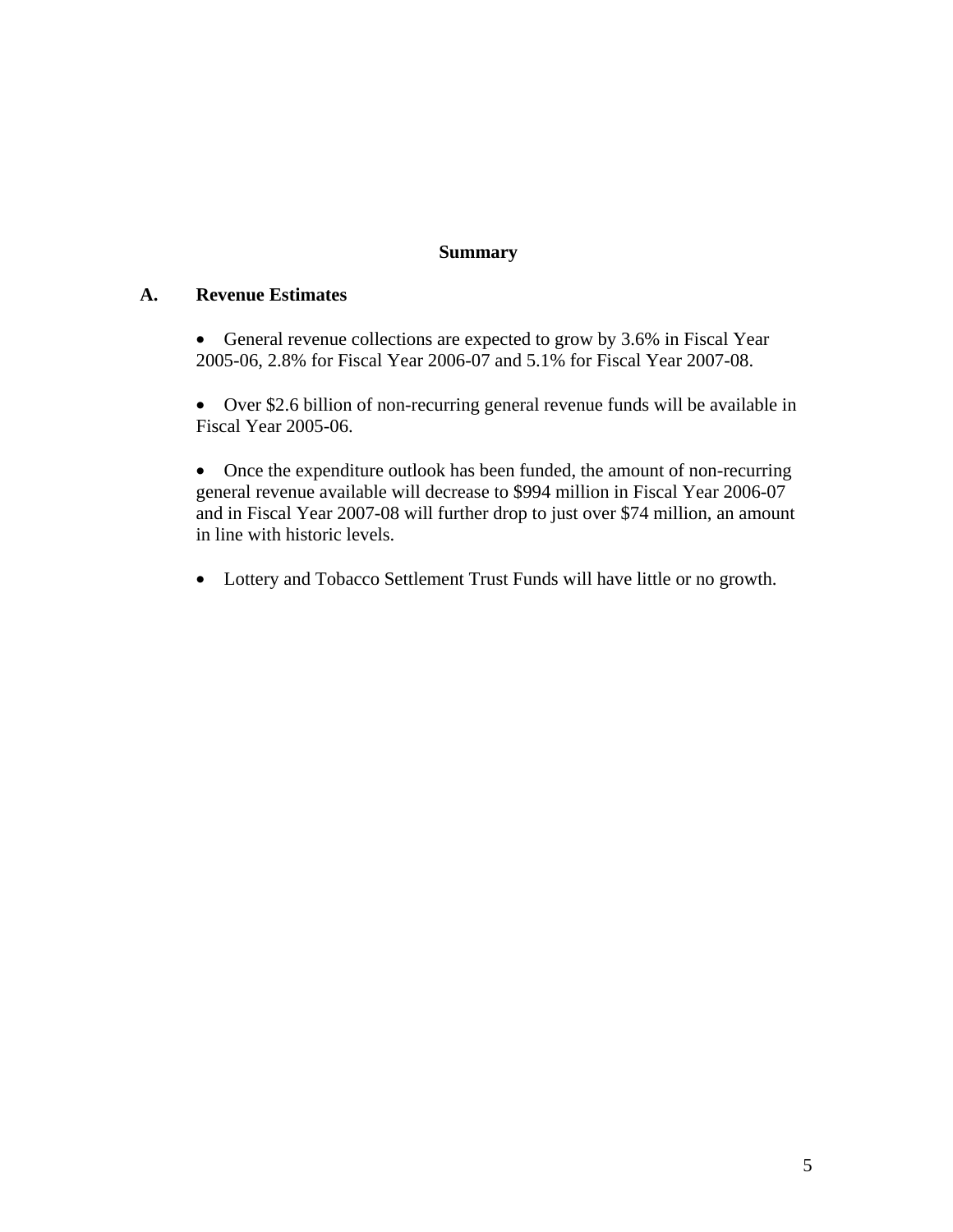## Summary

### A. Revenue Estimates

- General revenue collections are expected to grow by 3.6% in Fiscal Year 2005-06, 2.8% for Fiscal Year 2006-07 and 5.1% for Fiscal Year 2007-08.

- Over $2.6 billion of non-recurring general revenue funds will be available in Fiscal Year 2005-06.

- Once the expenditure outlook has been funded, the amount of non-recurring general revenue available will decrease to $994 million in Fiscal Year 2006-07 and in Fiscal Year 2007-08 will further drop to just over $74 million, an amount in line with historic levels.

- Lottery and Tobacco Settlement Trust Funds will have little or no growth.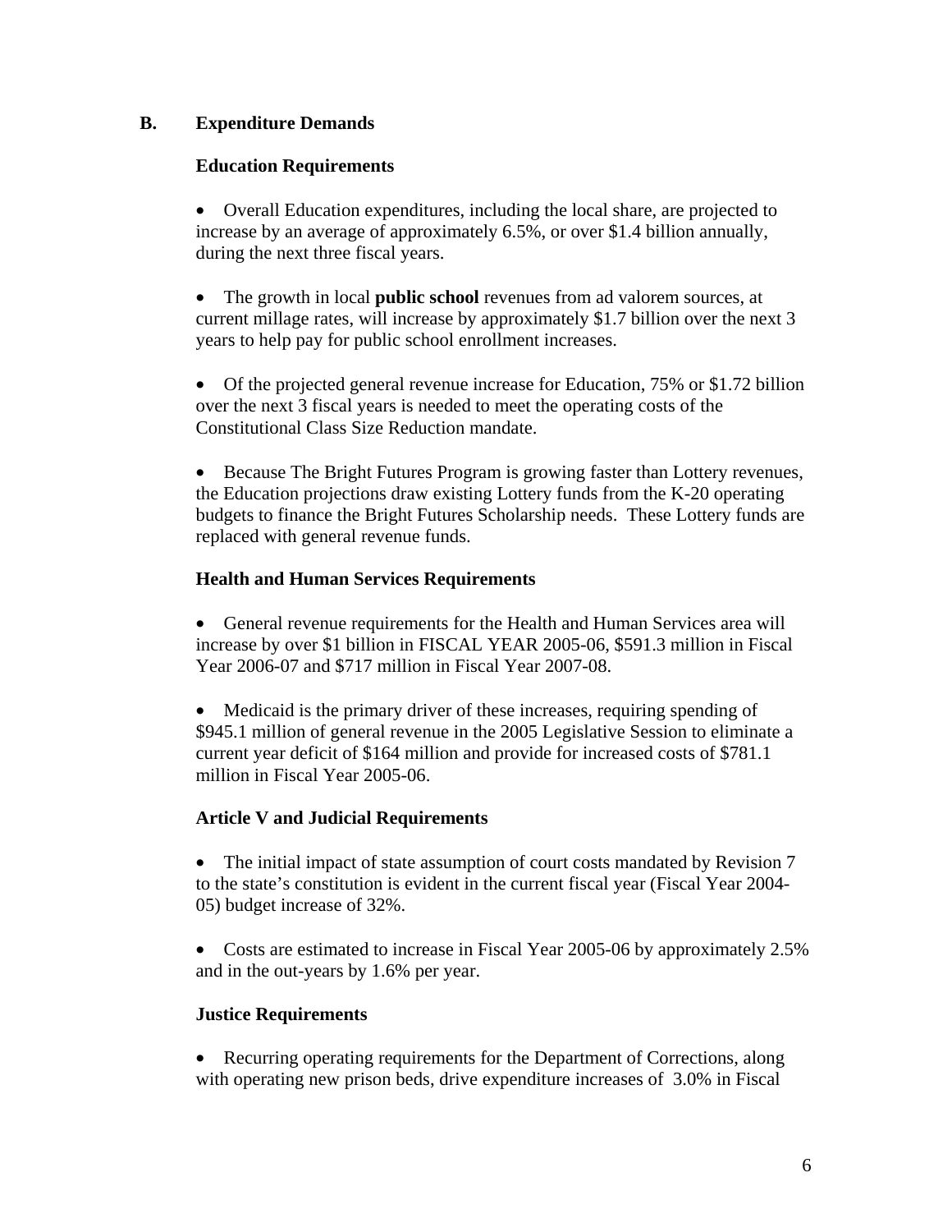## B. Expenditure Demands

### Education Requirements

- Overall Education expenditures, including the local share, are projected to increase by an average of approximately 6.5%, or over $1.4 billion annually, during the next three fiscal years.

- The growth in local **public school** revenues from ad valorem sources, at current millage rates, will increase by approximately $1.7 billion over the next 3 years to help pay for public school enrollment increases.

- Of the projected general revenue increase for Education, 75% or $1.72 billion over the next 3 fiscal years is needed to meet the operating costs of the Constitutional Class Size Reduction mandate.

- Because The Bright Futures Program is growing faster than Lottery revenues, the Education projections draw existing Lottery funds from the K-20 operating budgets to finance the Bright Futures Scholarship needs. These Lottery funds are replaced with general revenue funds.

### Health and Human Services Requirements

- General revenue requirements for the Health and Human Services area will increase by over $1 billion in FISCAL YEAR 2005-06, $591.3 million in Fiscal Year 2006-07 and $717 million in Fiscal Year 2007-08.

- Medicaid is the primary driver of these increases, requiring spending of $945.1 million of general revenue in the 2005 Legislative Session to eliminate a current year deficit of $164 million and provide for increased costs of $781.1 million in Fiscal Year 2005-06.

### Article V and Judicial Requirements

- The initial impact of state assumption of court costs mandated by Revision 7 to the state's constitution is evident in the current fiscal year (Fiscal Year 2004-05) budget increase of 32%.

- Costs are estimated to increase in Fiscal Year 2005-06 by approximately 2.5% and in the out-years by 1.6% per year.

### Justice Requirements

- Recurring operating requirements for the Department of Corrections, along with operating new prison beds, drive expenditure increases of 3.0% in Fiscal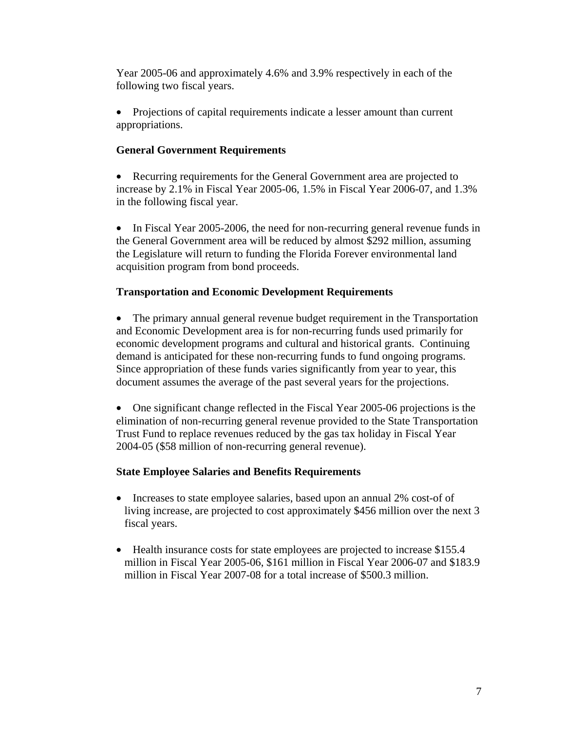Year 2005-06 and approximately 4.6% and 3.9% respectively in each of the following two fiscal years.

- Projections of capital requirements indicate a lesser amount than current appropriations.

**General Government Requirements**

- Recurring requirements for the General Government area are projected to increase by 2.1% in Fiscal Year 2005-06, 1.5% in Fiscal Year 2006-07, and 1.3% in the following fiscal year.

- In Fiscal Year 2005-2006, the need for non-recurring general revenue funds in the General Government area will be reduced by almost $292 million, assuming the Legislature will return to funding the Florida Forever environmental land acquisition program from bond proceeds.

**Transportation and Economic Development Requirements**

- The primary annual general revenue budget requirement in the Transportation and Economic Development area is for non-recurring funds used primarily for economic development programs and cultural and historical grants. Continuing demand is anticipated for these non-recurring funds to fund ongoing programs. Since appropriation of these funds varies significantly from year to year, this document assumes the average of the past several years for the projections.

- One significant change reflected in the Fiscal Year 2005-06 projections is the elimination of non-recurring general revenue provided to the State Transportation Trust Fund to replace revenues reduced by the gas tax holiday in Fiscal Year 2004-05 ($58 million of non-recurring general revenue).

**State Employee Salaries and Benefits Requirements**

- Increases to state employee salaries, based upon an annual 2% cost-of of living increase, are projected to cost approximately $456 million over the next 3 fiscal years.

- Health insurance costs for state employees are projected to increase $155.4 million in Fiscal Year 2005-06, $161 million in Fiscal Year 2006-07 and $183.9 million in Fiscal Year 2007-08 for a total increase of $500.3 million.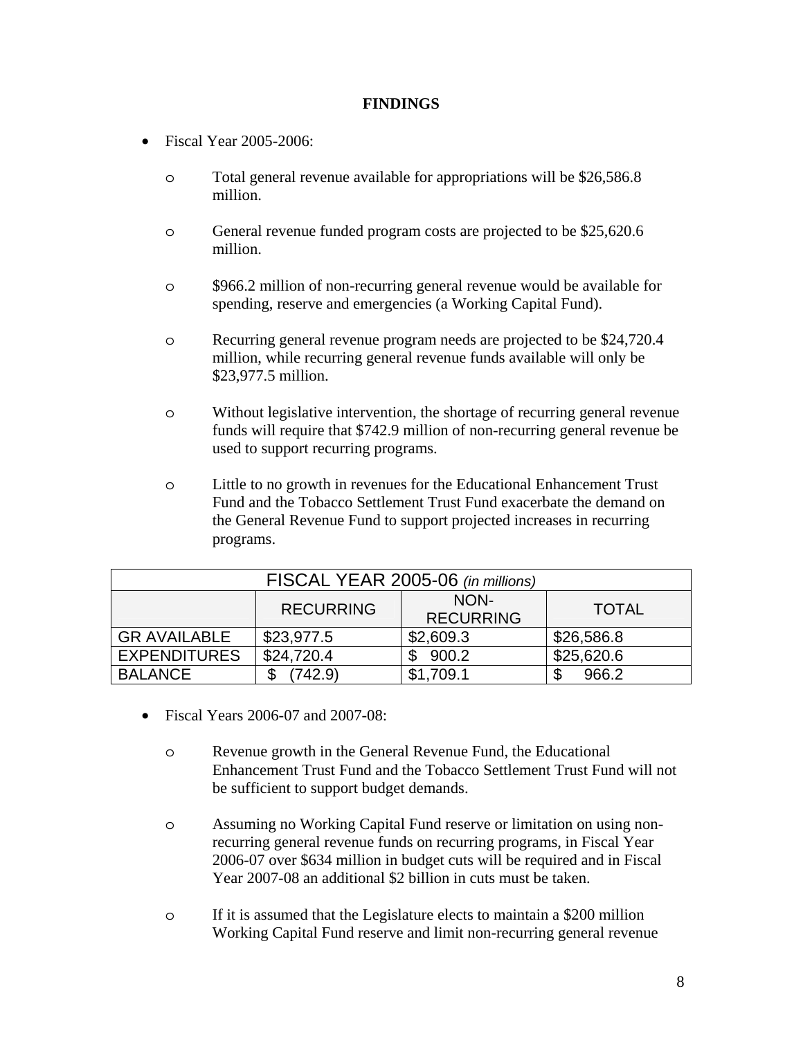## FINDINGS

- Fiscal Year 2005-2006:
  - Total general revenue available for appropriations will be $26,586.8 million.
  - General revenue funded program costs are projected to be $25,620.6 million.
  - $966.2 million of non-recurring general revenue would be available for spending, reserve and emergencies (a Working Capital Fund).
  - Recurring general revenue program needs are projected to be $24,720.4 million, while recurring general revenue funds available will only be $23,977.5 million.
  - Without legislative intervention, the shortage of recurring general revenue funds will require that $742.9 million of non-recurring general revenue be used to support recurring programs.
  - Little to no growth in revenues for the Educational Enhancement Trust Fund and the Tobacco Settlement Trust Fund exacerbate the demand on the General Revenue Fund to support projected increases in recurring programs.

| FISCAL YEAR 2005-06 *(in millions)* | | | |
|---|---|---|---|
| | RECURRING | NON-RECURRING | TOTAL |
| GR AVAILABLE | $23,977.5 | $2,609.3 | $26,586.8 |
| EXPENDITURES | $24,720.4 | $ 900.2 | $25,620.6 |
| BALANCE | $ (742.9) | $1,709.1 | $ 966.2 |

- Fiscal Years 2006-07 and 2007-08:
  - Revenue growth in the General Revenue Fund, the Educational Enhancement Trust Fund and the Tobacco Settlement Trust Fund will not be sufficient to support budget demands.
  - Assuming no Working Capital Fund reserve or limitation on using non-recurring general revenue funds on recurring programs, in Fiscal Year 2006-07 over $634 million in budget cuts will be required and in Fiscal Year 2007-08 an additional $2 billion in cuts must be taken.
  - If it is assumed that the Legislature elects to maintain a $200 million Working Capital Fund reserve and limit non-recurring general revenue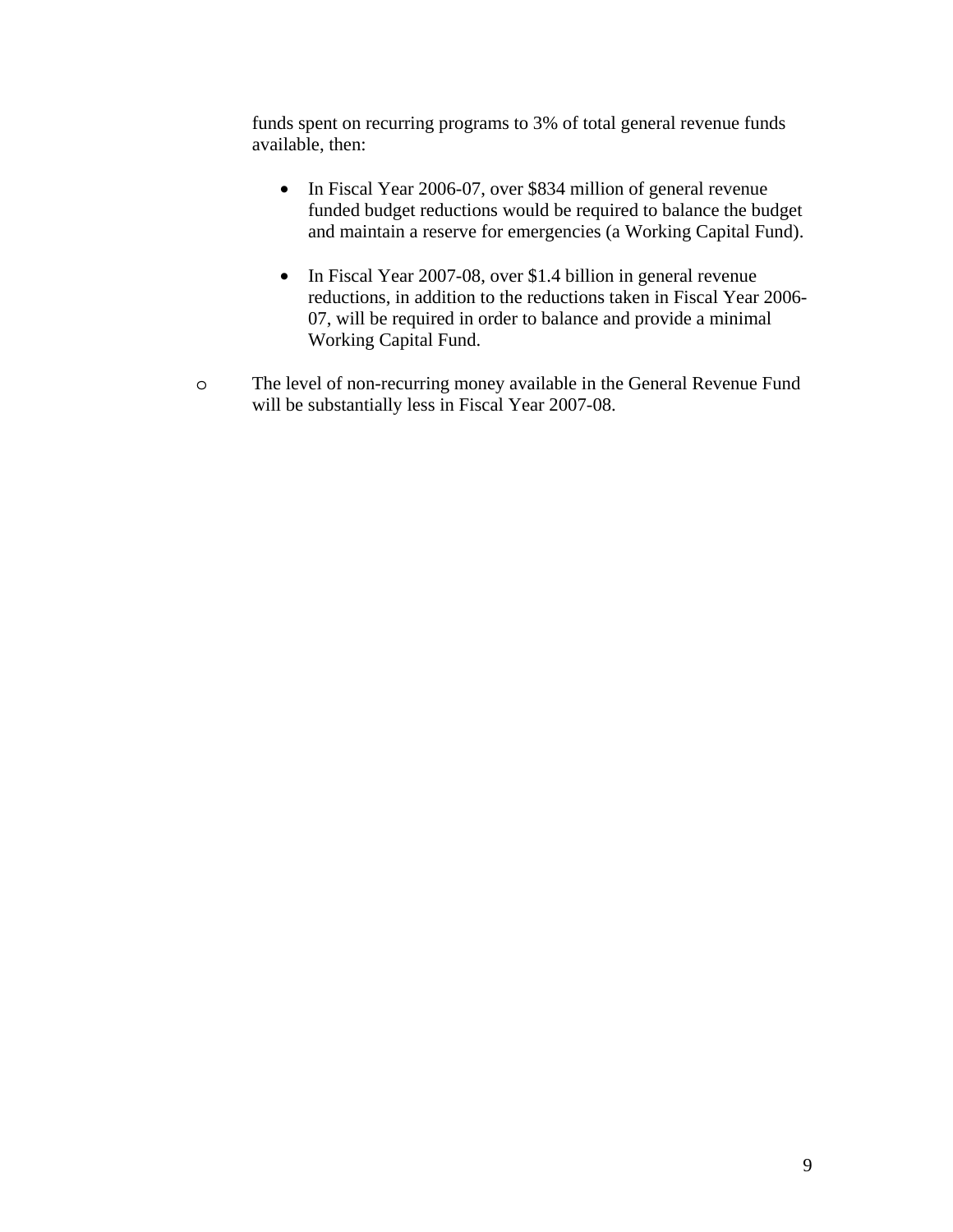funds spent on recurring programs to 3% of total general revenue funds available, then:

- In Fiscal Year 2006-07, over $834 million of general revenue funded budget reductions would be required to balance the budget and maintain a reserve for emergencies (a Working Capital Fund).

- In Fiscal Year 2007-08, over $1.4 billion in general revenue reductions, in addition to the reductions taken in Fiscal Year 2006-07, will be required in order to balance and provide a minimal Working Capital Fund.

- The level of non-recurring money available in the General Revenue Fund will be substantially less in Fiscal Year 2007-08.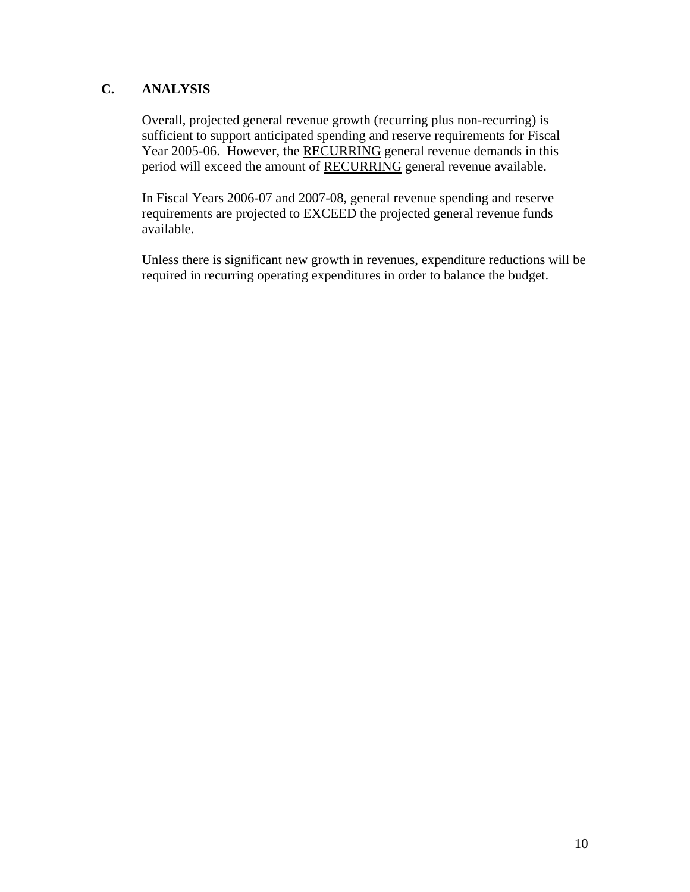## C. ANALYSIS

Overall, projected general revenue growth (recurring plus non-recurring) is sufficient to support anticipated spending and reserve requirements for Fiscal Year 2005-06. However, the <u>RECURRING</u> general revenue demands in this period will exceed the amount of <u>RECURRING</u> general revenue available.

In Fiscal Years 2006-07 and 2007-08, general revenue spending and reserve requirements are projected to EXCEED the projected general revenue funds available.

Unless there is significant new growth in revenues, expenditure reductions will be required in recurring operating expenditures in order to balance the budget.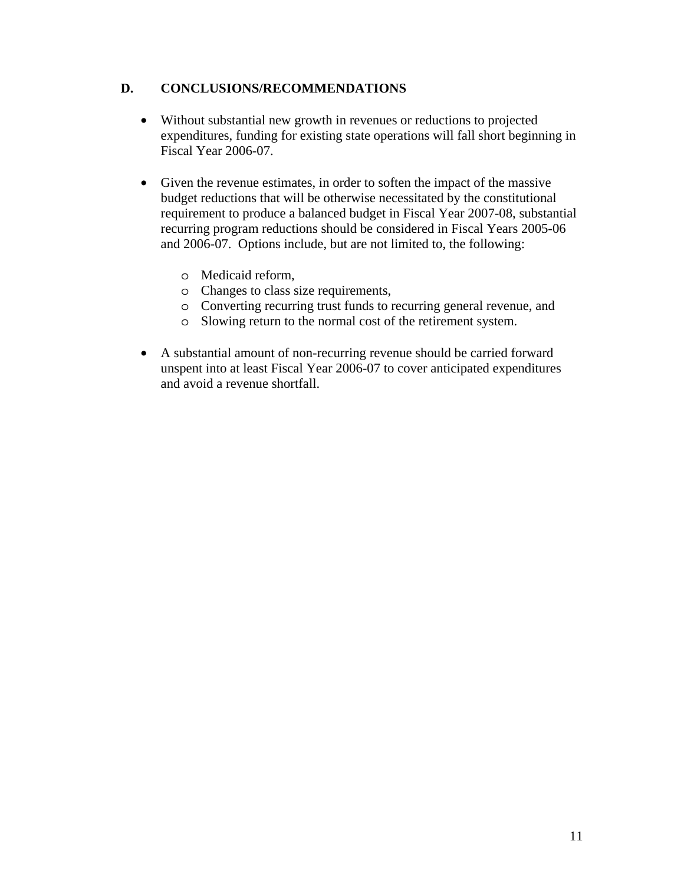## D. CONCLUSIONS/RECOMMENDATIONS

- Without substantial new growth in revenues or reductions to projected expenditures, funding for existing state operations will fall short beginning in Fiscal Year 2006-07.

- Given the revenue estimates, in order to soften the impact of the massive budget reductions that will be otherwise necessitated by the constitutional requirement to produce a balanced budget in Fiscal Year 2007-08, substantial recurring program reductions should be considered in Fiscal Years 2005-06 and 2006-07. Options include, but are not limited to, the following:

  - Medicaid reform,
  - Changes to class size requirements,
  - Converting recurring trust funds to recurring general revenue, and
  - Slowing return to the normal cost of the retirement system.

- A substantial amount of non-recurring revenue should be carried forward unspent into at least Fiscal Year 2006-07 to cover anticipated expenditures and avoid a revenue shortfall.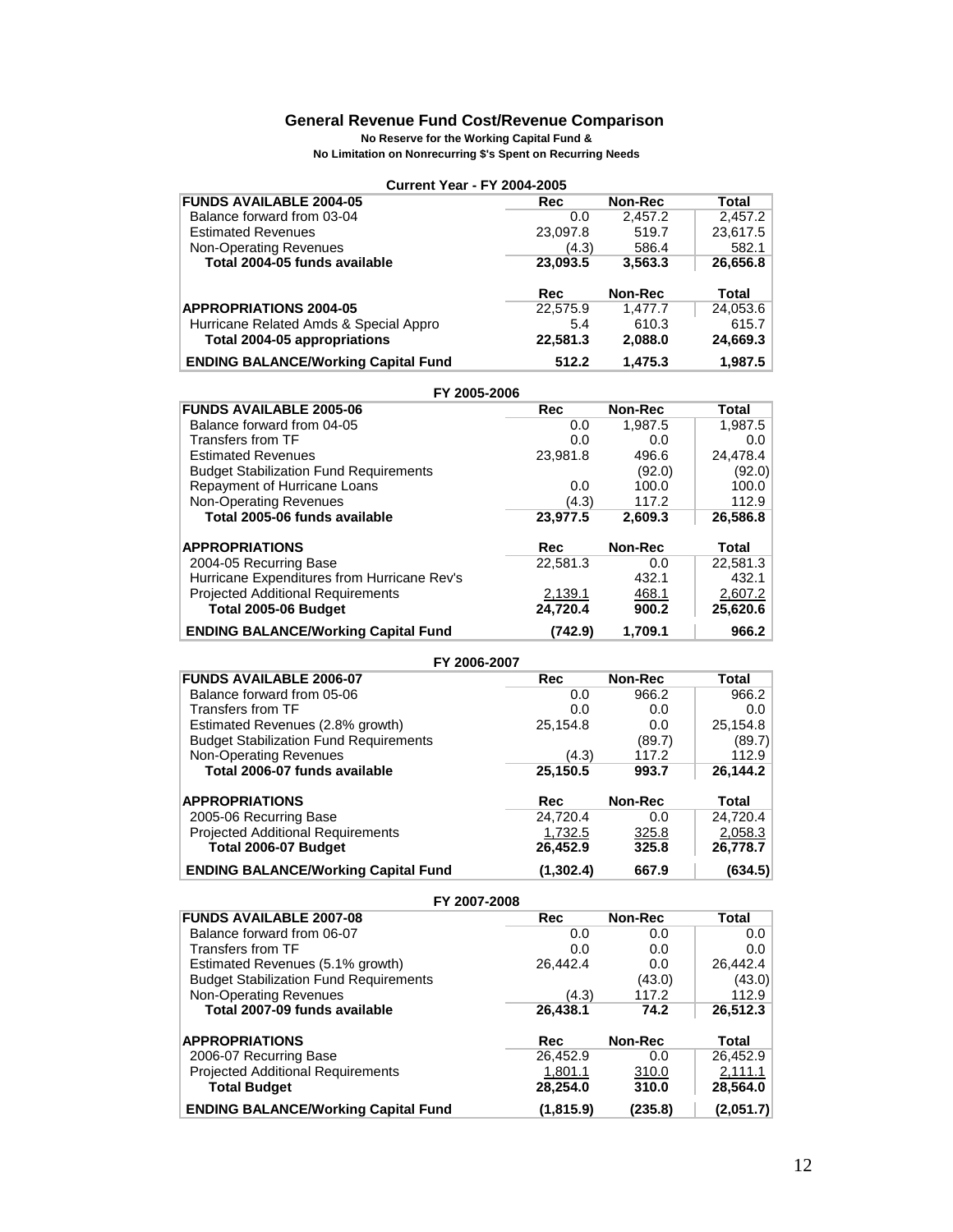# General Revenue Fund Cost/Revenue Comparison

**No Reserve for the Working Capital Fund &**
**No Limitation on Nonrecurring $'s Spent on Recurring Needs**

**Current Year - FY 2004-2005**

| FUNDS AVAILABLE 2004-05 | Rec | Non-Rec | Total |
|---|---|---|---|
| Balance forward from 03-04 | 0.0 | 2,457.2 | 2,457.2 |
| Estimated Revenues | 23,097.8 | 519.7 | 23,617.5 |
| Non-Operating Revenues | (4.3) | 586.4 | 582.1 |
| **Total 2004-05 funds available** | **23,093.5** | **3,563.3** | **26,656.8** |
| | **Rec** | **Non-Rec** | **Total** |
| **APPROPRIATIONS 2004-05** | 22,575.9 | 1,477.7 | 24,053.6 |
| Hurricane Related Amds & Special Appro | 5.4 | 610.3 | 615.7 |
| **Total 2004-05 appropriations** | **22,581.3** | **2,088.0** | **24,669.3** |
| **ENDING BALANCE/Working Capital Fund** | **512.2** | **1,475.3** | **1,987.5** |

**FY 2005-2006**

| FUNDS AVAILABLE 2005-06 | Rec | Non-Rec | Total |
|---|---|---|---|
| Balance forward from 04-05 | 0.0 | 1,987.5 | 1,987.5 |
| Transfers from TF | 0.0 | 0.0 | 0.0 |
| Estimated Revenues | 23,981.8 | 496.6 | 24,478.4 |
| Budget Stabilization Fund Requirements | | (92.0) | (92.0) |
| Repayment of Hurricane Loans | 0.0 | 100.0 | 100.0 |
| Non-Operating Revenues | (4.3) | 117.2 | 112.9 |
| **Total 2005-06 funds available** | **23,977.5** | **2,609.3** | **26,586.8** |
| **APPROPRIATIONS** | **Rec** | **Non-Rec** | **Total** |
| 2004-05 Recurring Base | 22,581.3 | 0.0 | 22,581.3 |
| Hurricane Expenditures from Hurricane Rev's | | 432.1 | 432.1 |
| Projected Additional Requirements | 2,139.1 | 468.1 | 2,607.2 |
| **Total 2005-06 Budget** | **24,720.4** | **900.2** | **25,620.6** |
| **ENDING BALANCE/Working Capital Fund** | **(742.9)** | **1,709.1** | **966.2** |

**FY 2006-2007**

| FUNDS AVAILABLE 2006-07 | Rec | Non-Rec | Total |
|---|---|---|---|
| Balance forward from 05-06 | 0.0 | 966.2 | 966.2 |
| Transfers from TF | 0.0 | 0.0 | 0.0 |
| Estimated Revenues (2.8% growth) | 25,154.8 | 0.0 | 25,154.8 |
| Budget Stabilization Fund Requirements | | (89.7) | (89.7) |
| Non-Operating Revenues | (4.3) | 117.2 | 112.9 |
| **Total 2006-07 funds available** | **25,150.5** | **993.7** | **26,144.2** |
| **APPROPRIATIONS** | **Rec** | **Non-Rec** | **Total** |
| 2005-06 Recurring Base | 24,720.4 | 0.0 | 24,720.4 |
| Projected Additional Requirements | 1,732.5 | 325.8 | 2,058.3 |
| **Total 2006-07 Budget** | **26,452.9** | **325.8** | **26,778.7** |
| **ENDING BALANCE/Working Capital Fund** | **(1,302.4)** | **667.9** | **(634.5)** |

**FY 2007-2008**

| FUNDS AVAILABLE 2007-08 | Rec | Non-Rec | Total |
|---|---|---|---|
| Balance forward from 06-07 | 0.0 | 0.0 | 0.0 |
| Transfers from TF | 0.0 | 0.0 | 0.0 |
| Estimated Revenues (5.1% growth) | 26,442.4 | 0.0 | 26,442.4 |
| Budget Stabilization Fund Requirements | | (43.0) | (43.0) |
| Non-Operating Revenues | (4.3) | 117.2 | 112.9 |
| **Total 2007-09 funds available** | **26,438.1** | **74.2** | **26,512.3** |
| **APPROPRIATIONS** | **Rec** | **Non-Rec** | **Total** |
| 2006-07 Recurring Base | 26,452.9 | 0.0 | 26,452.9 |
| Projected Additional Requirements | 1,801.1 | 310.0 | 2,111.1 |
| **Total Budget** | **28,254.0** | **310.0** | **28,564.0** |
| **ENDING BALANCE/Working Capital Fund** | **(1,815.9)** | **(235.8)** | **(2,051.7)** |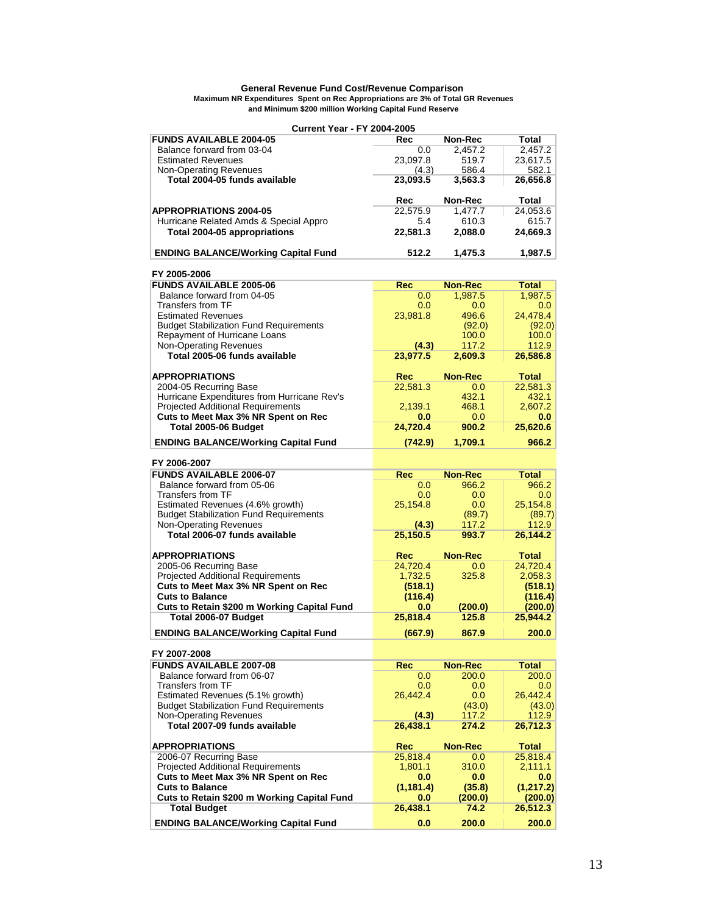## General Revenue Fund Cost/Revenue Comparison

**Maximum NR Expenditures Spent on Rec Appropriations are 3% of Total GR Revenues and Minimum $200 million Working Capital Fund Reserve**

### Current Year - FY 2004-2005

| FUNDS AVAILABLE 2004-05 | Rec | Non-Rec | Total |
|---|---|---|---|
| Balance forward from 03-04 | 0.0 | 2,457.2 | 2,457.2 |
| Estimated Revenues | 23,097.8 | 519.7 | 23,617.5 |
| Non-Operating Revenues | (4.3) | 586.4 | 582.1 |
| **Total 2004-05 funds available** | **23,093.5** | **3,563.3** | **26,656.8** |
| | **Rec** | **Non-Rec** | **Total** |
| **APPROPRIATIONS 2004-05** | 22,575.9 | 1,477.7 | 24,053.6 |
| Hurricane Related Amds & Special Appro | 5.4 | 610.3 | 615.7 |
| **Total 2004-05 appropriations** | **22,581.3** | **2,088.0** | **24,669.3** |
| **ENDING BALANCE/Working Capital Fund** | **512.2** | **1,475.3** | **1,987.5** |

### FY 2005-2006

| FUNDS AVAILABLE 2005-06 | Rec | Non-Rec | Total |
|---|---|---|---|
| Balance forward from 04-05 | 0.0 | 1,987.5 | 1,987.5 |
| Transfers from TF | 0.0 | 0.0 | 0.0 |
| Estimated Revenues | 23,981.8 | 496.6 | 24,478.4 |
| Budget Stabilization Fund Requirements | | (92.0) | (92.0) |
| Repayment of Hurricane Loans | | 100.0 | 100.0 |
| Non-Operating Revenues | **(4.3)** | 117.2 | 112.9 |
| **Total 2005-06 funds available** | **23,977.5** | **2,609.3** | **26,586.8** |
| **APPROPRIATIONS** | **Rec** | **Non-Rec** | **Total** |
| 2004-05 Recurring Base | 22,581.3 | 0.0 | 22,581.3 |
| Hurricane Expenditures from Hurricane Rev's | | 432.1 | 432.1 |
| Projected Additional Requirements | 2,139.1 | 468.1 | 2,607.2 |
| **Cuts to Meet Max 3% NR Spent on Rec** | **0.0** | 0.0 | **0.0** |
| **Total 2005-06 Budget** | **24,720.4** | **900.2** | **25,620.6** |
| **ENDING BALANCE/Working Capital Fund** | **(742.9)** | **1,709.1** | **966.2** |

### FY 2006-2007

| FUNDS AVAILABLE 2006-07 | Rec | Non-Rec | Total |
|---|---|---|---|
| Balance forward from 05-06 | 0.0 | 966.2 | 966.2 |
| Transfers from TF | 0.0 | 0.0 | 0.0 |
| Estimated Revenues (4.6% growth) | 25,154.8 | 0.0 | 25,154.8 |
| Budget Stabilization Fund Requirements | | (89.7) | (89.7) |
| Non-Operating Revenues | **(4.3)** | 117.2 | 112.9 |
| **Total 2006-07 funds available** | **25,150.5** | **993.7** | **26,144.2** |
| **APPROPRIATIONS** | **Rec** | **Non-Rec** | **Total** |
| 2005-06 Recurring Base | 24,720.4 | 0.0 | 24,720.4 |
| Projected Additional Requirements | 1,732.5 | 325.8 | 2,058.3 |
| **Cuts to Meet Max 3% NR Spent on Rec** | **(518.1)** | | **(518.1)** |
| **Cuts to Balance** | **(116.4)** | | **(116.4)** |
| **Cuts to Retain $200 m Working Capital Fund** | **0.0** | **(200.0)** | **(200.0)** |
| **Total 2006-07 Budget** | **25,818.4** | **125.8** | **25,944.2** |
| **ENDING BALANCE/Working Capital Fund** | **(667.9)** | **867.9** | **200.0** |

### FY 2007-2008

| FUNDS AVAILABLE 2007-08 | Rec | Non-Rec | Total |
|---|---|---|---|
| Balance forward from 06-07 | 0.0 | 200.0 | 200.0 |
| Transfers from TF | 0.0 | 0.0 | 0.0 |
| Estimated Revenues (5.1% growth) | 26,442.4 | 0.0 | 26,442.4 |
| Budget Stabilization Fund Requirements | | (43.0) | (43.0) |
| Non-Operating Revenues | **(4.3)** | 117.2 | 112.9 |
| **Total 2007-09 funds available** | **26,438.1** | **274.2** | **26,712.3** |
| **APPROPRIATIONS** | **Rec** | **Non-Rec** | **Total** |
| 2006-07 Recurring Base | 25,818.4 | 0.0 | 25,818.4 |
| Projected Additional Requirements | 1,801.1 | 310.0 | 2,111.1 |
| **Cuts to Meet Max 3% NR Spent on Rec** | **0.0** | **0.0** | **0.0** |
| **Cuts to Balance** | **(1,181.4)** | **(35.8)** | **(1,217.2)** |
| **Cuts to Retain $200 m Working Capital Fund** | **0.0** | **(200.0)** | **(200.0)** |
| **Total Budget** | **26,438.1** | **74.2** | **26,512.3** |
| **ENDING BALANCE/Working Capital Fund** | **0.0** | **200.0** | **200.0** |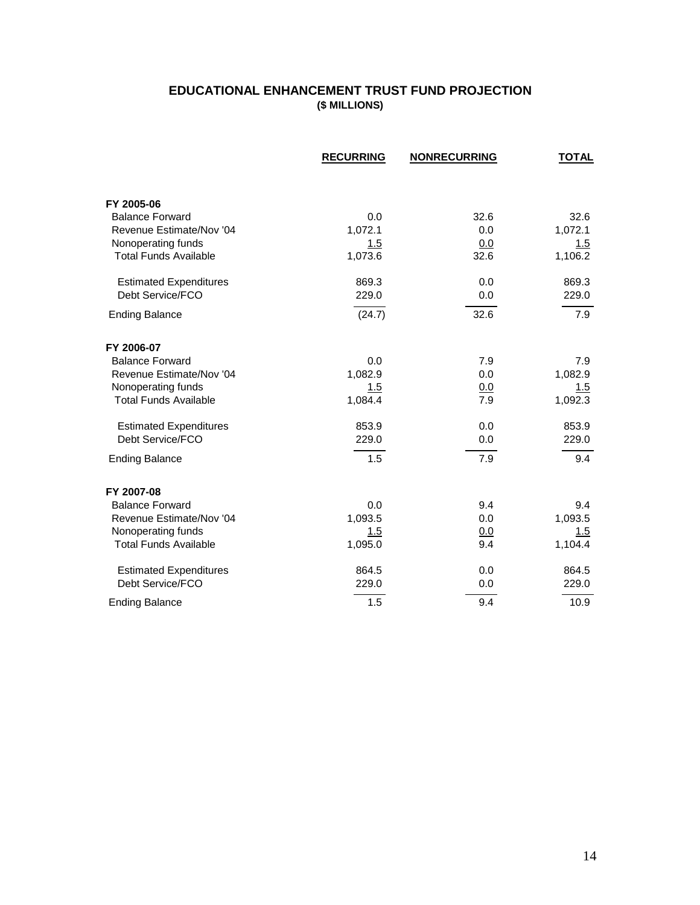## EDUCATIONAL ENHANCEMENT TRUST FUND PROJECTION

**($ MILLIONS)**

| | RECURRING | NONRECURRING | TOTAL |
|---|---|---|---|
| **FY 2005-06** | | | |
| Balance Forward | 0.0 | 32.6 | 32.6 |
| Revenue Estimate/Nov '04 | 1,072.1 | 0.0 | 1,072.1 |
| Nonoperating funds | 1.5 | 0.0 | 1.5 |
| Total Funds Available | 1,073.6 | 32.6 | 1,106.2 |
| Estimated Expenditures | 869.3 | 0.0 | 869.3 |
| Debt Service/FCO | 229.0 | 0.0 | 229.0 |
| Ending Balance | (24.7) | 32.6 | 7.9 |
| **FY 2006-07** | | | |
| Balance Forward | 0.0 | 7.9 | 7.9 |
| Revenue Estimate/Nov '04 | 1,082.9 | 0.0 | 1,082.9 |
| Nonoperating funds | 1.5 | 0.0 | 1.5 |
| Total Funds Available | 1,084.4 | 7.9 | 1,092.3 |
| Estimated Expenditures | 853.9 | 0.0 | 853.9 |
| Debt Service/FCO | 229.0 | 0.0 | 229.0 |
| Ending Balance | 1.5 | 7.9 | 9.4 |
| **FY 2007-08** | | | |
| Balance Forward | 0.0 | 9.4 | 9.4 |
| Revenue Estimate/Nov '04 | 1,093.5 | 0.0 | 1,093.5 |
| Nonoperating funds | 1.5 | 0.0 | 1.5 |
| Total Funds Available | 1,095.0 | 9.4 | 1,104.4 |
| Estimated Expenditures | 864.5 | 0.0 | 864.5 |
| Debt Service/FCO | 229.0 | 0.0 | 229.0 |
| Ending Balance | 1.5 | 9.4 | 10.9 |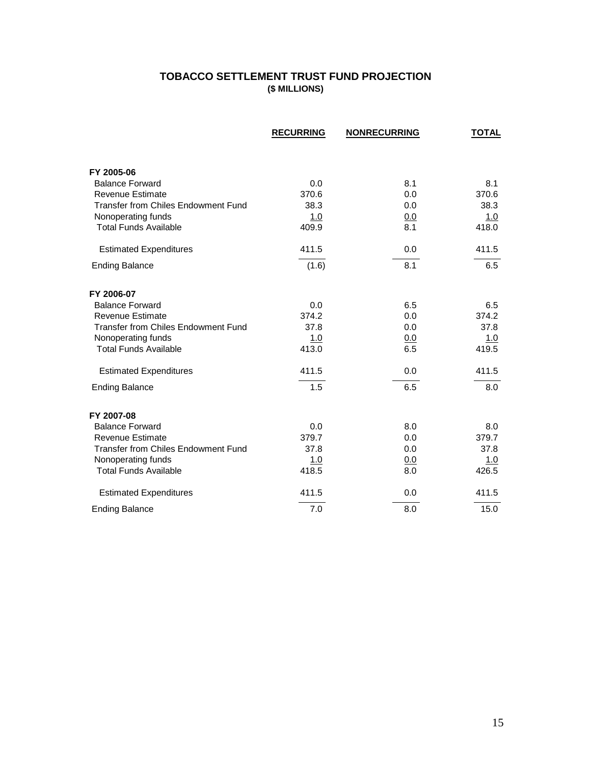# TOBACCO SETTLEMENT TRUST FUND PROJECTION

**($ MILLIONS)**

| | RECURRING | NONRECURRING | TOTAL |
|---|---|---|---|
| **FY 2005-06** | | | |
| Balance Forward | 0.0 | 8.1 | 8.1 |
| Revenue Estimate | 370.6 | 0.0 | 370.6 |
| Transfer from Chiles Endowment Fund | 38.3 | 0.0 | 38.3 |
| Nonoperating funds | 1.0 | 0.0 | 1.0 |
| Total Funds Available | 409.9 | 8.1 | 418.0 |
| Estimated Expenditures | 411.5 | 0.0 | 411.5 |
| Ending Balance | (1.6) | 8.1 | 6.5 |
| **FY 2006-07** | | | |
| Balance Forward | 0.0 | 6.5 | 6.5 |
| Revenue Estimate | 374.2 | 0.0 | 374.2 |
| Transfer from Chiles Endowment Fund | 37.8 | 0.0 | 37.8 |
| Nonoperating funds | 1.0 | 0.0 | 1.0 |
| Total Funds Available | 413.0 | 6.5 | 419.5 |
| Estimated Expenditures | 411.5 | 0.0 | 411.5 |
| Ending Balance | 1.5 | 6.5 | 8.0 |
| **FY 2007-08** | | | |
| Balance Forward | 0.0 | 8.0 | 8.0 |
| Revenue Estimate | 379.7 | 0.0 | 379.7 |
| Transfer from Chiles Endowment Fund | 37.8 | 0.0 | 37.8 |
| Nonoperating funds | 1.0 | 0.0 | 1.0 |
| Total Funds Available | 418.5 | 8.0 | 426.5 |
| Estimated Expenditures | 411.5 | 0.0 | 411.5 |
| Ending Balance | 7.0 | 8.0 | 15.0 |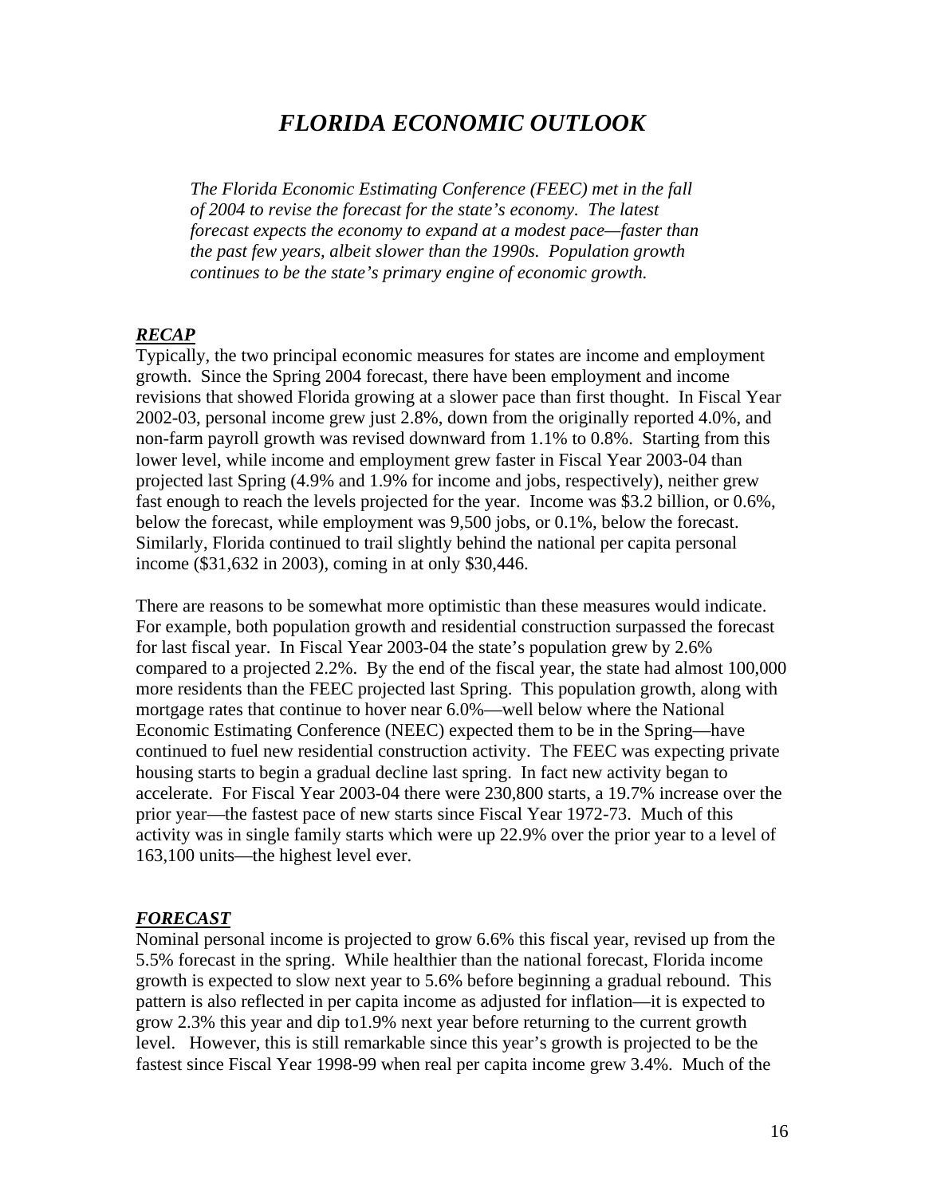# *FLORIDA ECONOMIC OUTLOOK*

*The Florida Economic Estimating Conference (FEEC) met in the fall of 2004 to revise the forecast for the state's economy. The latest forecast expects the economy to expand at a modest pace—faster than the past few years, albeit slower than the 1990s. Population growth continues to be the state's primary engine of economic growth.*

## ***RECAP***

Typically, the two principal economic measures for states are income and employment growth. Since the Spring 2004 forecast, there have been employment and income revisions that showed Florida growing at a slower pace than first thought. In Fiscal Year 2002-03, personal income grew just 2.8%, down from the originally reported 4.0%, and non-farm payroll growth was revised downward from 1.1% to 0.8%. Starting from this lower level, while income and employment grew faster in Fiscal Year 2003-04 than projected last Spring (4.9% and 1.9% for income and jobs, respectively), neither grew fast enough to reach the levels projected for the year. Income was $3.2 billion, or 0.6%, below the forecast, while employment was 9,500 jobs, or 0.1%, below the forecast. Similarly, Florida continued to trail slightly behind the national per capita personal income ($31,632 in 2003), coming in at only $30,446.

There are reasons to be somewhat more optimistic than these measures would indicate. For example, both population growth and residential construction surpassed the forecast for last fiscal year. In Fiscal Year 2003-04 the state's population grew by 2.6% compared to a projected 2.2%. By the end of the fiscal year, the state had almost 100,000 more residents than the FEEC projected last Spring. This population growth, along with mortgage rates that continue to hover near 6.0%—well below where the National Economic Estimating Conference (NEEC) expected them to be in the Spring—have continued to fuel new residential construction activity. The FEEC was expecting private housing starts to begin a gradual decline last spring. In fact new activity began to accelerate. For Fiscal Year 2003-04 there were 230,800 starts, a 19.7% increase over the prior year—the fastest pace of new starts since Fiscal Year 1972-73. Much of this activity was in single family starts which were up 22.9% over the prior year to a level of 163,100 units—the highest level ever.

## ***FORECAST***

Nominal personal income is projected to grow 6.6% this fiscal year, revised up from the 5.5% forecast in the spring. While healthier than the national forecast, Florida income growth is expected to slow next year to 5.6% before beginning a gradual rebound. This pattern is also reflected in per capita income as adjusted for inflation—it is expected to grow 2.3% this year and dip to1.9% next year before returning to the current growth level. However, this is still remarkable since this year's growth is projected to be the fastest since Fiscal Year 1998-99 when real per capita income grew 3.4%. Much of the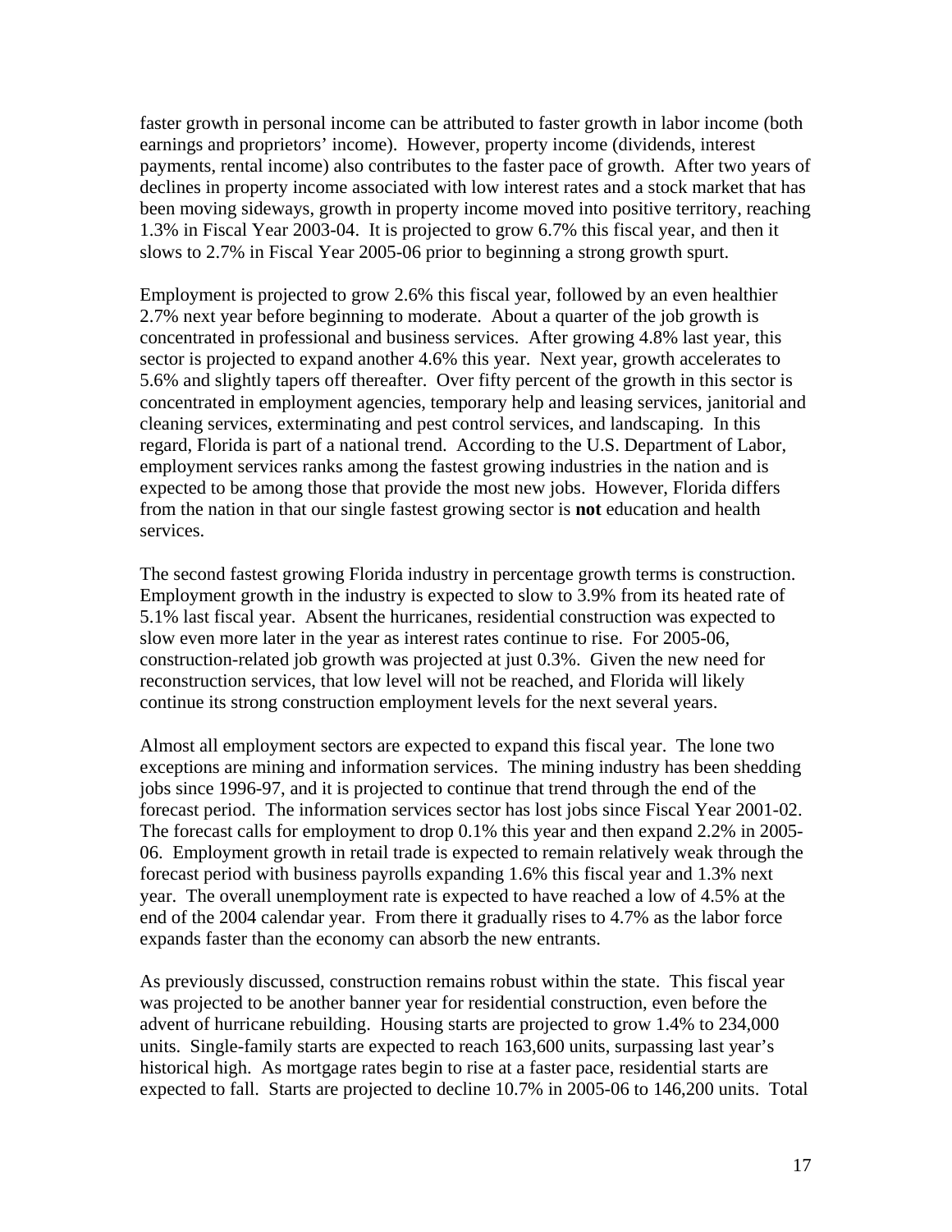faster growth in personal income can be attributed to faster growth in labor income (both earnings and proprietors' income). However, property income (dividends, interest payments, rental income) also contributes to the faster pace of growth. After two years of declines in property income associated with low interest rates and a stock market that has been moving sideways, growth in property income moved into positive territory, reaching 1.3% in Fiscal Year 2003-04. It is projected to grow 6.7% this fiscal year, and then it slows to 2.7% in Fiscal Year 2005-06 prior to beginning a strong growth spurt.

Employment is projected to grow 2.6% this fiscal year, followed by an even healthier 2.7% next year before beginning to moderate. About a quarter of the job growth is concentrated in professional and business services. After growing 4.8% last year, this sector is projected to expand another 4.6% this year. Next year, growth accelerates to 5.6% and slightly tapers off thereafter. Over fifty percent of the growth in this sector is concentrated in employment agencies, temporary help and leasing services, janitorial and cleaning services, exterminating and pest control services, and landscaping. In this regard, Florida is part of a national trend. According to the U.S. Department of Labor, employment services ranks among the fastest growing industries in the nation and is expected to be among those that provide the most new jobs. However, Florida differs from the nation in that our single fastest growing sector is **not** education and health services.

The second fastest growing Florida industry in percentage growth terms is construction. Employment growth in the industry is expected to slow to 3.9% from its heated rate of 5.1% last fiscal year. Absent the hurricanes, residential construction was expected to slow even more later in the year as interest rates continue to rise. For 2005-06, construction-related job growth was projected at just 0.3%. Given the new need for reconstruction services, that low level will not be reached, and Florida will likely continue its strong construction employment levels for the next several years.

Almost all employment sectors are expected to expand this fiscal year. The lone two exceptions are mining and information services. The mining industry has been shedding jobs since 1996-97, and it is projected to continue that trend through the end of the forecast period. The information services sector has lost jobs since Fiscal Year 2001-02. The forecast calls for employment to drop 0.1% this year and then expand 2.2% in 2005-06. Employment growth in retail trade is expected to remain relatively weak through the forecast period with business payrolls expanding 1.6% this fiscal year and 1.3% next year. The overall unemployment rate is expected to have reached a low of 4.5% at the end of the 2004 calendar year. From there it gradually rises to 4.7% as the labor force expands faster than the economy can absorb the new entrants.

As previously discussed, construction remains robust within the state. This fiscal year was projected to be another banner year for residential construction, even before the advent of hurricane rebuilding. Housing starts are projected to grow 1.4% to 234,000 units. Single-family starts are expected to reach 163,600 units, surpassing last year's historical high. As mortgage rates begin to rise at a faster pace, residential starts are expected to fall. Starts are projected to decline 10.7% in 2005-06 to 146,200 units. Total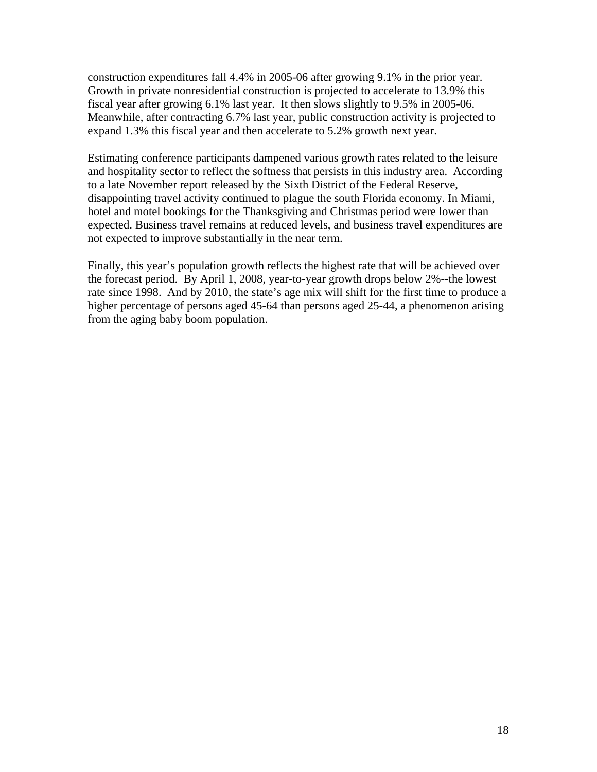construction expenditures fall 4.4% in 2005-06 after growing 9.1% in the prior year. Growth in private nonresidential construction is projected to accelerate to 13.9% this fiscal year after growing 6.1% last year. It then slows slightly to 9.5% in 2005-06. Meanwhile, after contracting 6.7% last year, public construction activity is projected to expand 1.3% this fiscal year and then accelerate to 5.2% growth next year.

Estimating conference participants dampened various growth rates related to the leisure and hospitality sector to reflect the softness that persists in this industry area. According to a late November report released by the Sixth District of the Federal Reserve, disappointing travel activity continued to plague the south Florida economy. In Miami, hotel and motel bookings for the Thanksgiving and Christmas period were lower than expected. Business travel remains at reduced levels, and business travel expenditures are not expected to improve substantially in the near term.

Finally, this year's population growth reflects the highest rate that will be achieved over the forecast period. By April 1, 2008, year-to-year growth drops below 2%--the lowest rate since 1998. And by 2010, the state's age mix will shift for the first time to produce a higher percentage of persons aged 45-64 than persons aged 25-44, a phenomenon arising from the aging baby boom population.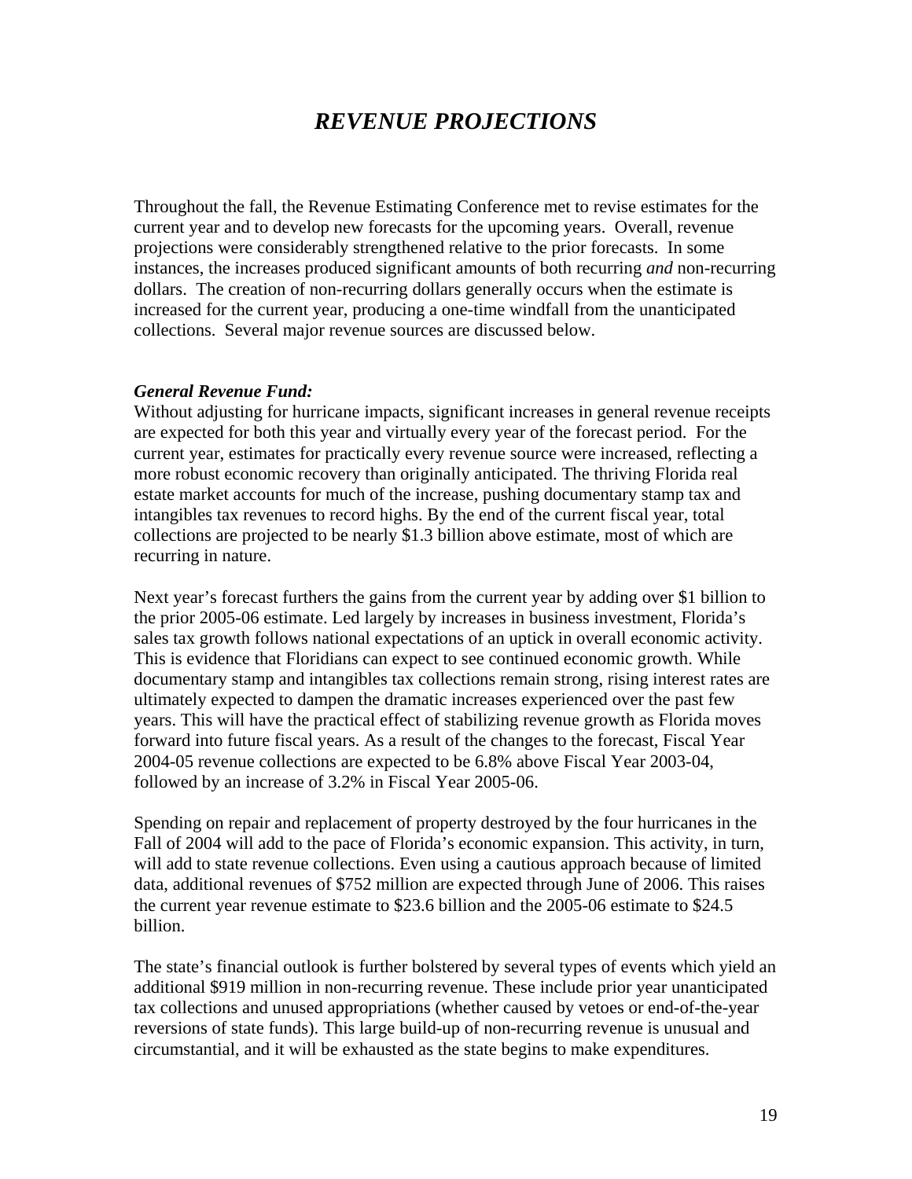# *REVENUE PROJECTIONS*

Throughout the fall, the Revenue Estimating Conference met to revise estimates for the current year and to develop new forecasts for the upcoming years. Overall, revenue projections were considerably strengthened relative to the prior forecasts. In some instances, the increases produced significant amounts of both recurring *and* non-recurring dollars. The creation of non-recurring dollars generally occurs when the estimate is increased for the current year, producing a one-time windfall from the unanticipated collections. Several major revenue sources are discussed below.

***General Revenue Fund:***
Without adjusting for hurricane impacts, significant increases in general revenue receipts are expected for both this year and virtually every year of the forecast period. For the current year, estimates for practically every revenue source were increased, reflecting a more robust economic recovery than originally anticipated. The thriving Florida real estate market accounts for much of the increase, pushing documentary stamp tax and intangibles tax revenues to record highs. By the end of the current fiscal year, total collections are projected to be nearly $1.3 billion above estimate, most of which are recurring in nature.

Next year's forecast furthers the gains from the current year by adding over $1 billion to the prior 2005-06 estimate. Led largely by increases in business investment, Florida's sales tax growth follows national expectations of an uptick in overall economic activity. This is evidence that Floridians can expect to see continued economic growth. While documentary stamp and intangibles tax collections remain strong, rising interest rates are ultimately expected to dampen the dramatic increases experienced over the past few years. This will have the practical effect of stabilizing revenue growth as Florida moves forward into future fiscal years. As a result of the changes to the forecast, Fiscal Year 2004-05 revenue collections are expected to be 6.8% above Fiscal Year 2003-04, followed by an increase of 3.2% in Fiscal Year 2005-06.

Spending on repair and replacement of property destroyed by the four hurricanes in the Fall of 2004 will add to the pace of Florida's economic expansion. This activity, in turn, will add to state revenue collections. Even using a cautious approach because of limited data, additional revenues of $752 million are expected through June of 2006. This raises the current year revenue estimate to $23.6 billion and the 2005-06 estimate to $24.5 billion.

The state's financial outlook is further bolstered by several types of events which yield an additional $919 million in non-recurring revenue. These include prior year unanticipated tax collections and unused appropriations (whether caused by vetoes or end-of-the-year reversions of state funds). This large build-up of non-recurring revenue is unusual and circumstantial, and it will be exhausted as the state begins to make expenditures.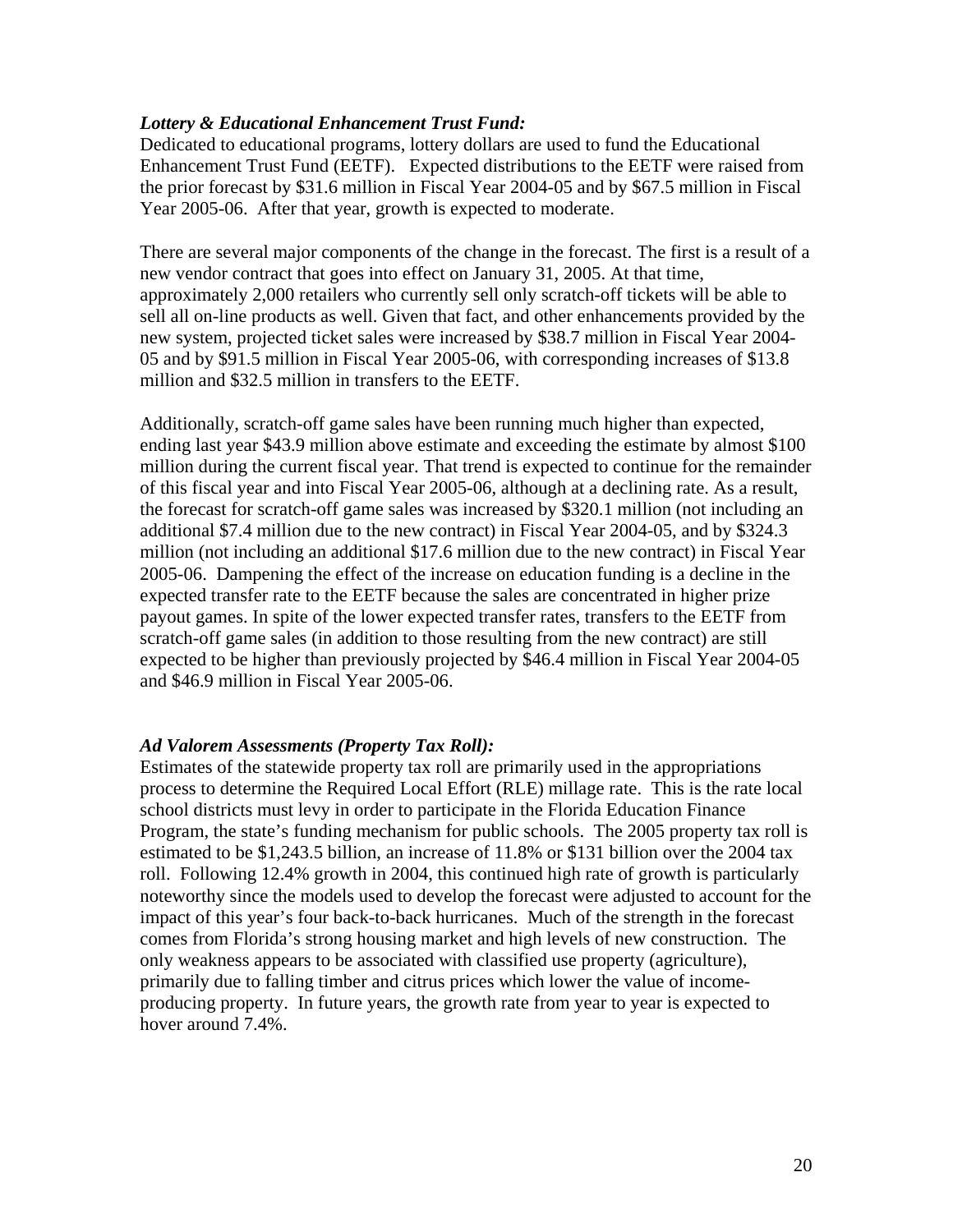***Lottery & Educational Enhancement Trust Fund:***
Dedicated to educational programs, lottery dollars are used to fund the Educational Enhancement Trust Fund (EETF). Expected distributions to the EETF were raised from the prior forecast by $31.6 million in Fiscal Year 2004-05 and by $67.5 million in Fiscal Year 2005-06. After that year, growth is expected to moderate.

There are several major components of the change in the forecast. The first is a result of a new vendor contract that goes into effect on January 31, 2005. At that time, approximately 2,000 retailers who currently sell only scratch-off tickets will be able to sell all on-line products as well. Given that fact, and other enhancements provided by the new system, projected ticket sales were increased by $38.7 million in Fiscal Year 2004-05 and by $91.5 million in Fiscal Year 2005-06, with corresponding increases of $13.8 million and $32.5 million in transfers to the EETF.

Additionally, scratch-off game sales have been running much higher than expected, ending last year $43.9 million above estimate and exceeding the estimate by almost $100 million during the current fiscal year. That trend is expected to continue for the remainder of this fiscal year and into Fiscal Year 2005-06, although at a declining rate. As a result, the forecast for scratch-off game sales was increased by $320.1 million (not including an additional $7.4 million due to the new contract) in Fiscal Year 2004-05, and by $324.3 million (not including an additional $17.6 million due to the new contract) in Fiscal Year 2005-06. Dampening the effect of the increase on education funding is a decline in the expected transfer rate to the EETF because the sales are concentrated in higher prize payout games. In spite of the lower expected transfer rates, transfers to the EETF from scratch-off game sales (in addition to those resulting from the new contract) are still expected to be higher than previously projected by $46.4 million in Fiscal Year 2004-05 and $46.9 million in Fiscal Year 2005-06.

***Ad Valorem Assessments (Property Tax Roll):***
Estimates of the statewide property tax roll are primarily used in the appropriations process to determine the Required Local Effort (RLE) millage rate. This is the rate local school districts must levy in order to participate in the Florida Education Finance Program, the state's funding mechanism for public schools. The 2005 property tax roll is estimated to be $1,243.5 billion, an increase of 11.8% or $131 billion over the 2004 tax roll. Following 12.4% growth in 2004, this continued high rate of growth is particularly noteworthy since the models used to develop the forecast were adjusted to account for the impact of this year's four back-to-back hurricanes. Much of the strength in the forecast comes from Florida's strong housing market and high levels of new construction. The only weakness appears to be associated with classified use property (agriculture), primarily due to falling timber and citrus prices which lower the value of income-producing property. In future years, the growth rate from year to year is expected to hover around 7.4%.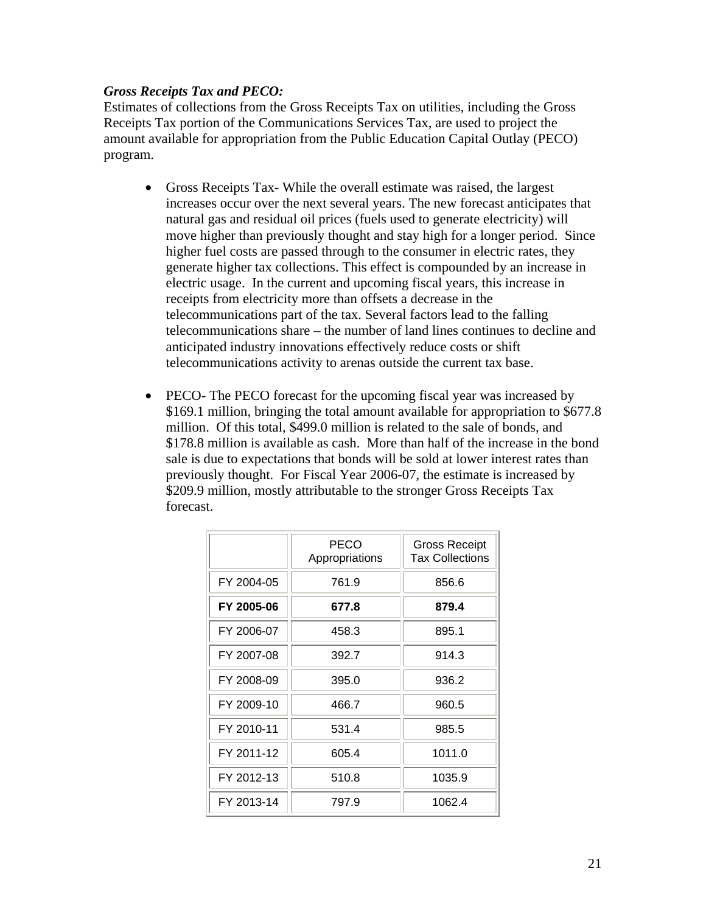***Gross Receipts Tax and PECO:***

Estimates of collections from the Gross Receipts Tax on utilities, including the Gross Receipts Tax portion of the Communications Services Tax, are used to project the amount available for appropriation from the Public Education Capital Outlay (PECO) program.

- Gross Receipts Tax- While the overall estimate was raised, the largest increases occur over the next several years. The new forecast anticipates that natural gas and residual oil prices (fuels used to generate electricity) will move higher than previously thought and stay high for a longer period. Since higher fuel costs are passed through to the consumer in electric rates, they generate higher tax collections. This effect is compounded by an increase in electric usage. In the current and upcoming fiscal years, this increase in receipts from electricity more than offsets a decrease in the telecommunications part of the tax. Several factors lead to the falling telecommunications share – the number of land lines continues to decline and anticipated industry innovations effectively reduce costs or shift telecommunications activity to arenas outside the current tax base.

- PECO- The PECO forecast for the upcoming fiscal year was increased by $169.1 million, bringing the total amount available for appropriation to $677.8 million. Of this total, $499.0 million is related to the sale of bonds, and $178.8 million is available as cash. More than half of the increase in the bond sale is due to expectations that bonds will be sold at lower interest rates than previously thought. For Fiscal Year 2006-07, the estimate is increased by $209.9 million, mostly attributable to the stronger Gross Receipts Tax forecast.

| | PECO Appropriations | Gross Receipt Tax Collections |
|---|---|---|
| FY 2004-05 | 761.9 | 856.6 |
| **FY 2005-06** | **677.8** | **879.4** |
| FY 2006-07 | 458.3 | 895.1 |
| FY 2007-08 | 392.7 | 914.3 |
| FY 2008-09 | 395.0 | 936.2 |
| FY 2009-10 | 466.7 | 960.5 |
| FY 2010-11 | 531.4 | 985.5 |
| FY 2011-12 | 605.4 | 1011.0 |
| FY 2012-13 | 510.8 | 1035.9 |
| FY 2013-14 | 797.9 | 1062.4 |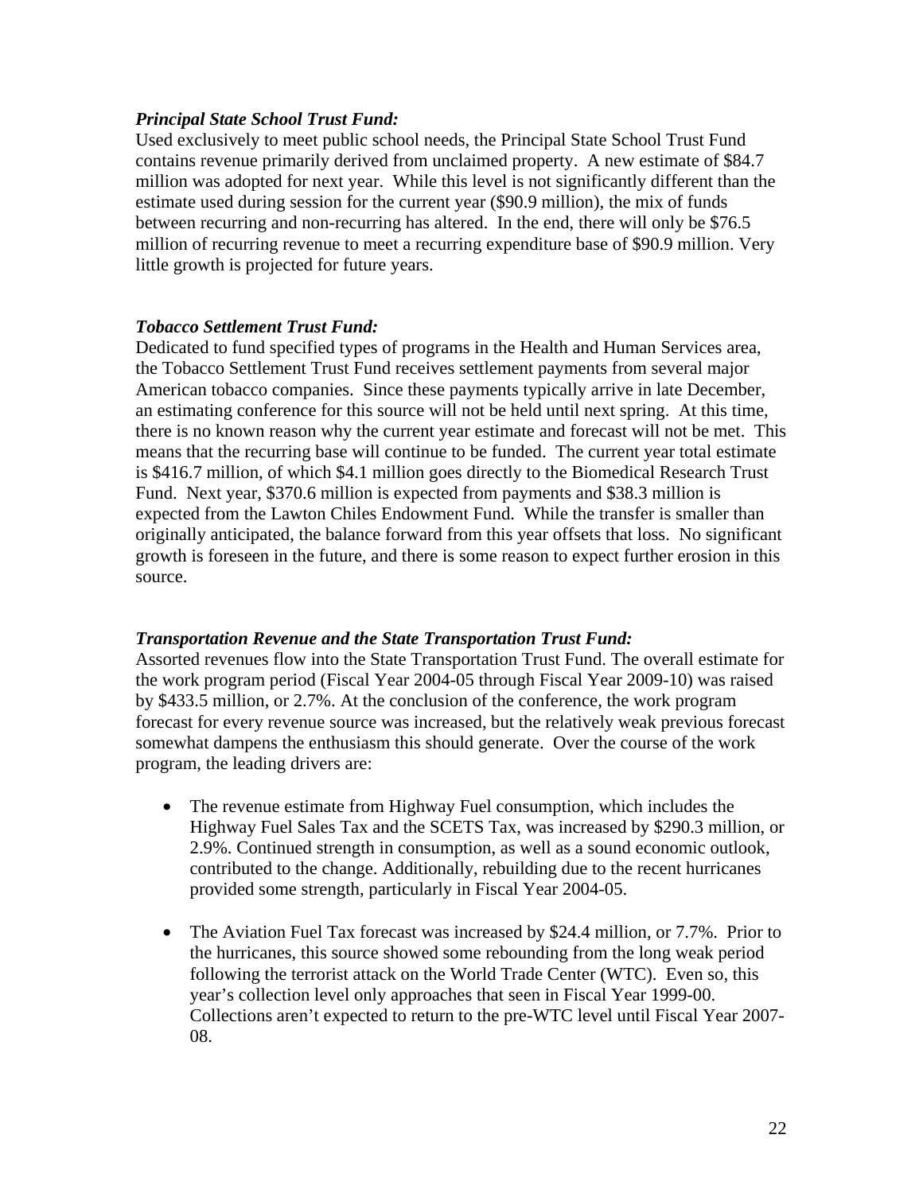***Principal State School Trust Fund:***

Used exclusively to meet public school needs, the Principal State School Trust Fund contains revenue primarily derived from unclaimed property. A new estimate of $84.7 million was adopted for next year. While this level is not significantly different than the estimate used during session for the current year ($90.9 million), the mix of funds between recurring and non-recurring has altered. In the end, there will only be $76.5 million of recurring revenue to meet a recurring expenditure base of $90.9 million. Very little growth is projected for future years.

***Tobacco Settlement Trust Fund:***

Dedicated to fund specified types of programs in the Health and Human Services area, the Tobacco Settlement Trust Fund receives settlement payments from several major American tobacco companies. Since these payments typically arrive in late December, an estimating conference for this source will not be held until next spring. At this time, there is no known reason why the current year estimate and forecast will not be met. This means that the recurring base will continue to be funded. The current year total estimate is $416.7 million, of which $4.1 million goes directly to the Biomedical Research Trust Fund. Next year, $370.6 million is expected from payments and $38.3 million is expected from the Lawton Chiles Endowment Fund. While the transfer is smaller than originally anticipated, the balance forward from this year offsets that loss. No significant growth is foreseen in the future, and there is some reason to expect further erosion in this source.

***Transportation Revenue and the State Transportation Trust Fund:***

Assorted revenues flow into the State Transportation Trust Fund. The overall estimate for the work program period (Fiscal Year 2004-05 through Fiscal Year 2009-10) was raised by $433.5 million, or 2.7%. At the conclusion of the conference, the work program forecast for every revenue source was increased, but the relatively weak previous forecast somewhat dampens the enthusiasm this should generate. Over the course of the work program, the leading drivers are:

- The revenue estimate from Highway Fuel consumption, which includes the Highway Fuel Sales Tax and the SCETS Tax, was increased by $290.3 million, or 2.9%. Continued strength in consumption, as well as a sound economic outlook, contributed to the change. Additionally, rebuilding due to the recent hurricanes provided some strength, particularly in Fiscal Year 2004-05.

- The Aviation Fuel Tax forecast was increased by $24.4 million, or 7.7%. Prior to the hurricanes, this source showed some rebounding from the long weak period following the terrorist attack on the World Trade Center (WTC). Even so, this year's collection level only approaches that seen in Fiscal Year 1999-00. Collections aren't expected to return to the pre-WTC level until Fiscal Year 2007-08.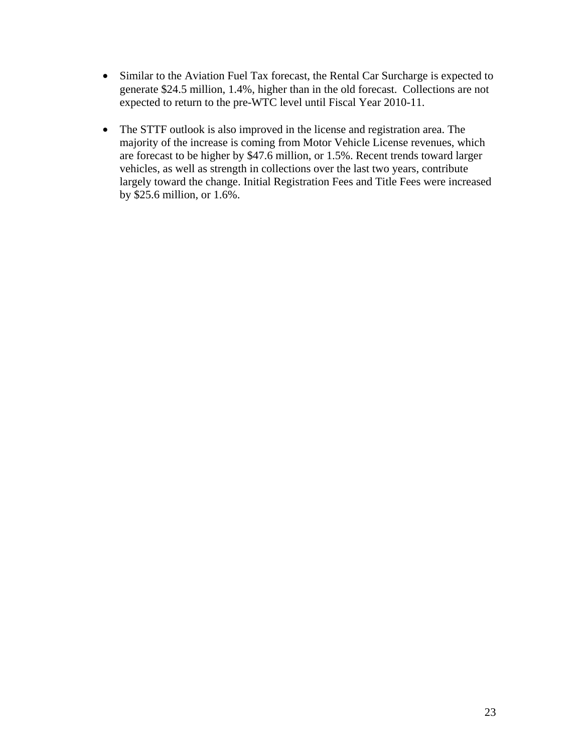- Similar to the Aviation Fuel Tax forecast, the Rental Car Surcharge is expected to generate $24.5 million, 1.4%, higher than in the old forecast. Collections are not expected to return to the pre-WTC level until Fiscal Year 2010-11.

- The STTF outlook is also improved in the license and registration area. The majority of the increase is coming from Motor Vehicle License revenues, which are forecast to be higher by $47.6 million, or 1.5%. Recent trends toward larger vehicles, as well as strength in collections over the last two years, contribute largely toward the change. Initial Registration Fees and Title Fees were increased by $25.6 million, or 1.6%.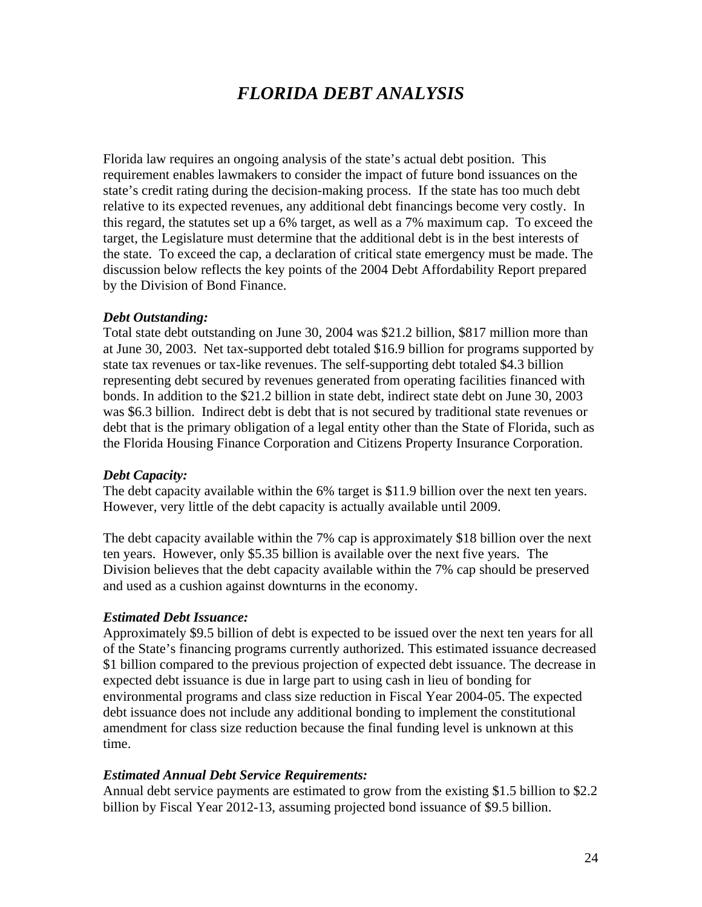# *FLORIDA DEBT ANALYSIS*

Florida law requires an ongoing analysis of the state's actual debt position. This requirement enables lawmakers to consider the impact of future bond issuances on the state's credit rating during the decision-making process. If the state has too much debt relative to its expected revenues, any additional debt financings become very costly. In this regard, the statutes set up a 6% target, as well as a 7% maximum cap. To exceed the target, the Legislature must determine that the additional debt is in the best interests of the state. To exceed the cap, a declaration of critical state emergency must be made. The discussion below reflects the key points of the 2004 Debt Affordability Report prepared by the Division of Bond Finance.

***Debt Outstanding:***
Total state debt outstanding on June 30, 2004 was $21.2 billion, $817 million more than at June 30, 2003. Net tax-supported debt totaled $16.9 billion for programs supported by state tax revenues or tax-like revenues. The self-supporting debt totaled $4.3 billion representing debt secured by revenues generated from operating facilities financed with bonds. In addition to the $21.2 billion in state debt, indirect state debt on June 30, 2003 was $6.3 billion. Indirect debt is debt that is not secured by traditional state revenues or debt that is the primary obligation of a legal entity other than the State of Florida, such as the Florida Housing Finance Corporation and Citizens Property Insurance Corporation.

***Debt Capacity:***
The debt capacity available within the 6% target is $11.9 billion over the next ten years. However, very little of the debt capacity is actually available until 2009.

The debt capacity available within the 7% cap is approximately $18 billion over the next ten years. However, only $5.35 billion is available over the next five years. The Division believes that the debt capacity available within the 7% cap should be preserved and used as a cushion against downturns in the economy.

***Estimated Debt Issuance:***
Approximately $9.5 billion of debt is expected to be issued over the next ten years for all of the State's financing programs currently authorized. This estimated issuance decreased $1 billion compared to the previous projection of expected debt issuance. The decrease in expected debt issuance is due in large part to using cash in lieu of bonding for environmental programs and class size reduction in Fiscal Year 2004-05. The expected debt issuance does not include any additional bonding to implement the constitutional amendment for class size reduction because the final funding level is unknown at this time.

***Estimated Annual Debt Service Requirements:***
Annual debt service payments are estimated to grow from the existing $1.5 billion to $2.2 billion by Fiscal Year 2012-13, assuming projected bond issuance of $9.5 billion.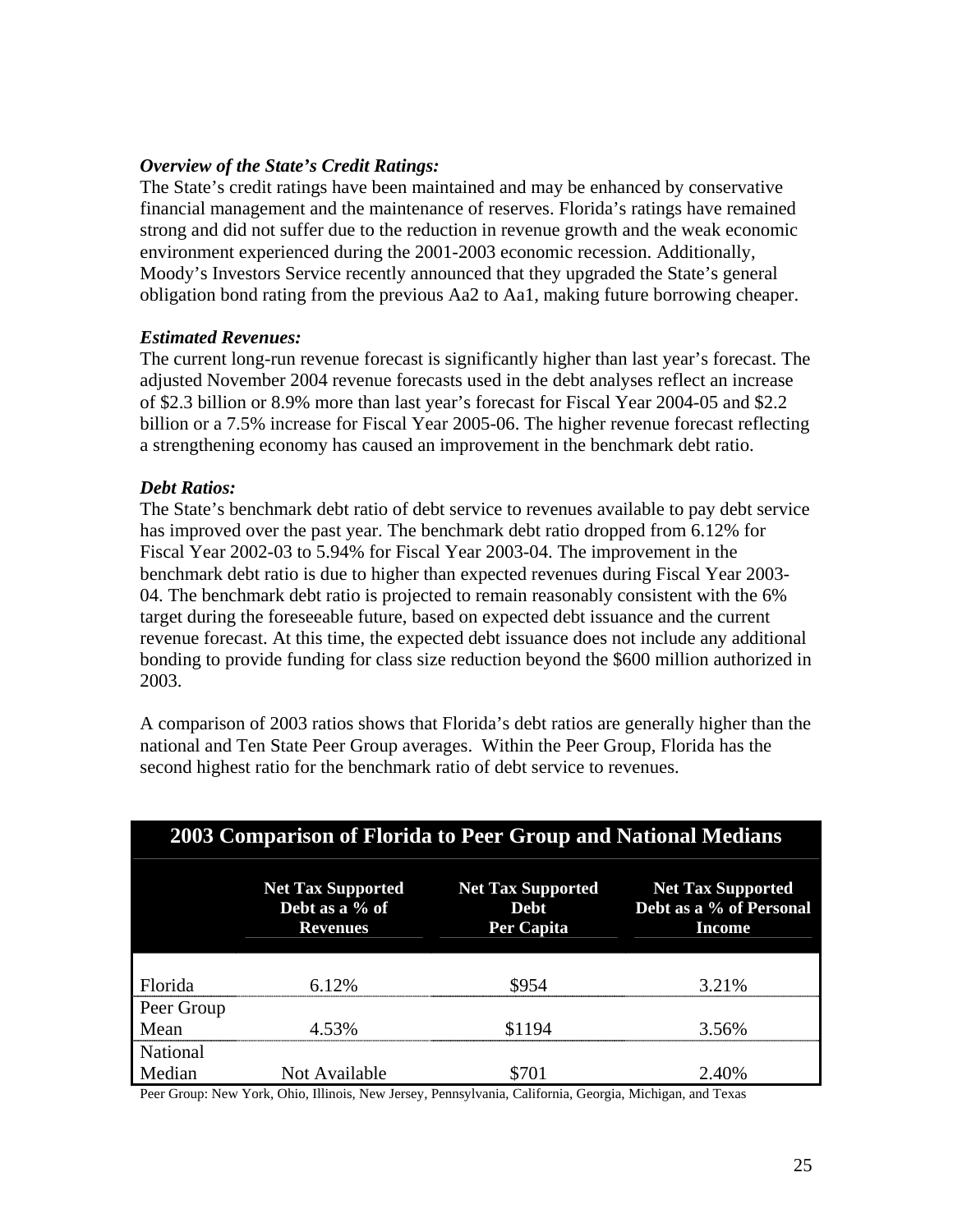***Overview of the State's Credit Ratings:***
The State's credit ratings have been maintained and may be enhanced by conservative financial management and the maintenance of reserves. Florida's ratings have remained strong and did not suffer due to the reduction in revenue growth and the weak economic environment experienced during the 2001-2003 economic recession. Additionally, Moody's Investors Service recently announced that they upgraded the State's general obligation bond rating from the previous Aa2 to Aa1, making future borrowing cheaper.

***Estimated Revenues:***
The current long-run revenue forecast is significantly higher than last year's forecast. The adjusted November 2004 revenue forecasts used in the debt analyses reflect an increase of $2.3 billion or 8.9% more than last year's forecast for Fiscal Year 2004-05 and $2.2 billion or a 7.5% increase for Fiscal Year 2005-06. The higher revenue forecast reflecting a strengthening economy has caused an improvement in the benchmark debt ratio.

***Debt Ratios:***
The State's benchmark debt ratio of debt service to revenues available to pay debt service has improved over the past year. The benchmark debt ratio dropped from 6.12% for Fiscal Year 2002-03 to 5.94% for Fiscal Year 2003-04. The improvement in the benchmark debt ratio is due to higher than expected revenues during Fiscal Year 2003-04. The benchmark debt ratio is projected to remain reasonably consistent with the 6% target during the foreseeable future, based on expected debt issuance and the current revenue forecast. At this time, the expected debt issuance does not include any additional bonding to provide funding for class size reduction beyond the $600 million authorized in 2003.

A comparison of 2003 ratios shows that Florida's debt ratios are generally higher than the national and Ten State Peer Group averages. Within the Peer Group, Florida has the second highest ratio for the benchmark ratio of debt service to revenues.

**2003 Comparison of Florida to Peer Group and National Medians**

| | Net Tax Supported Debt as a % of Revenues | Net Tax Supported Debt Per Capita | Net Tax Supported Debt as a % of Personal Income |
|---|---|---|---|
| Florida | 6.12% | $954 | 3.21% |
| Peer Group Mean | 4.53% | $1194 | 3.56% |
| National Median | Not Available | $701 | 2.40% |

Peer Group: New York, Ohio, Illinois, New Jersey, Pennsylvania, California, Georgia, Michigan, and Texas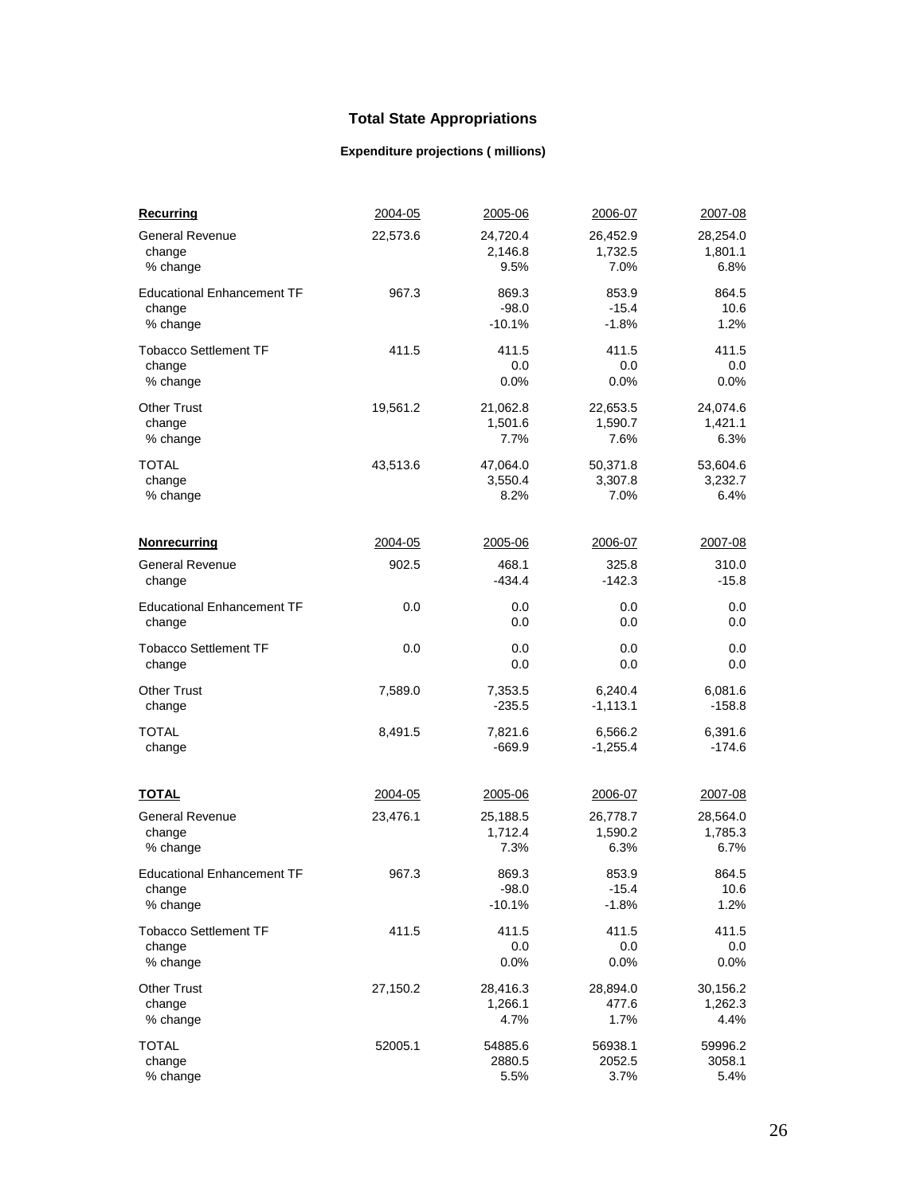# Total State Appropriations

### Expenditure projections ( millions)

| **Recurring** | 2004-05 | 2005-06 | 2006-07 | 2007-08 |
|---|---|---|---|---|
| General Revenue | 22,573.6 | 24,720.4 | 26,452.9 | 28,254.0 |
| change | | 2,146.8 | 1,732.5 | 1,801.1 |
| % change | | 9.5% | 7.0% | 6.8% |
| Educational Enhancement TF | 967.3 | 869.3 | 853.9 | 864.5 |
| change | | -98.0 | -15.4 | 10.6 |
| % change | | -10.1% | -1.8% | 1.2% |
| Tobacco Settlement TF | 411.5 | 411.5 | 411.5 | 411.5 |
| change | | 0.0 | 0.0 | 0.0 |
| % change | | 0.0% | 0.0% | 0.0% |
| Other Trust | 19,561.2 | 21,062.8 | 22,653.5 | 24,074.6 |
| change | | 1,501.6 | 1,590.7 | 1,421.1 |
| % change | | 7.7% | 7.6% | 6.3% |
| TOTAL | 43,513.6 | 47,064.0 | 50,371.8 | 53,604.6 |
| change | | 3,550.4 | 3,307.8 | 3,232.7 |
| % change | | 8.2% | 7.0% | 6.4% |

| **Nonrecurring** | 2004-05 | 2005-06 | 2006-07 | 2007-08 |
|---|---|---|---|---|
| General Revenue | 902.5 | 468.1 | 325.8 | 310.0 |
| change | | -434.4 | -142.3 | -15.8 |
| Educational Enhancement TF | 0.0 | 0.0 | 0.0 | 0.0 |
| change | | 0.0 | 0.0 | 0.0 |
| Tobacco Settlement TF | 0.0 | 0.0 | 0.0 | 0.0 |
| change | | 0.0 | 0.0 | 0.0 |
| Other Trust | 7,589.0 | 7,353.5 | 6,240.4 | 6,081.6 |
| change | | -235.5 | -1,113.1 | -158.8 |
| TOTAL | 8,491.5 | 7,821.6 | 6,566.2 | 6,391.6 |
| change | | -669.9 | -1,255.4 | -174.6 |

| **TOTAL** | 2004-05 | 2005-06 | 2006-07 | 2007-08 |
|---|---|---|---|---|
| General Revenue | 23,476.1 | 25,188.5 | 26,778.7 | 28,564.0 |
| change | | 1,712.4 | 1,590.2 | 1,785.3 |
| % change | | 7.3% | 6.3% | 6.7% |
| Educational Enhancement TF | 967.3 | 869.3 | 853.9 | 864.5 |
| change | | -98.0 | -15.4 | 10.6 |
| % change | | -10.1% | -1.8% | 1.2% |
| Tobacco Settlement TF | 411.5 | 411.5 | 411.5 | 411.5 |
| change | | 0.0 | 0.0 | 0.0 |
| % change | | 0.0% | 0.0% | 0.0% |
| Other Trust | 27,150.2 | 28,416.3 | 28,894.0 | 30,156.2 |
| change | | 1,266.1 | 477.6 | 1,262.3 |
| % change | | 4.7% | 1.7% | 4.4% |
| TOTAL | 52005.1 | 54885.6 | 56938.1 | 59996.2 |
| change | | 2880.5 | 2052.5 | 3058.1 |
| % change | | 5.5% | 3.7% | 5.4% |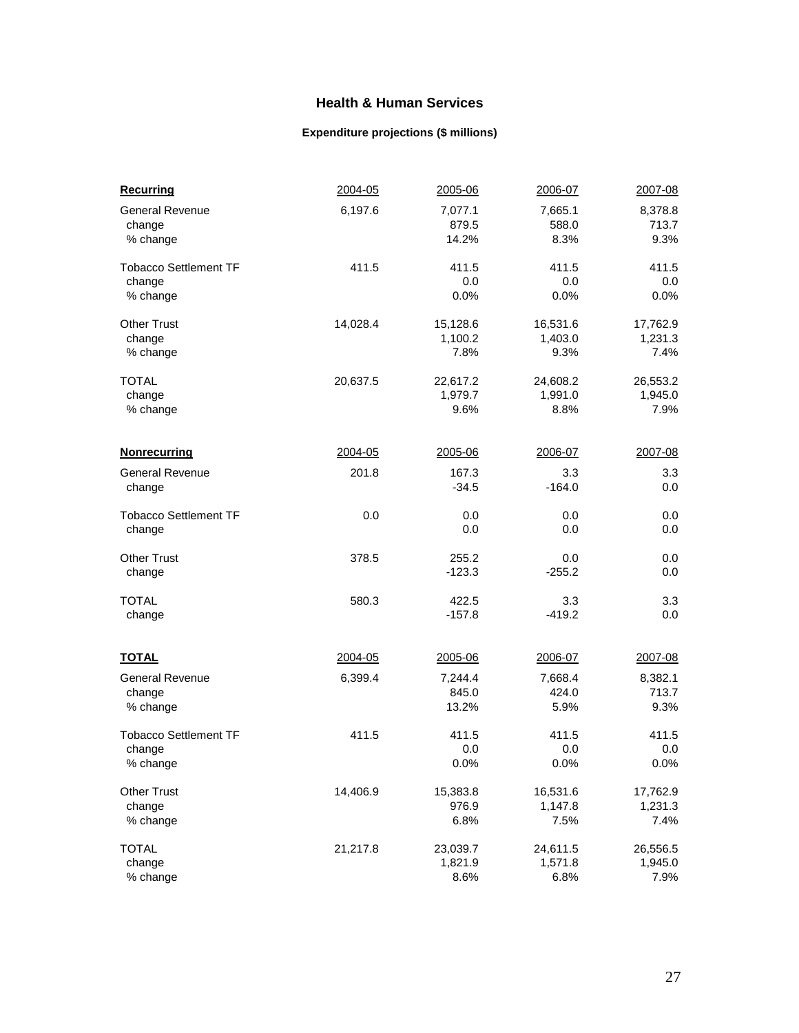## Health & Human Services

### Expenditure projections ($ millions)

| Recurring | 2004-05 | 2005-06 | 2006-07 | 2007-08 |
|---|---|---|---|---|
| General Revenue | 6,197.6 | 7,077.1 | 7,665.1 | 8,378.8 |
| change | | 879.5 | 588.0 | 713.7 |
| % change | | 14.2% | 8.3% | 9.3% |
| Tobacco Settlement TF | 411.5 | 411.5 | 411.5 | 411.5 |
| change | | 0.0 | 0.0 | 0.0 |
| % change | | 0.0% | 0.0% | 0.0% |
| Other Trust | 14,028.4 | 15,128.6 | 16,531.6 | 17,762.9 |
| change | | 1,100.2 | 1,403.0 | 1,231.3 |
| % change | | 7.8% | 9.3% | 7.4% |
| TOTAL | 20,637.5 | 22,617.2 | 24,608.2 | 26,553.2 |
| change | | 1,979.7 | 1,991.0 | 1,945.0 |
| % change | | 9.6% | 8.8% | 7.9% |

| Nonrecurring | 2004-05 | 2005-06 | 2006-07 | 2007-08 |
|---|---|---|---|---|
| General Revenue | 201.8 | 167.3 | 3.3 | 3.3 |
| change | | -34.5 | -164.0 | 0.0 |
| Tobacco Settlement TF | 0.0 | 0.0 | 0.0 | 0.0 |
| change | | 0.0 | 0.0 | 0.0 |
| Other Trust | 378.5 | 255.2 | 0.0 | 0.0 |
| change | | -123.3 | -255.2 | 0.0 |
| TOTAL | 580.3 | 422.5 | 3.3 | 3.3 |
| change | | -157.8 | -419.2 | 0.0 |

| TOTAL | 2004-05 | 2005-06 | 2006-07 | 2007-08 |
|---|---|---|---|---|
| General Revenue | 6,399.4 | 7,244.4 | 7,668.4 | 8,382.1 |
| change | | 845.0 | 424.0 | 713.7 |
| % change | | 13.2% | 5.9% | 9.3% |
| Tobacco Settlement TF | 411.5 | 411.5 | 411.5 | 411.5 |
| change | | 0.0 | 0.0 | 0.0 |
| % change | | 0.0% | 0.0% | 0.0% |
| Other Trust | 14,406.9 | 15,383.8 | 16,531.6 | 17,762.9 |
| change | | 976.9 | 1,147.8 | 1,231.3 |
| % change | | 6.8% | 7.5% | 7.4% |
| TOTAL | 21,217.8 | 23,039.7 | 24,611.5 | 26,556.5 |
| change | | 1,821.9 | 1,571.8 | 1,945.0 |
| % change | | 8.6% | 6.8% | 7.9% |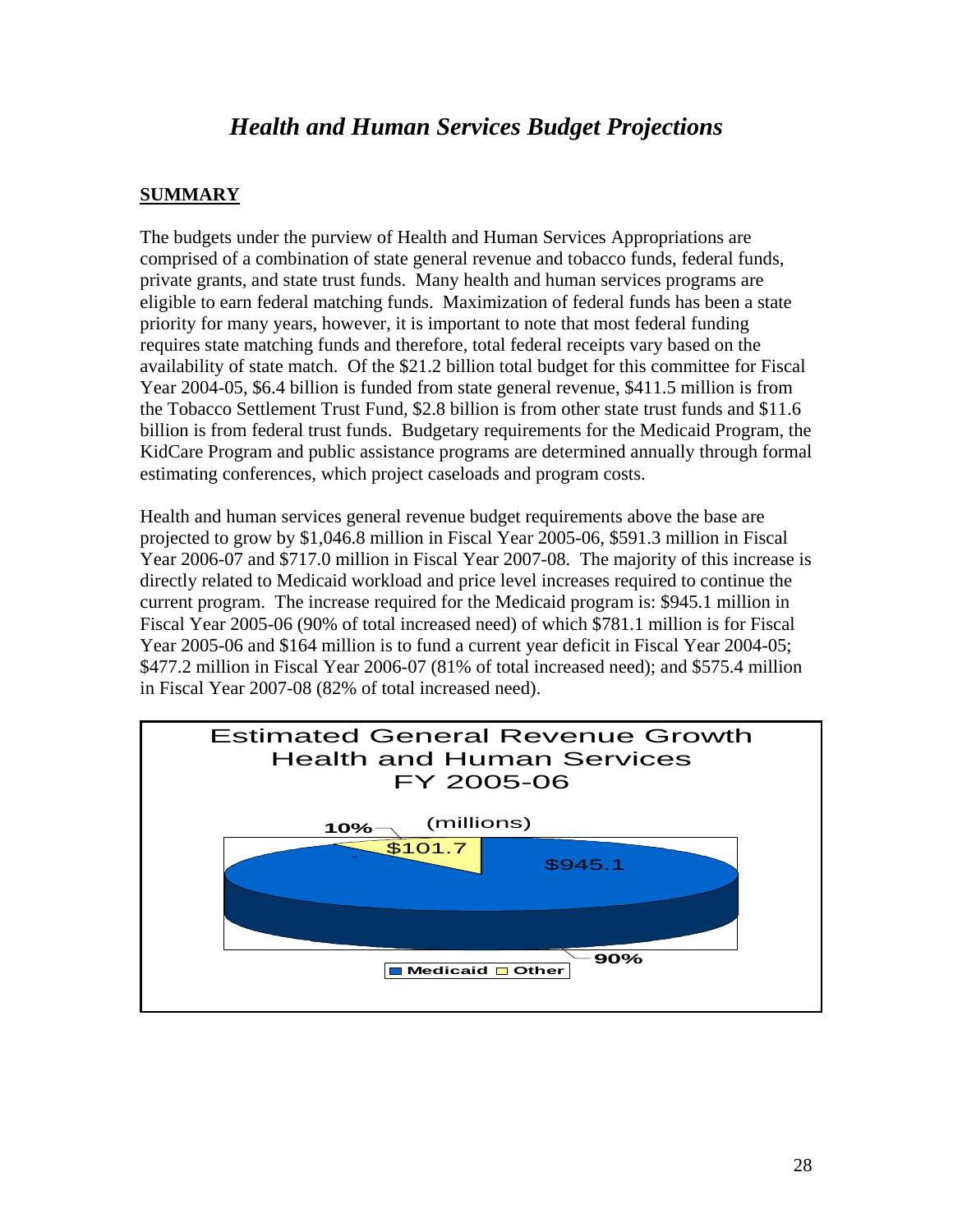# *Health and Human Services Budget Projections*

## SUMMARY

The budgets under the purview of Health and Human Services Appropriations are comprised of a combination of state general revenue and tobacco funds, federal funds, private grants, and state trust funds. Many health and human services programs are eligible to earn federal matching funds. Maximization of federal funds has been a state priority for many years, however, it is important to note that most federal funding requires state matching funds and therefore, total federal receipts vary based on the availability of state match. Of the \$21.2 billion total budget for this committee for Fiscal Year 2004-05, \$6.4 billion is funded from state general revenue, \$411.5 million is from the Tobacco Settlement Trust Fund, \$2.8 billion is from other state trust funds and \$11.6 billion is from federal trust funds. Budgetary requirements for the Medicaid Program, the KidCare Program and public assistance programs are determined annually through formal estimating conferences, which project caseloads and program costs.

Health and human services general revenue budget requirements above the base are projected to grow by \$1,046.8 million in Fiscal Year 2005-06, \$591.3 million in Fiscal Year 2006-07 and \$717.0 million in Fiscal Year 2007-08. The majority of this increase is directly related to Medicaid workload and price level increases required to continue the current program. The increase required for the Medicaid program is: \$945.1 million in Fiscal Year 2005-06 (90% of total increased need) of which \$781.1 million is for Fiscal Year 2005-06 and \$164 million is to fund a current year deficit in Fiscal Year 2004-05; \$477.2 million in Fiscal Year 2006-07 (81% of total increased need); and \$575.4 million in Fiscal Year 2007-08 (82% of total increased need).

Estimated General Revenue Growth
Health and Human Services
FY 2005-06

(millions)

Medicaid: \$945.1 (90%)
Other: \$101.7 (10%)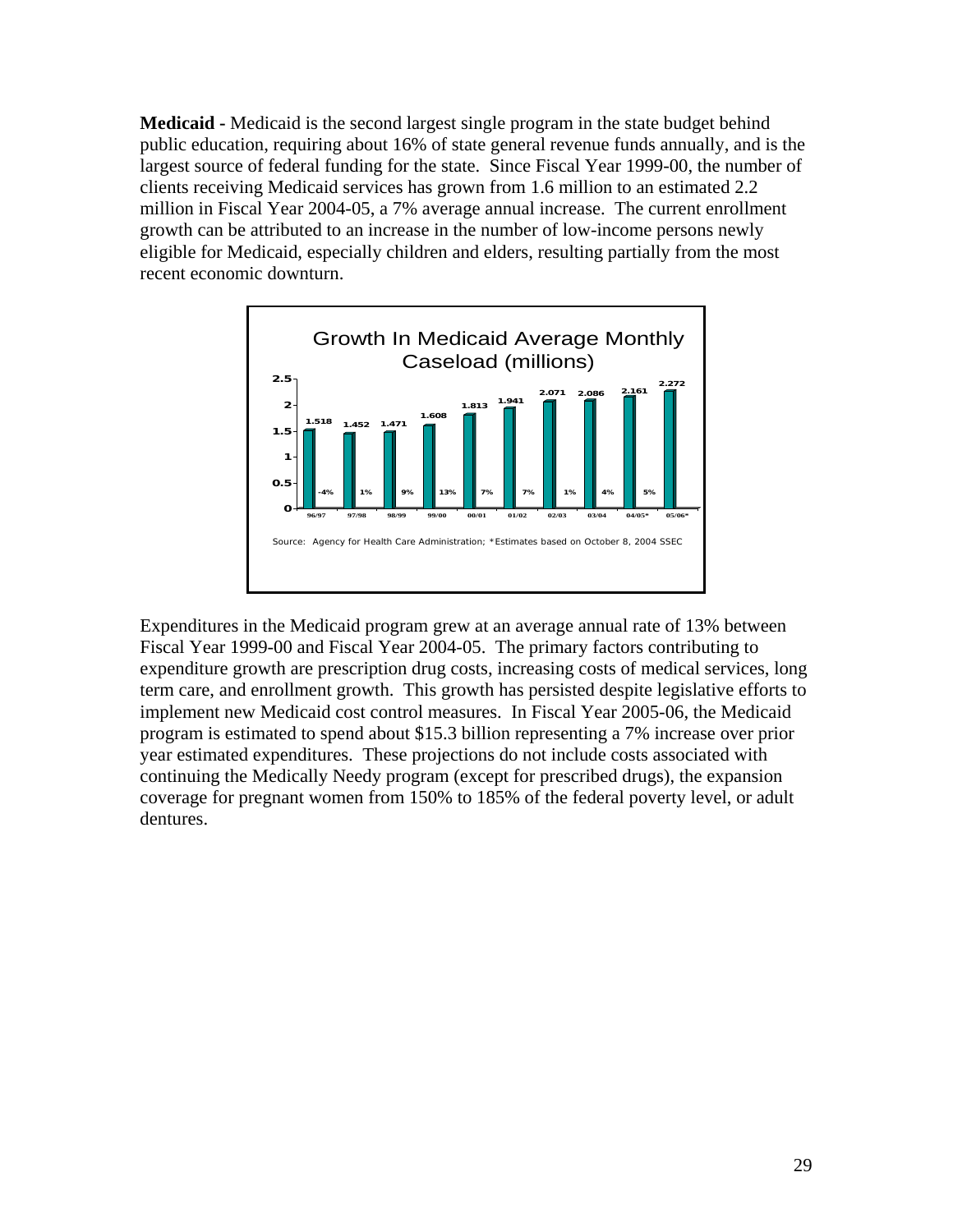**Medicaid -** Medicaid is the second largest single program in the state budget behind public education, requiring about 16% of state general revenue funds annually, and is the largest source of federal funding for the state. Since Fiscal Year 1999-00, the number of clients receiving Medicaid services has grown from 1.6 million to an estimated 2.2 million in Fiscal Year 2004-05, a 7% average annual increase. The current enrollment growth can be attributed to an increase in the number of low-income persons newly eligible for Medicaid, especially children and elders, resulting partially from the most recent economic downturn.

**Growth In Medicaid Average Monthly Caseload (millions)**

| Fiscal Year | Caseload (millions) | Growth |
|---|---|---|
| 96/97 | 1.518 | |
| 97/98 | 1.452 | -4% |
| 98/99 | 1.471 | 1% |
| 99/00 | 1.608 | 9% |
| 00/01 | 1.813 | 13% |
| 01/02 | 1.941 | 7% |
| 02/03 | 2.071 | 7% |
| 03/04 | 2.086 | 1% |
| 04/05* | 2.161 | 4% |
| 05/06* | 2.272 | 5% |

Source: Agency for Health Care Administration; *Estimates based on October 8, 2004 SSEC

Expenditures in the Medicaid program grew at an average annual rate of 13% between Fiscal Year 1999-00 and Fiscal Year 2004-05. The primary factors contributing to expenditure growth are prescription drug costs, increasing costs of medical services, long term care, and enrollment growth. This growth has persisted despite legislative efforts to implement new Medicaid cost control measures. In Fiscal Year 2005-06, the Medicaid program is estimated to spend about $15.3 billion representing a 7% increase over prior year estimated expenditures. These projections do not include costs associated with continuing the Medically Needy program (except for prescribed drugs), the expansion coverage for pregnant women from 150% to 185% of the federal poverty level, or adult dentures.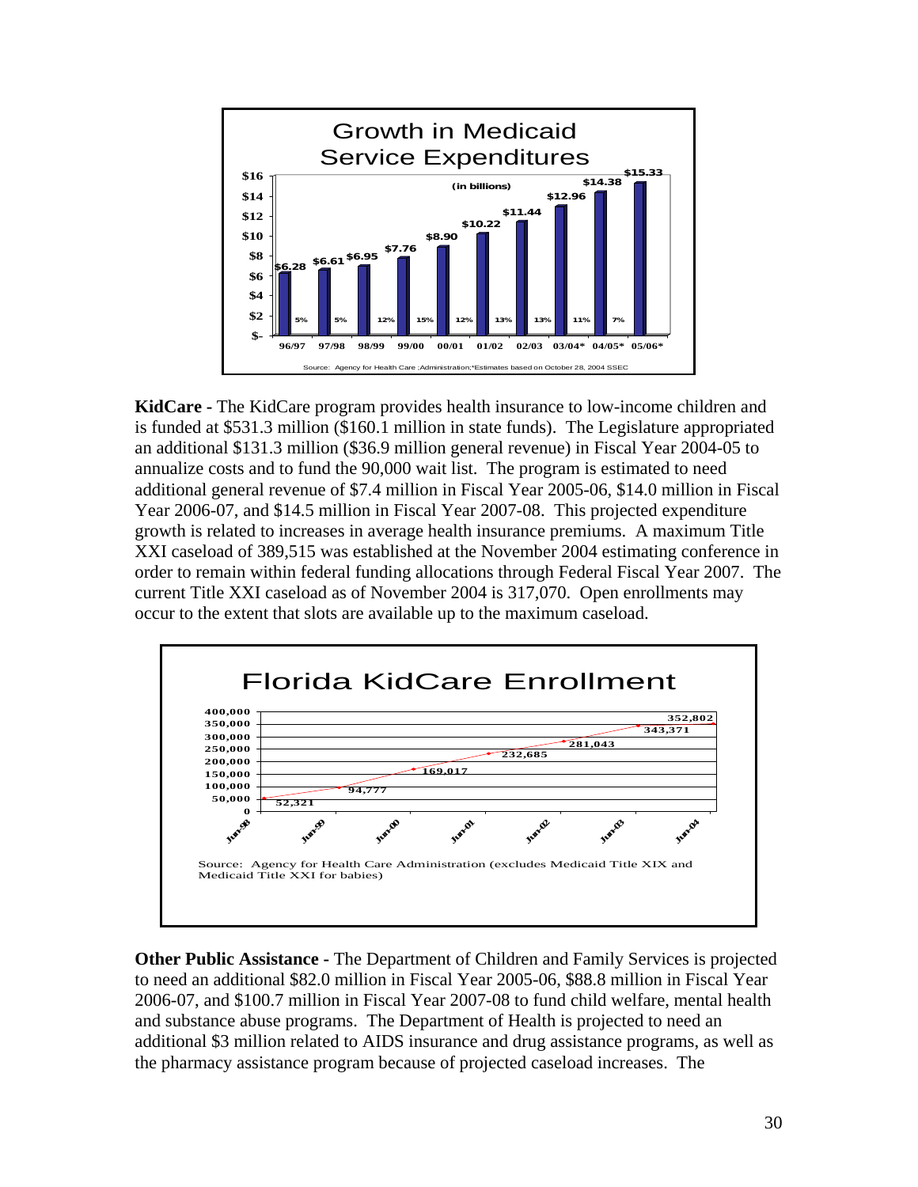**Growth in Medicaid Service Expenditures**

(in billions)

| Fiscal Year | Expenditures | Growth |
|---|---|---|
| 96/97 | $6.28 | 5% |
| 97/98 | $6.61 | 5% |
| 98/99 | $6.95 | 12% |
| 99/00 | $7.76 | 15% |
| 00/01 | $8.90 | 12% |
| 01/02 | $10.22 | 13% |
| 02/03 | $11.44 | 13% |
| 03/04* | $12.96 | 11% |
| 04/05* | $14.38 | 7% |
| 05/06* | $15.33 | |

Source: Agency for Health Care ;Administration;*Estimates based on October 28, 2004 SSEC

**KidCare -** The KidCare program provides health insurance to low-income children and is funded at $531.3 million ($160.1 million in state funds). The Legislature appropriated an additional $131.3 million ($36.9 million general revenue) in Fiscal Year 2004-05 to annualize costs and to fund the 90,000 wait list. The program is estimated to need additional general revenue of $7.4 million in Fiscal Year 2005-06, $14.0 million in Fiscal Year 2006-07, and $14.5 million in Fiscal Year 2007-08. This projected expenditure growth is related to increases in average health insurance premiums. A maximum Title XXI caseload of 389,515 was established at the November 2004 estimating conference in order to remain within federal funding allocations through Federal Fiscal Year 2007. The current Title XXI caseload as of November 2004 is 317,070. Open enrollments may occur to the extent that slots are available up to the maximum caseload.

**Florida KidCare Enrollment**

| Date | Enrollment |
|---|---|
| Jun-98 | 52,321 |
| Jun-99 | 94,777 |
| Jun-00 | 169,017 |
| Jun-01 | 232,685 |
| Jun-02 | 281,043 |
| Jun-03 | 343,371 |
| Jun-04 | 352,802 |

Source: Agency for Health Care Administration (excludes Medicaid Title XIX and Medicaid Title XXI for babies)

**Other Public Assistance -** The Department of Children and Family Services is projected to need an additional $82.0 million in Fiscal Year 2005-06, $88.8 million in Fiscal Year 2006-07, and $100.7 million in Fiscal Year 2007-08 to fund child welfare, mental health and substance abuse programs. The Department of Health is projected to need an additional $3 million related to AIDS insurance and drug assistance programs, as well as the pharmacy assistance program because of projected caseload increases. The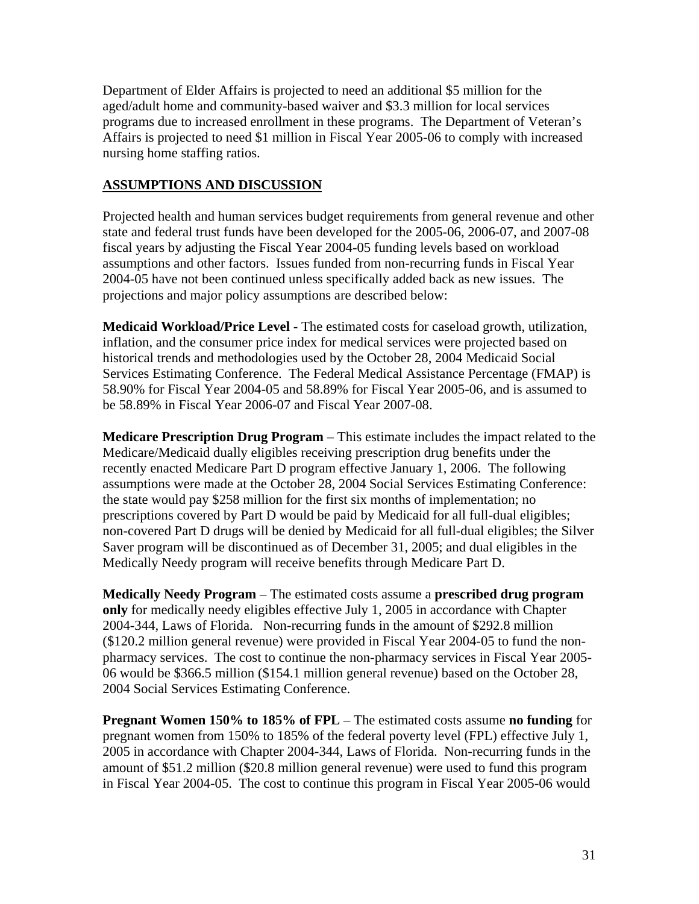Department of Elder Affairs is projected to need an additional $5 million for the aged/adult home and community-based waiver and $3.3 million for local services programs due to increased enrollment in these programs. The Department of Veteran's Affairs is projected to need $1 million in Fiscal Year 2005-06 to comply with increased nursing home staffing ratios.

## ASSUMPTIONS AND DISCUSSION

Projected health and human services budget requirements from general revenue and other state and federal trust funds have been developed for the 2005-06, 2006-07, and 2007-08 fiscal years by adjusting the Fiscal Year 2004-05 funding levels based on workload assumptions and other factors. Issues funded from non-recurring funds in Fiscal Year 2004-05 have not been continued unless specifically added back as new issues. The projections and major policy assumptions are described below:

**Medicaid Workload/Price Level** - The estimated costs for caseload growth, utilization, inflation, and the consumer price index for medical services were projected based on historical trends and methodologies used by the October 28, 2004 Medicaid Social Services Estimating Conference. The Federal Medical Assistance Percentage (FMAP) is 58.90% for Fiscal Year 2004-05 and 58.89% for Fiscal Year 2005-06, and is assumed to be 58.89% in Fiscal Year 2006-07 and Fiscal Year 2007-08.

**Medicare Prescription Drug Program** – This estimate includes the impact related to the Medicare/Medicaid dually eligibles receiving prescription drug benefits under the recently enacted Medicare Part D program effective January 1, 2006. The following assumptions were made at the October 28, 2004 Social Services Estimating Conference: the state would pay $258 million for the first six months of implementation; no prescriptions covered by Part D would be paid by Medicaid for all full-dual eligibles; non-covered Part D drugs will be denied by Medicaid for all full-dual eligibles; the Silver Saver program will be discontinued as of December 31, 2005; and dual eligibles in the Medically Needy program will receive benefits through Medicare Part D.

**Medically Needy Program** – The estimated costs assume a **prescribed drug program only** for medically needy eligibles effective July 1, 2005 in accordance with Chapter 2004-344, Laws of Florida. Non-recurring funds in the amount of $292.8 million ($120.2 million general revenue) were provided in Fiscal Year 2004-05 to fund the non-pharmacy services. The cost to continue the non-pharmacy services in Fiscal Year 2005-06 would be $366.5 million ($154.1 million general revenue) based on the October 28, 2004 Social Services Estimating Conference.

**Pregnant Women 150% to 185% of FPL** – The estimated costs assume **no funding** for pregnant women from 150% to 185% of the federal poverty level (FPL) effective July 1, 2005 in accordance with Chapter 2004-344, Laws of Florida. Non-recurring funds in the amount of $51.2 million ($20.8 million general revenue) were used to fund this program in Fiscal Year 2004-05. The cost to continue this program in Fiscal Year 2005-06 would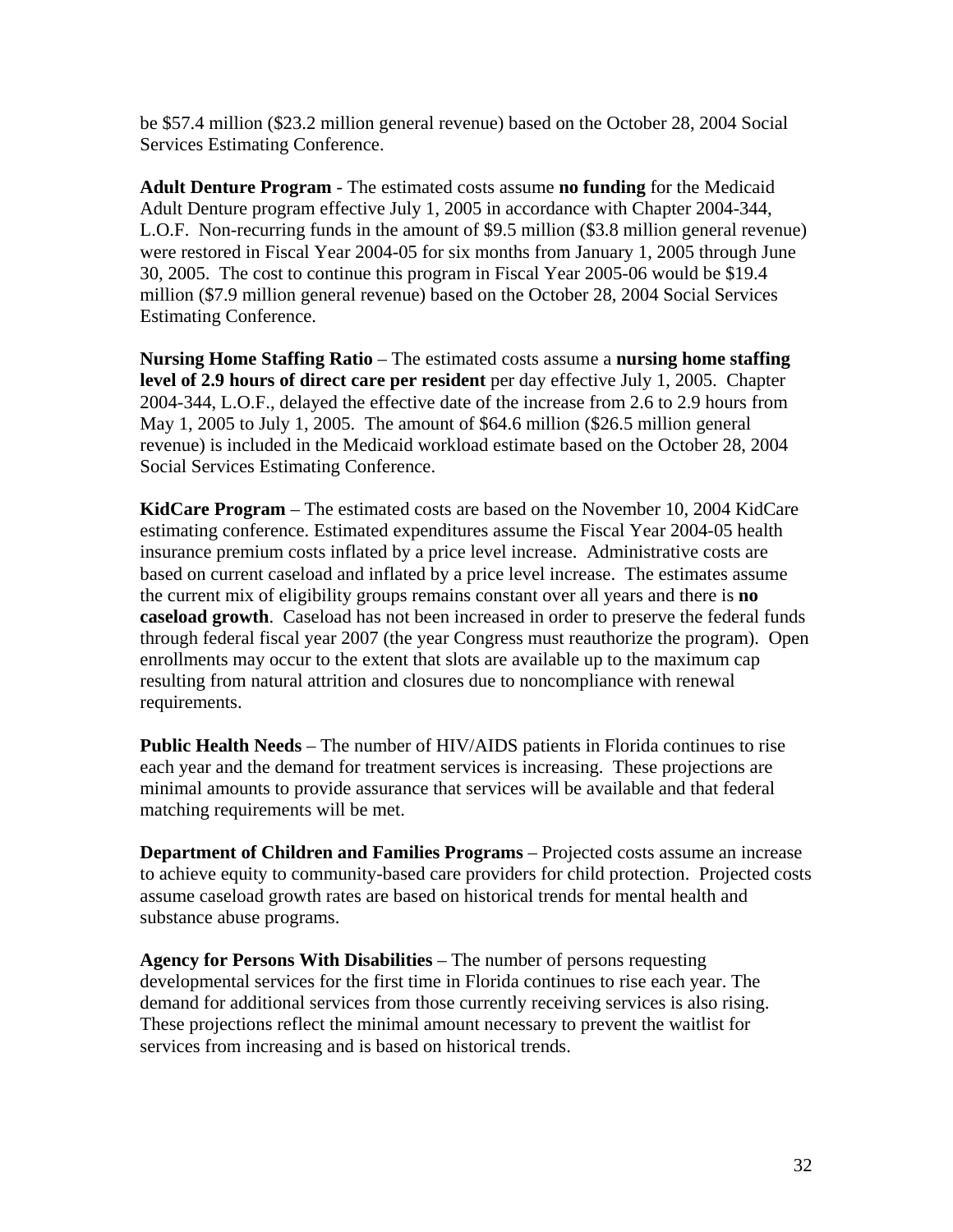be $57.4 million ($23.2 million general revenue) based on the October 28, 2004 Social Services Estimating Conference.

**Adult Denture Program** - The estimated costs assume **no funding** for the Medicaid Adult Denture program effective July 1, 2005 in accordance with Chapter 2004-344, L.O.F. Non-recurring funds in the amount of $9.5 million ($3.8 million general revenue) were restored in Fiscal Year 2004-05 for six months from January 1, 2005 through June 30, 2005. The cost to continue this program in Fiscal Year 2005-06 would be $19.4 million ($7.9 million general revenue) based on the October 28, 2004 Social Services Estimating Conference.

**Nursing Home Staffing Ratio** – The estimated costs assume a **nursing home staffing level of 2.9 hours of direct care per resident** per day effective July 1, 2005. Chapter 2004-344, L.O.F., delayed the effective date of the increase from 2.6 to 2.9 hours from May 1, 2005 to July 1, 2005. The amount of $64.6 million ($26.5 million general revenue) is included in the Medicaid workload estimate based on the October 28, 2004 Social Services Estimating Conference.

**KidCare Program** – The estimated costs are based on the November 10, 2004 KidCare estimating conference. Estimated expenditures assume the Fiscal Year 2004-05 health insurance premium costs inflated by a price level increase. Administrative costs are based on current caseload and inflated by a price level increase. The estimates assume the current mix of eligibility groups remains constant over all years and there is **no caseload growth**. Caseload has not been increased in order to preserve the federal funds through federal fiscal year 2007 (the year Congress must reauthorize the program). Open enrollments may occur to the extent that slots are available up to the maximum cap resulting from natural attrition and closures due to noncompliance with renewal requirements.

**Public Health Needs** – The number of HIV/AIDS patients in Florida continues to rise each year and the demand for treatment services is increasing. These projections are minimal amounts to provide assurance that services will be available and that federal matching requirements will be met.

**Department of Children and Families Programs** – Projected costs assume an increase to achieve equity to community-based care providers for child protection. Projected costs assume caseload growth rates are based on historical trends for mental health and substance abuse programs.

**Agency for Persons With Disabilities** – The number of persons requesting developmental services for the first time in Florida continues to rise each year. The demand for additional services from those currently receiving services is also rising. These projections reflect the minimal amount necessary to prevent the waitlist for services from increasing and is based on historical trends.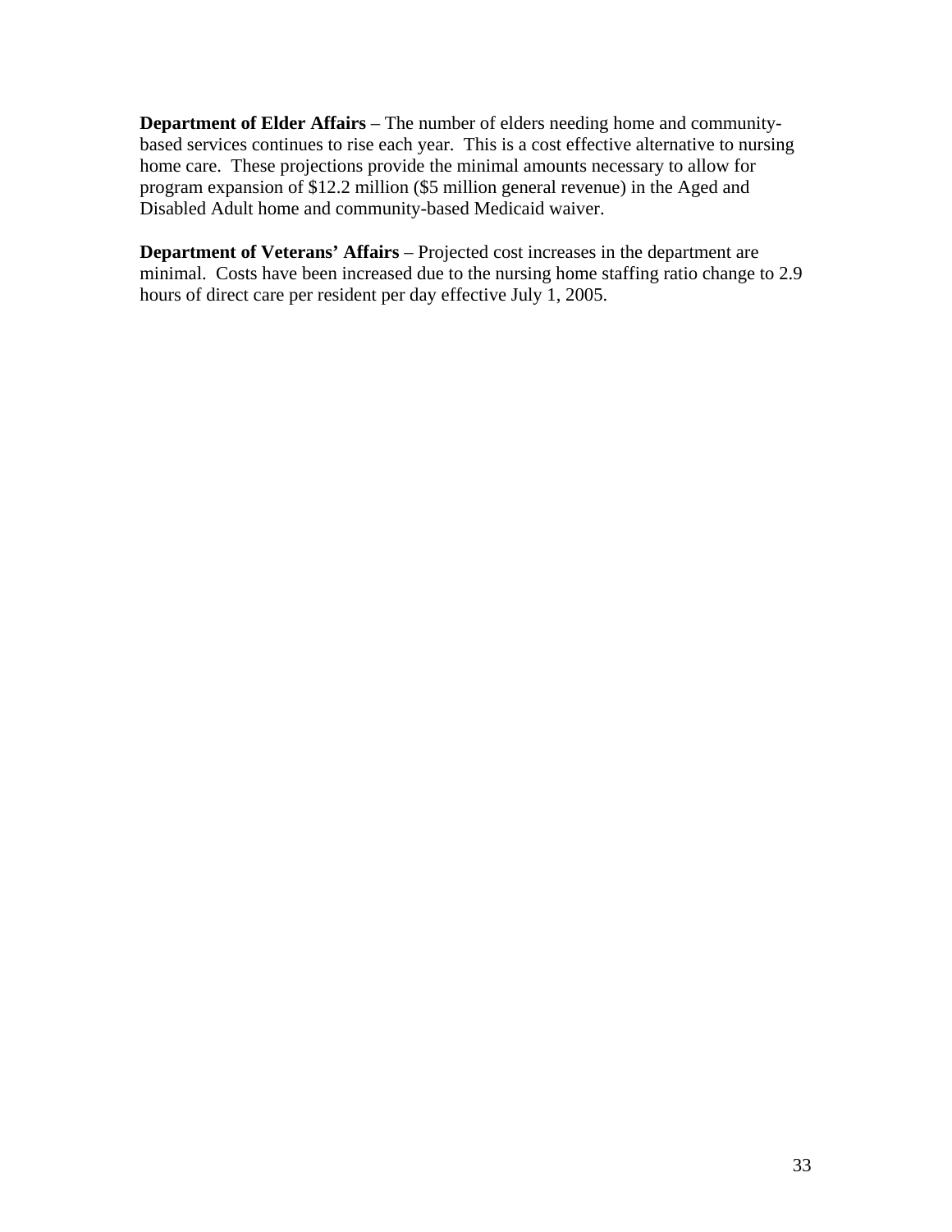**Department of Elder Affairs** – The number of elders needing home and community-based services continues to rise each year. This is a cost effective alternative to nursing home care. These projections provide the minimal amounts necessary to allow for program expansion of $12.2 million ($5 million general revenue) in the Aged and Disabled Adult home and community-based Medicaid waiver.

**Department of Veterans' Affairs** – Projected cost increases in the department are minimal. Costs have been increased due to the nursing home staffing ratio change to 2.9 hours of direct care per resident per day effective July 1, 2005.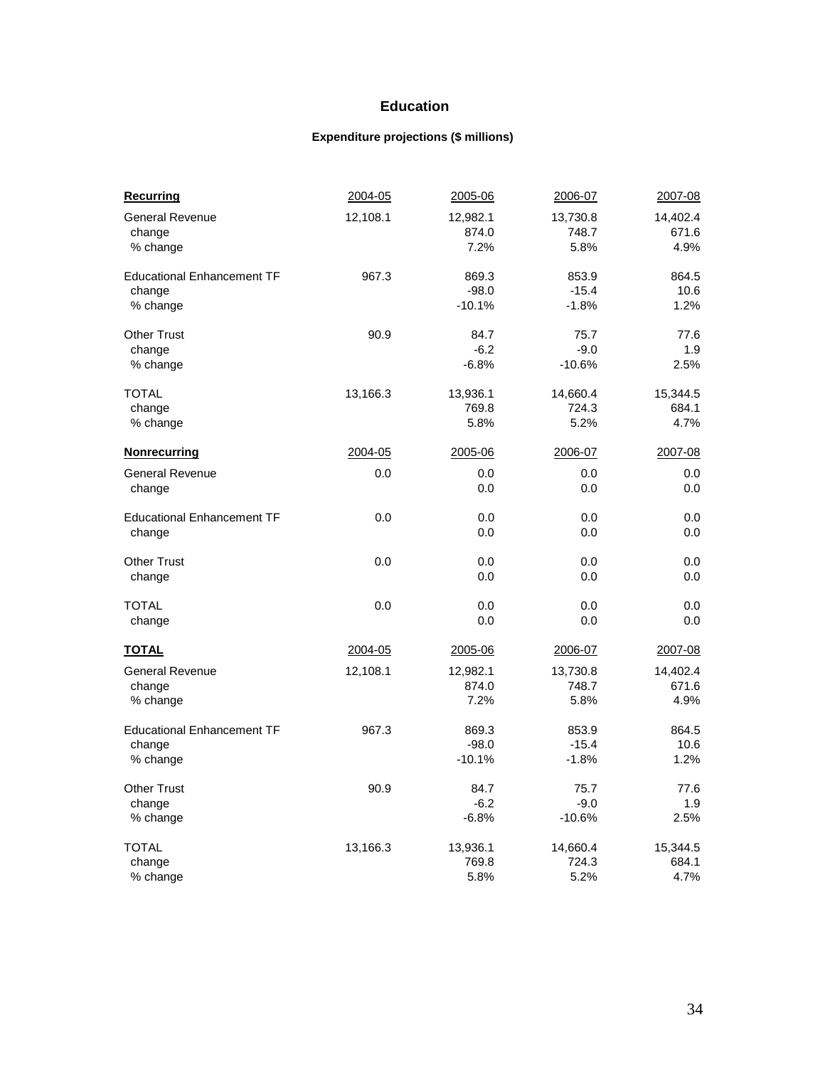## Education

### Expenditure projections ($ millions)

| **Recurring** | 2004-05 | 2005-06 | 2006-07 | 2007-08 |
|---|---|---|---|---|
| General Revenue | 12,108.1 | 12,982.1 | 13,730.8 | 14,402.4 |
| change | | 874.0 | 748.7 | 671.6 |
| % change | | 7.2% | 5.8% | 4.9% |
| Educational Enhancement TF | 967.3 | 869.3 | 853.9 | 864.5 |
| change | | -98.0 | -15.4 | 10.6 |
| % change | | -10.1% | -1.8% | 1.2% |
| Other Trust | 90.9 | 84.7 | 75.7 | 77.6 |
| change | | -6.2 | -9.0 | 1.9 |
| % change | | -6.8% | -10.6% | 2.5% |
| TOTAL | 13,166.3 | 13,936.1 | 14,660.4 | 15,344.5 |
| change | | 769.8 | 724.3 | 684.1 |
| % change | | 5.8% | 5.2% | 4.7% |
| **Nonrecurring** | 2004-05 | 2005-06 | 2006-07 | 2007-08 |
| General Revenue | 0.0 | 0.0 | 0.0 | 0.0 |
| change | | 0.0 | 0.0 | 0.0 |
| Educational Enhancement TF | 0.0 | 0.0 | 0.0 | 0.0 |
| change | | 0.0 | 0.0 | 0.0 |
| Other Trust | 0.0 | 0.0 | 0.0 | 0.0 |
| change | | 0.0 | 0.0 | 0.0 |
| TOTAL | 0.0 | 0.0 | 0.0 | 0.0 |
| change | | 0.0 | 0.0 | 0.0 |
| **TOTAL** | 2004-05 | 2005-06 | 2006-07 | 2007-08 |
| General Revenue | 12,108.1 | 12,982.1 | 13,730.8 | 14,402.4 |
| change | | 874.0 | 748.7 | 671.6 |
| % change | | 7.2% | 5.8% | 4.9% |
| Educational Enhancement TF | 967.3 | 869.3 | 853.9 | 864.5 |
| change | | -98.0 | -15.4 | 10.6 |
| % change | | -10.1% | -1.8% | 1.2% |
| Other Trust | 90.9 | 84.7 | 75.7 | 77.6 |
| change | | -6.2 | -9.0 | 1.9 |
| % change | | -6.8% | -10.6% | 2.5% |
| TOTAL | 13,166.3 | 13,936.1 | 14,660.4 | 15,344.5 |
| change | | 769.8 | 724.3 | 684.1 |
| % change | | 5.8% | 5.2% | 4.7% |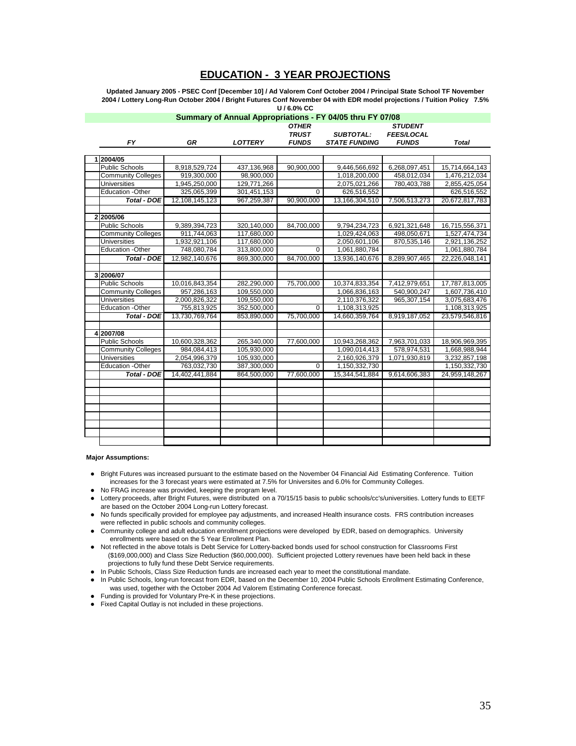# EDUCATION - 3 YEAR PROJECTIONS

**Updated January 2005 - PSEC Conf [December 10] / Ad Valorem Conf October 2004 / Principal State School TF November 2004 / Lottery Long-Run October 2004 / Bright Futures Conf November 04 with EDR model projections / Tuition Policy 7.5% U / 6.0% CC**

**Summary of Annual Appropriations - FY 04/05 thru FY 07/08**

| | FY | GR | LOTTERY | OTHER TRUST FUNDS | SUBTOTAL: STATE FUNDING | STUDENT FEES/LOCAL FUNDS | Total |
|---|---|---|---|---|---|---|---|
| 1 | **2004/05** | | | | | | |
| | Public Schools | 8,918,529,724 | 437,136,968 | 90,900,000 | 9,446,566,692 | 6,268,097,451 | 15,714,664,143 |
| | Community Colleges | 919,300,000 | 98,900,000 | | 1,018,200,000 | 458,012,034 | 1,476,212,034 |
| | Universities | 1,945,250,000 | 129,771,266 | | 2,075,021,266 | 780,403,788 | 2,855,425,054 |
| | Education -Other | 325,065,399 | 301,451,153 | 0 | 626,516,552 | | 626,516,552 |
| | ***Total - DOE*** | 12,108,145,123 | 967,259,387 | 90,900,000 | 13,166,304,510 | 7,506,513,273 | 20,672,817,783 |
| 2 | **2005/06** | | | | | | |
| | Public Schools | 9,389,394,723 | 320,140,000 | 84,700,000 | 9,794,234,723 | 6,921,321,648 | 16,715,556,371 |
| | Community Colleges | 911,744,063 | 117,680,000 | | 1,029,424,063 | 498,050,671 | 1,527,474,734 |
| | Universities | 1,932,921,106 | 117,680,000 | | 2,050,601,106 | 870,535,146 | 2,921,136,252 |
| | Education -Other | 748,080,784 | 313,800,000 | 0 | 1,061,880,784 | | 1,061,880,784 |
| | ***Total - DOE*** | 12,982,140,676 | 869,300,000 | 84,700,000 | 13,936,140,676 | 8,289,907,465 | 22,226,048,141 |
| 3 | **2006/07** | | | | | | |
| | Public Schools | 10,016,843,354 | 282,290,000 | 75,700,000 | 10,374,833,354 | 7,412,979,651 | 17,787,813,005 |
| | Community Colleges | 957,286,163 | 109,550,000 | | 1,066,836,163 | 540,900,247 | 1,607,736,410 |
| | Universities | 2,000,826,322 | 109,550,000 | | 2,110,376,322 | 965,307,154 | 3,075,683,476 |
| | Education -Other | 755,813,925 | 352,500,000 | 0 | 1,108,313,925 | | 1,108,313,925 |
| | ***Total - DOE*** | 13,730,769,764 | 853,890,000 | 75,700,000 | 14,660,359,764 | 8,919,187,052 | 23,579,546,816 |
| 4 | **2007/08** | | | | | | |
| | Public Schools | 10,600,328,362 | 265,340,000 | 77,600,000 | 10,943,268,362 | 7,963,701,033 | 18,906,969,395 |
| | Community Colleges | 984,084,413 | 105,930,000 | | 1,090,014,413 | 578,974,531 | 1,668,988,944 |
| | Universities | 2,054,996,379 | 105,930,000 | | 2,160,926,379 | 1,071,930,819 | 3,232,857,198 |
| | Education -Other | 763,032,730 | 387,300,000 | 0 | 1,150,332,730 | | 1,150,332,730 |
| | ***Total - DOE*** | 14,402,441,884 | 864,500,000 | 77,600,000 | 15,344,541,884 | 9,614,606,383 | 24,959,148,267 |

**Major Assumptions:**

- Bright Futures was increased pursuant to the estimate based on the November 04 Financial Aid Estimating Conference. Tuition increases for the 3 forecast years were estimated at 7.5% for Universites and 6.0% for Community Colleges.
- No FRAG increase was provided, keeping the program level.
- Lottery proceeds, after Bright Futures, were distributed on a 70/15/15 basis to public schools/cc's/universities. Lottery funds to EETF are based on the October 2004 Long-run Lottery forecast.
- No funds specifically provided for employee pay adjustments, and increased Health insurance costs. FRS contribution increases were reflected in public schools and community colleges.
- Community college and adult education enrollment projections were developed by EDR, based on demographics. University enrollments were based on the 5 Year Enrollment Plan.
- Not reflected in the above totals is Debt Service for Lottery-backed bonds used for school construction for Classrooms First ($169,000,000) and Class Size Reduction ($60,000,000). Sufficient projected Lottery revenues have been held back in these projections to fully fund these Debt Service requirements.
- In Public Schools, Class Size Reduction funds are increased each year to meet the constitutional mandate.
- In Public Schools, long-run forecast from EDR, based on the December 10, 2004 Public Schools Enrollment Estimating Conference, was used, together with the October 2004 Ad Valorem Estimating Conference forecast.
- Funding is provided for Voluntary Pre-K in these projections.
- Fixed Capital Outlay is not included in these projections.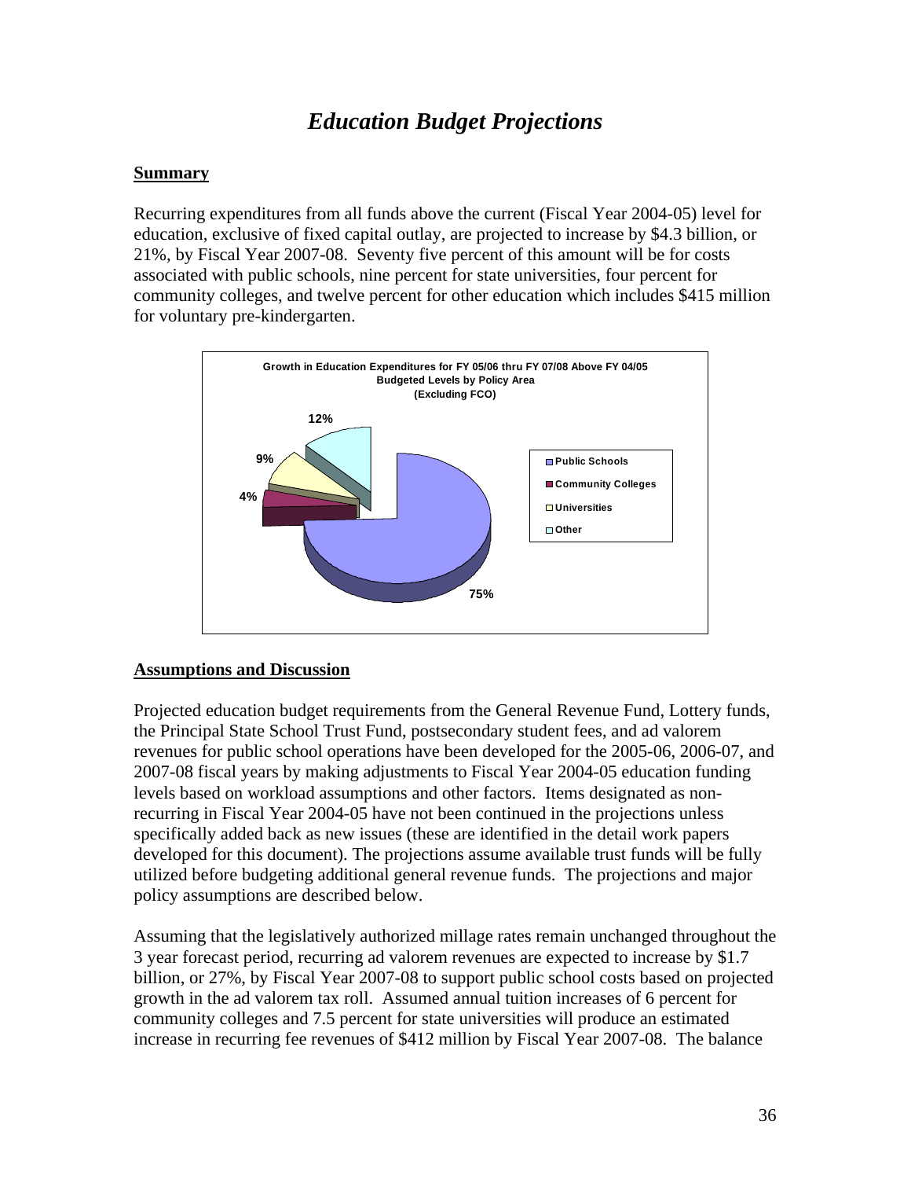# *Education Budget Projections*

## Summary

Recurring expenditures from all funds above the current (Fiscal Year 2004-05) level for education, exclusive of fixed capital outlay, are projected to increase by $4.3 billion, or 21%, by Fiscal Year 2007-08. Seventy five percent of this amount will be for costs associated with public schools, nine percent for state universities, four percent for community colleges, and twelve percent for other education which includes $415 million for voluntary pre-kindergarten.

**Growth in Education Expenditures for FY 05/06 thru FY 07/08 Above FY 04/05 Budgeted Levels by Policy Area (Excluding FCO)**

| Policy Area | Share |
|---|---|
| Public Schools | 75% |
| Community Colleges | 4% |
| Universities | 9% |
| Other | 12% |

## Assumptions and Discussion

Projected education budget requirements from the General Revenue Fund, Lottery funds, the Principal State School Trust Fund, postsecondary student fees, and ad valorem revenues for public school operations have been developed for the 2005-06, 2006-07, and 2007-08 fiscal years by making adjustments to Fiscal Year 2004-05 education funding levels based on workload assumptions and other factors. Items designated as non-recurring in Fiscal Year 2004-05 have not been continued in the projections unless specifically added back as new issues (these are identified in the detail work papers developed for this document). The projections assume available trust funds will be fully utilized before budgeting additional general revenue funds. The projections and major policy assumptions are described below.

Assuming that the legislatively authorized millage rates remain unchanged throughout the 3 year forecast period, recurring ad valorem revenues are expected to increase by $1.7 billion, or 27%, by Fiscal Year 2007-08 to support public school costs based on projected growth in the ad valorem tax roll. Assumed annual tuition increases of 6 percent for community colleges and 7.5 percent for state universities will produce an estimated increase in recurring fee revenues of $412 million by Fiscal Year 2007-08. The balance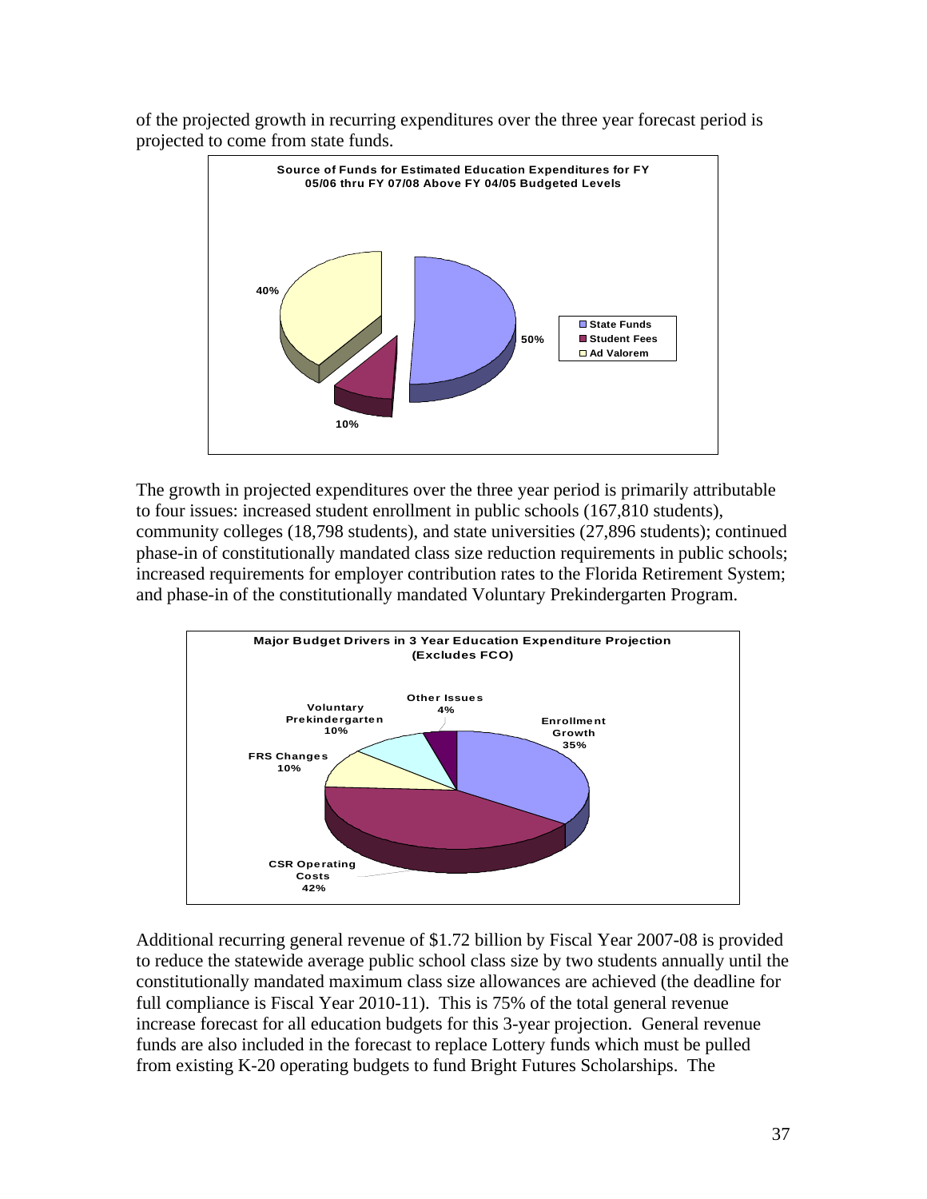of the projected growth in recurring expenditures over the three year forecast period is projected to come from state funds.

**Source of Funds for Estimated Education Expenditures for FY 05/06 thru FY 07/08 Above FY 04/05 Budgeted Levels**

| Source | Percent |
|---|---|
| State Funds | 50% |
| Student Fees | 10% |
| Ad Valorem | 40% |

The growth in projected expenditures over the three year period is primarily attributable to four issues: increased student enrollment in public schools (167,810 students), community colleges (18,798 students), and state universities (27,896 students); continued phase-in of constitutionally mandated class size reduction requirements in public schools; increased requirements for employer contribution rates to the Florida Retirement System; and phase-in of the constitutionally mandated Voluntary Prekindergarten Program.

**Major Budget Drivers in 3 Year Education Expenditure Projection (Excludes FCO)**

| Driver | Percent |
|---|---|
| Enrollment Growth | 35% |
| CSR Operating Costs | 42% |
| FRS Changes | 10% |
| Voluntary Prekindergarten | 10% |
| Other Issues | 4% |

Additional recurring general revenue of $1.72 billion by Fiscal Year 2007-08 is provided to reduce the statewide average public school class size by two students annually until the constitutionally mandated maximum class size allowances are achieved (the deadline for full compliance is Fiscal Year 2010-11). This is 75% of the total general revenue increase forecast for all education budgets for this 3-year projection. General revenue funds are also included in the forecast to replace Lottery funds which must be pulled from existing K-20 operating budgets to fund Bright Futures Scholarships. The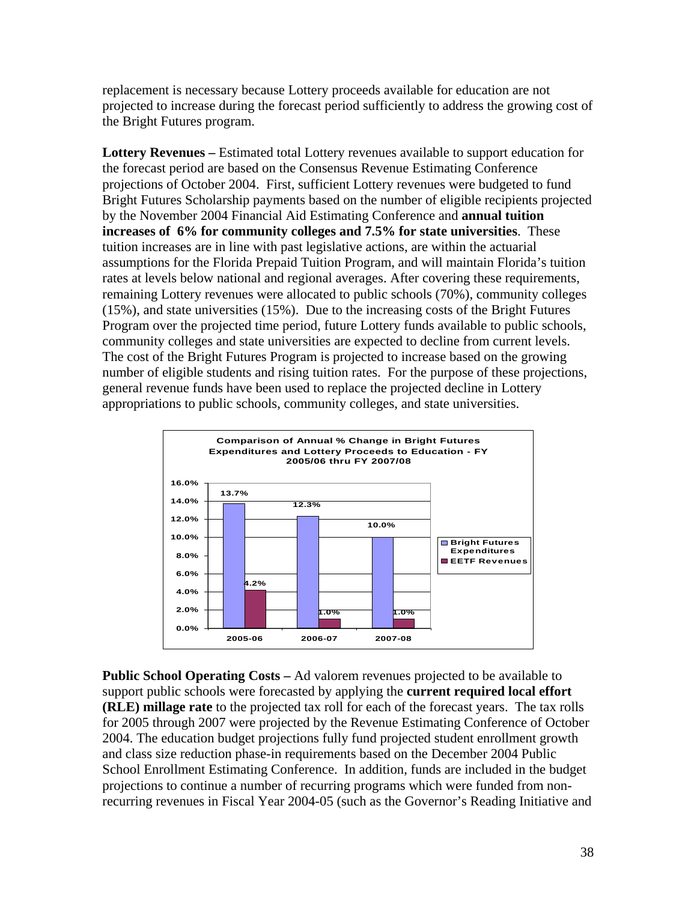replacement is necessary because Lottery proceeds available for education are not projected to increase during the forecast period sufficiently to address the growing cost of the Bright Futures program.

**Lottery Revenues –** Estimated total Lottery revenues available to support education for the forecast period are based on the Consensus Revenue Estimating Conference projections of October 2004. First, sufficient Lottery revenues were budgeted to fund Bright Futures Scholarship payments based on the number of eligible recipients projected by the November 2004 Financial Aid Estimating Conference and **annual tuition increases of 6% for community colleges and 7.5% for state universities**. These tuition increases are in line with past legislative actions, are within the actuarial assumptions for the Florida Prepaid Tuition Program, and will maintain Florida's tuition rates at levels below national and regional averages. After covering these requirements, remaining Lottery revenues were allocated to public schools (70%), community colleges (15%), and state universities (15%). Due to the increasing costs of the Bright Futures Program over the projected time period, future Lottery funds available to public schools, community colleges and state universities are expected to decline from current levels. The cost of the Bright Futures Program is projected to increase based on the growing number of eligible students and rising tuition rates. For the purpose of these projections, general revenue funds have been used to replace the projected decline in Lottery appropriations to public schools, community colleges, and state universities.

**Comparison of Annual % Change in Bright Futures Expenditures and Lottery Proceeds to Education - FY 2005/06 thru FY 2007/08**

| | Bright Futures Expenditures | EETF Revenues |
|---|---|---|
| 2005-06 | 13.7% | 4.2% |
| 2006-07 | 12.3% | 1.0% |
| 2007-08 | 10.0% | 1.0% |

**Public School Operating Costs –** Ad valorem revenues projected to be available to support public schools were forecasted by applying the **current required local effort (RLE) millage rate** to the projected tax roll for each of the forecast years. The tax rolls for 2005 through 2007 were projected by the Revenue Estimating Conference of October 2004. The education budget projections fully fund projected student enrollment growth and class size reduction phase-in requirements based on the December 2004 Public School Enrollment Estimating Conference. In addition, funds are included in the budget projections to continue a number of recurring programs which were funded from non-recurring revenues in Fiscal Year 2004-05 (such as the Governor's Reading Initiative and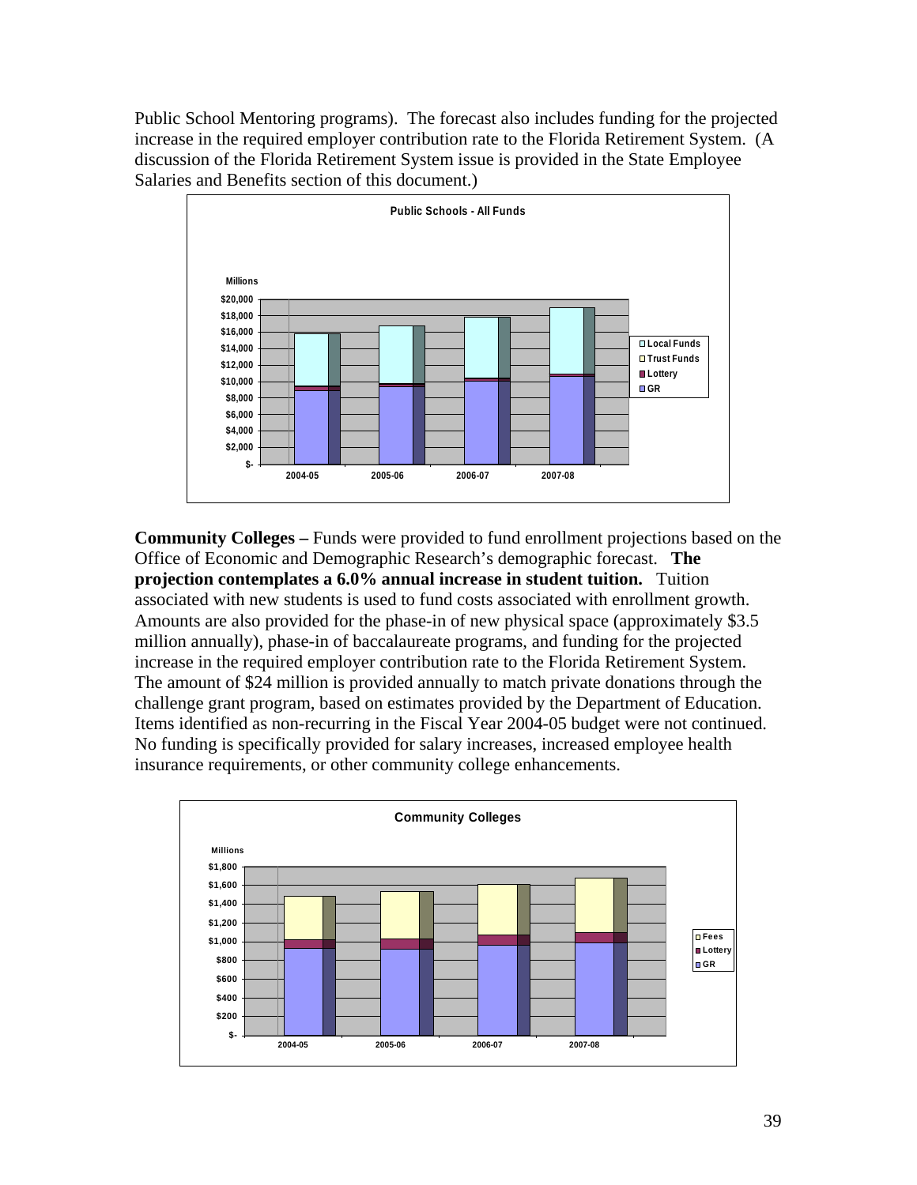Public School Mentoring programs). The forecast also includes funding for the projected increase in the required employer contribution rate to the Florida Retirement System. (A discussion of the Florida Retirement System issue is provided in the State Employee Salaries and Benefits section of this document.)

**Public Schools - All Funds**

**Community Colleges –** Funds were provided to fund enrollment projections based on the Office of Economic and Demographic Research's demographic forecast. **The projection contemplates a 6.0% annual increase in student tuition.** Tuition associated with new students is used to fund costs associated with enrollment growth. Amounts are also provided for the phase-in of new physical space (approximately $3.5 million annually), phase-in of baccalaureate programs, and funding for the projected increase in the required employer contribution rate to the Florida Retirement System. The amount of $24 million is provided annually to match private donations through the challenge grant program, based on estimates provided by the Department of Education. Items identified as non-recurring in the Fiscal Year 2004-05 budget were not continued. No funding is specifically provided for salary increases, increased employee health insurance requirements, or other community college enhancements.

**Community Colleges**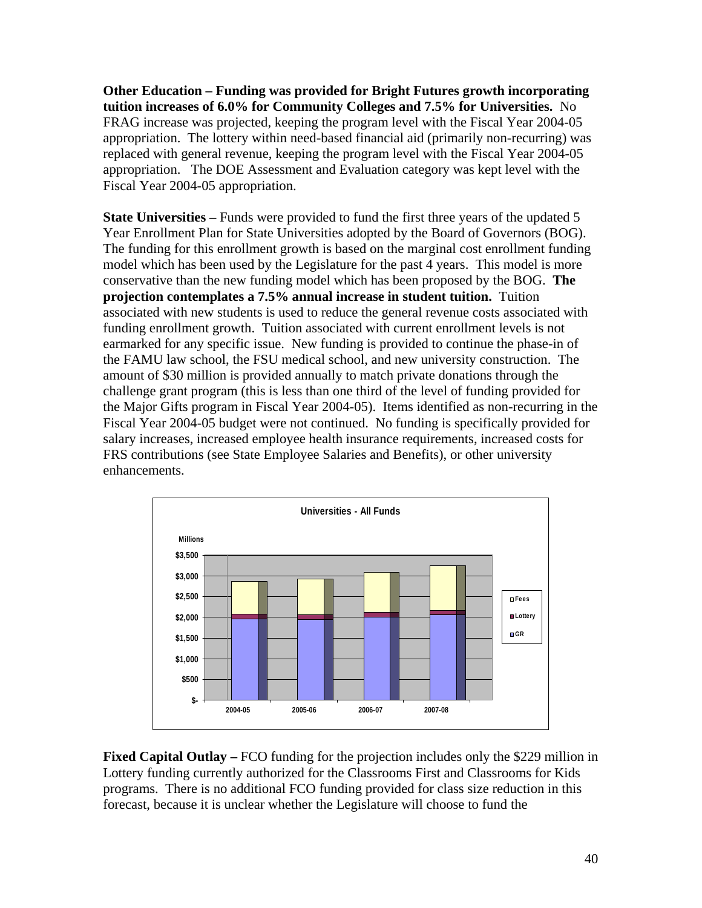**Other Education – Funding was provided for Bright Futures growth incorporating tuition increases of 6.0% for Community Colleges and 7.5% for Universities.** No FRAG increase was projected, keeping the program level with the Fiscal Year 2004-05 appropriation. The lottery within need-based financial aid (primarily non-recurring) was replaced with general revenue, keeping the program level with the Fiscal Year 2004-05 appropriation. The DOE Assessment and Evaluation category was kept level with the Fiscal Year 2004-05 appropriation.

**State Universities –** Funds were provided to fund the first three years of the updated 5 Year Enrollment Plan for State Universities adopted by the Board of Governors (BOG). The funding for this enrollment growth is based on the marginal cost enrollment funding model which has been used by the Legislature for the past 4 years. This model is more conservative than the new funding model which has been proposed by the BOG. **The projection contemplates a 7.5% annual increase in student tuition.** Tuition associated with new students is used to reduce the general revenue costs associated with funding enrollment growth. Tuition associated with current enrollment levels is not earmarked for any specific issue. New funding is provided to continue the phase-in of the FAMU law school, the FSU medical school, and new university construction. The amount of $30 million is provided annually to match private donations through the challenge grant program (this is less than one third of the level of funding provided for the Major Gifts program in Fiscal Year 2004-05). Items identified as non-recurring in the Fiscal Year 2004-05 budget were not continued. No funding is specifically provided for salary increases, increased employee health insurance requirements, increased costs for FRS contributions (see State Employee Salaries and Benefits), or other university enhancements.

**Universities - All Funds**

Millions

(Stacked bar chart: Fees, Lottery, GR for 2004-05, 2005-06, 2006-07, 2007-08; y-axis $- to $3,500)

**Fixed Capital Outlay –** FCO funding for the projection includes only the $229 million in Lottery funding currently authorized for the Classrooms First and Classrooms for Kids programs. There is no additional FCO funding provided for class size reduction in this forecast, because it is unclear whether the Legislature will choose to fund the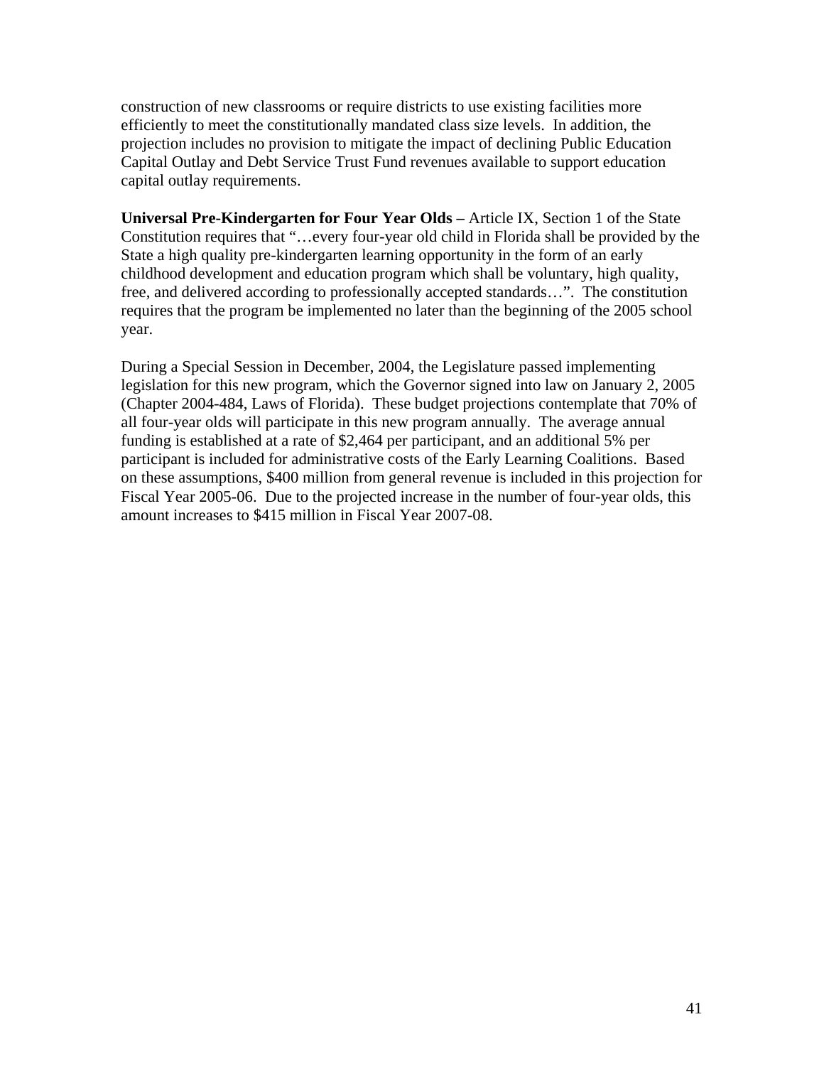construction of new classrooms or require districts to use existing facilities more efficiently to meet the constitutionally mandated class size levels. In addition, the projection includes no provision to mitigate the impact of declining Public Education Capital Outlay and Debt Service Trust Fund revenues available to support education capital outlay requirements.

**Universal Pre-Kindergarten for Four Year Olds –** Article IX, Section 1 of the State Constitution requires that "…every four-year old child in Florida shall be provided by the State a high quality pre-kindergarten learning opportunity in the form of an early childhood development and education program which shall be voluntary, high quality, free, and delivered according to professionally accepted standards…". The constitution requires that the program be implemented no later than the beginning of the 2005 school year.

During a Special Session in December, 2004, the Legislature passed implementing legislation for this new program, which the Governor signed into law on January 2, 2005 (Chapter 2004-484, Laws of Florida). These budget projections contemplate that 70% of all four-year olds will participate in this new program annually. The average annual funding is established at a rate of $2,464 per participant, and an additional 5% per participant is included for administrative costs of the Early Learning Coalitions. Based on these assumptions, $400 million from general revenue is included in this projection for Fiscal Year 2005-06. Due to the projected increase in the number of four-year olds, this amount increases to $415 million in Fiscal Year 2007-08.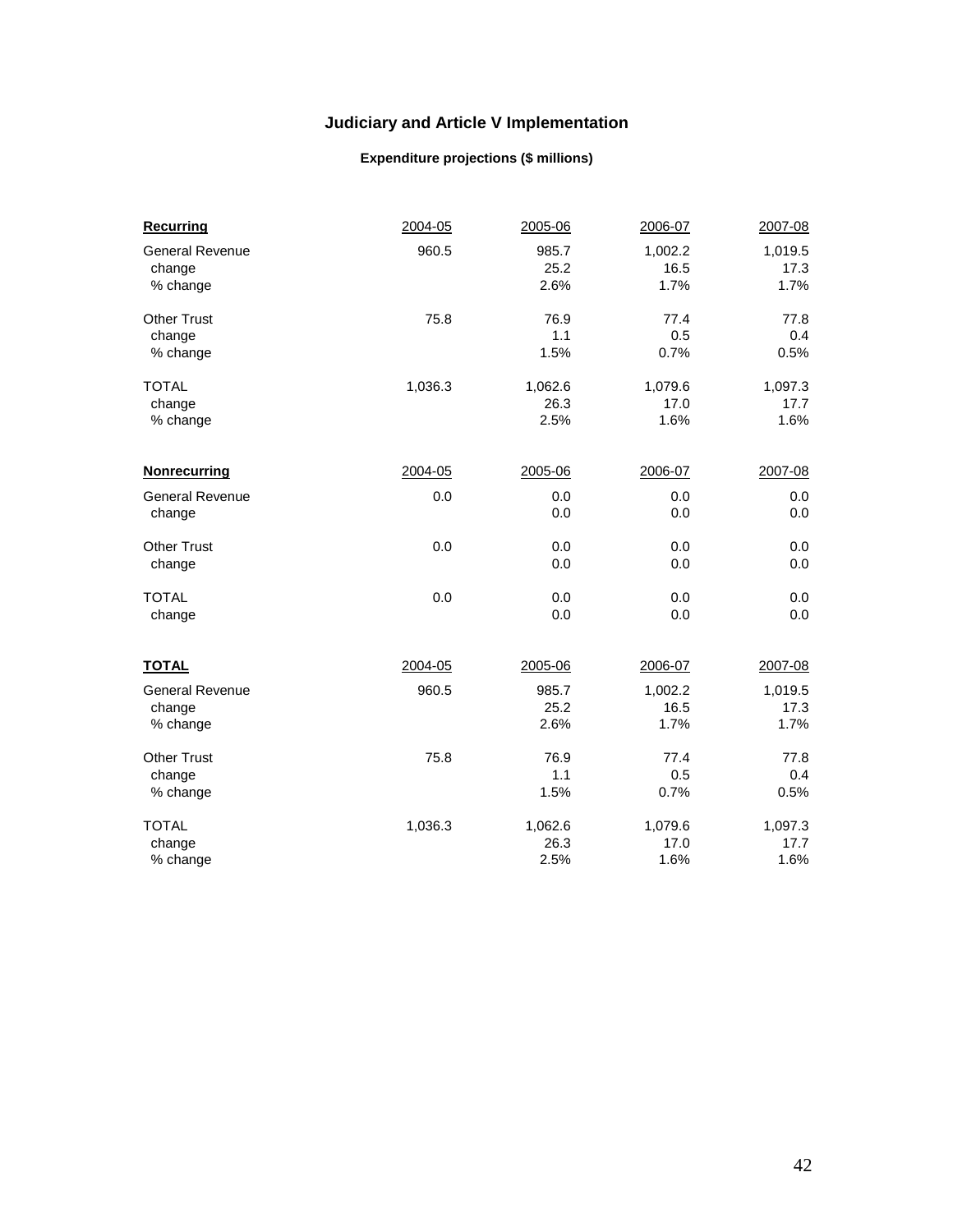# Judiciary and Article V Implementation

### Expenditure projections ($ millions)

| **Recurring** | 2004-05 | 2005-06 | 2006-07 | 2007-08 |
|---|---|---|---|---|
| General Revenue | 960.5 | 985.7 | 1,002.2 | 1,019.5 |
| change | | 25.2 | 16.5 | 17.3 |
| % change | | 2.6% | 1.7% | 1.7% |
| Other Trust | 75.8 | 76.9 | 77.4 | 77.8 |
| change | | 1.1 | 0.5 | 0.4 |
| % change | | 1.5% | 0.7% | 0.5% |
| TOTAL | 1,036.3 | 1,062.6 | 1,079.6 | 1,097.3 |
| change | | 26.3 | 17.0 | 17.7 |
| % change | | 2.5% | 1.6% | 1.6% |

| **Nonrecurring** | 2004-05 | 2005-06 | 2006-07 | 2007-08 |
|---|---|---|---|---|
| General Revenue | 0.0 | 0.0 | 0.0 | 0.0 |
| change | | 0.0 | 0.0 | 0.0 |
| Other Trust | 0.0 | 0.0 | 0.0 | 0.0 |
| change | | 0.0 | 0.0 | 0.0 |
| TOTAL | 0.0 | 0.0 | 0.0 | 0.0 |
| change | | 0.0 | 0.0 | 0.0 |

| **TOTAL** | 2004-05 | 2005-06 | 2006-07 | 2007-08 |
|---|---|---|---|---|
| General Revenue | 960.5 | 985.7 | 1,002.2 | 1,019.5 |
| change | | 25.2 | 16.5 | 17.3 |
| % change | | 2.6% | 1.7% | 1.7% |
| Other Trust | 75.8 | 76.9 | 77.4 | 77.8 |
| change | | 1.1 | 0.5 | 0.4 |
| % change | | 1.5% | 0.7% | 0.5% |
| TOTAL | 1,036.3 | 1,062.6 | 1,079.6 | 1,097.3 |
| change | | 26.3 | 17.0 | 17.7 |
| % change | | 2.5% | 1.6% | 1.6% |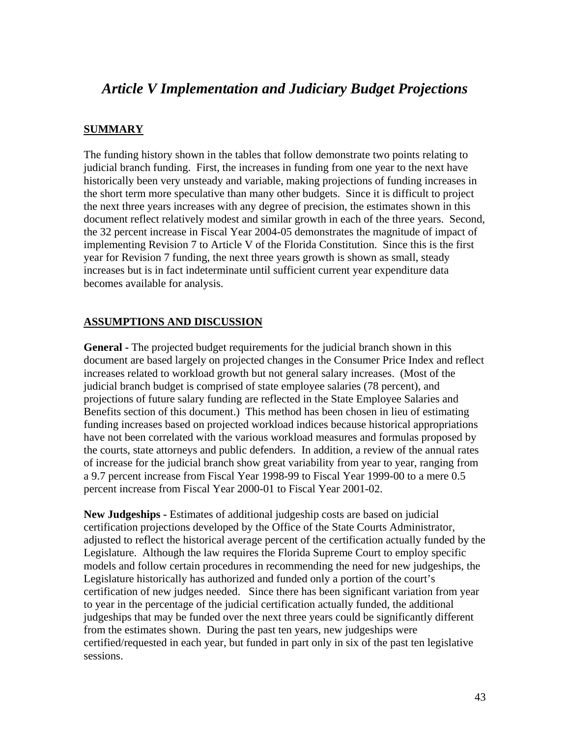# *Article V Implementation and Judiciary Budget Projections*

## SUMMARY

The funding history shown in the tables that follow demonstrate two points relating to judicial branch funding. First, the increases in funding from one year to the next have historically been very unsteady and variable, making projections of funding increases in the short term more speculative than many other budgets. Since it is difficult to project the next three years increases with any degree of precision, the estimates shown in this document reflect relatively modest and similar growth in each of the three years. Second, the 32 percent increase in Fiscal Year 2004-05 demonstrates the magnitude of impact of implementing Revision 7 to Article V of the Florida Constitution. Since this is the first year for Revision 7 funding, the next three years growth is shown as small, steady increases but is in fact indeterminate until sufficient current year expenditure data becomes available for analysis.

## ASSUMPTIONS AND DISCUSSION

**General -** The projected budget requirements for the judicial branch shown in this document are based largely on projected changes in the Consumer Price Index and reflect increases related to workload growth but not general salary increases. (Most of the judicial branch budget is comprised of state employee salaries (78 percent), and projections of future salary funding are reflected in the State Employee Salaries and Benefits section of this document.) This method has been chosen in lieu of estimating funding increases based on projected workload indices because historical appropriations have not been correlated with the various workload measures and formulas proposed by the courts, state attorneys and public defenders. In addition, a review of the annual rates of increase for the judicial branch show great variability from year to year, ranging from a 9.7 percent increase from Fiscal Year 1998-99 to Fiscal Year 1999-00 to a mere 0.5 percent increase from Fiscal Year 2000-01 to Fiscal Year 2001-02.

**New Judgeships -** Estimates of additional judgeship costs are based on judicial certification projections developed by the Office of the State Courts Administrator, adjusted to reflect the historical average percent of the certification actually funded by the Legislature. Although the law requires the Florida Supreme Court to employ specific models and follow certain procedures in recommending the need for new judgeships, the Legislature historically has authorized and funded only a portion of the court's certification of new judges needed. Since there has been significant variation from year to year in the percentage of the judicial certification actually funded, the additional judgeships that may be funded over the next three years could be significantly different from the estimates shown. During the past ten years, new judgeships were certified/requested in each year, but funded in part only in six of the past ten legislative sessions.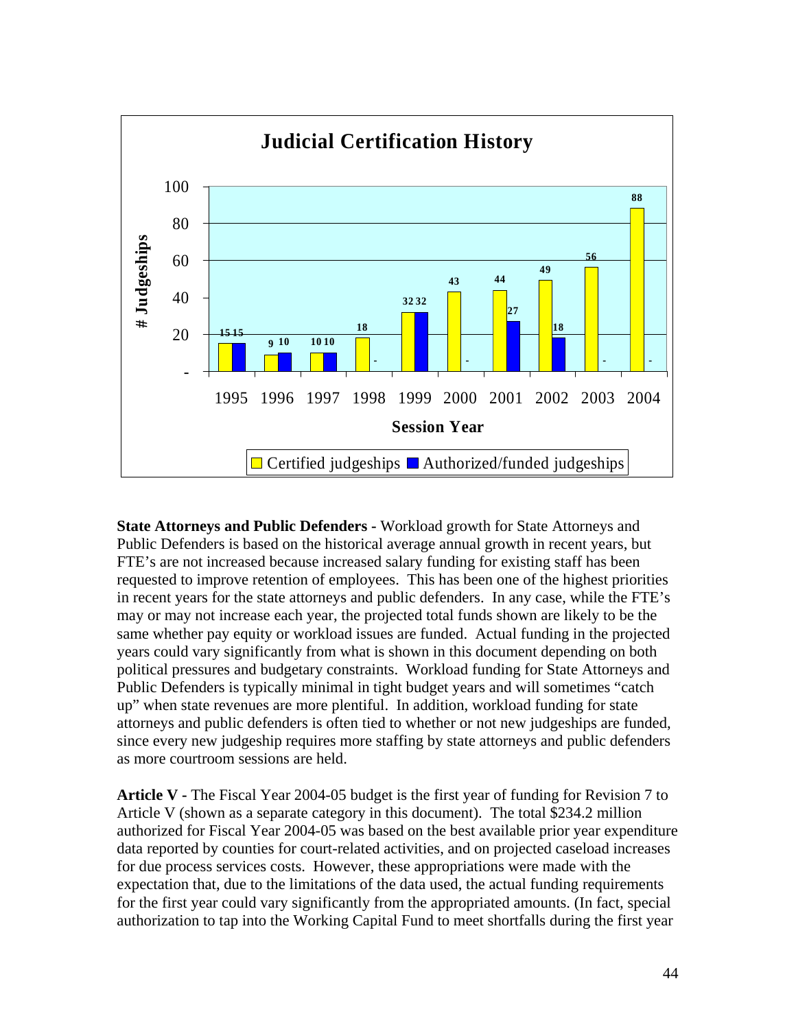**Judicial Certification History**

| Session Year | Certified judgeships | Authorized/funded judgeships |
|---|---|---|
| 1995 | 15 | 15 |
| 1996 | 9 | 10 |
| 1997 | 10 | 10 |
| 1998 | 18 | - |
| 1999 | 32 | 32 |
| 2000 | 43 | - |
| 2001 | 44 | 27 |
| 2002 | 49 | 18 |
| 2003 | 56 | - |
| 2004 | 88 | - |

**State Attorneys and Public Defenders -** Workload growth for State Attorneys and Public Defenders is based on the historical average annual growth in recent years, but FTE's are not increased because increased salary funding for existing staff has been requested to improve retention of employees. This has been one of the highest priorities in recent years for the state attorneys and public defenders. In any case, while the FTE's may or may not increase each year, the projected total funds shown are likely to be the same whether pay equity or workload issues are funded. Actual funding in the projected years could vary significantly from what is shown in this document depending on both political pressures and budgetary constraints. Workload funding for State Attorneys and Public Defenders is typically minimal in tight budget years and will sometimes "catch up" when state revenues are more plentiful. In addition, workload funding for state attorneys and public defenders is often tied to whether or not new judgeships are funded, since every new judgeship requires more staffing by state attorneys and public defenders as more courtroom sessions are held.

**Article V -** The Fiscal Year 2004-05 budget is the first year of funding for Revision 7 to Article V (shown as a separate category in this document). The total $234.2 million authorized for Fiscal Year 2004-05 was based on the best available prior year expenditure data reported by counties for court-related activities, and on projected caseload increases for due process services costs. However, these appropriations were made with the expectation that, due to the limitations of the data used, the actual funding requirements for the first year could vary significantly from the appropriated amounts. (In fact, special authorization to tap into the Working Capital Fund to meet shortfalls during the first year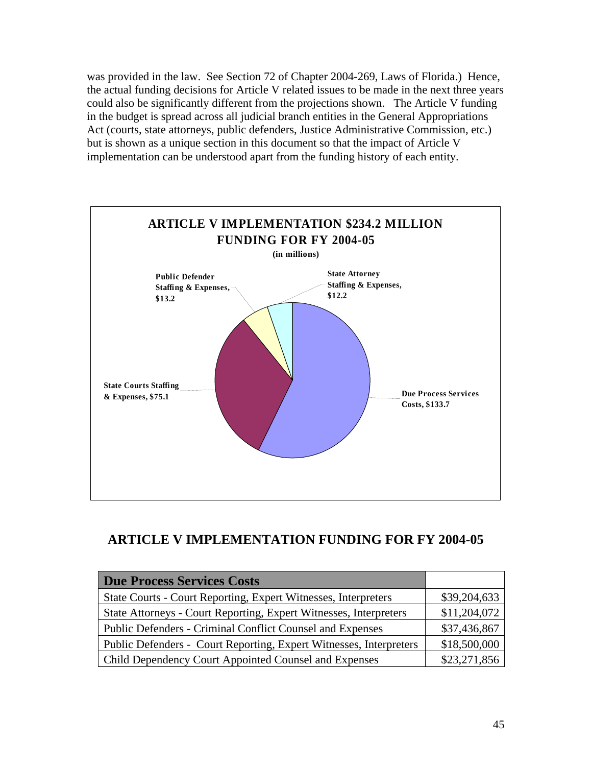was provided in the law. See Section 72 of Chapter 2004-269, Laws of Florida.) Hence, the actual funding decisions for Article V related issues to be made in the next three years could also be significantly different from the projections shown. The Article V funding in the budget is spread across all judicial branch entities in the General Appropriations Act (courts, state attorneys, public defenders, Justice Administrative Commission, etc.) but is shown as a unique section in this document so that the impact of Article V implementation can be understood apart from the funding history of each entity.

**ARTICLE V IMPLEMENTATION $234.2 MILLION FUNDING FOR FY 2004-05**

**(in millions)**

- Due Process Services Costs, $133.7
- State Courts Staffing & Expenses, $75.1
- Public Defender Staffing & Expenses, $13.2
- State Attorney Staffing & Expenses, $12.2

## ARTICLE V IMPLEMENTATION FUNDING FOR FY 2004-05

| Due Process Services Costs | |
|---|---|
| State Courts - Court Reporting, Expert Witnesses, Interpreters | $39,204,633 |
| State Attorneys - Court Reporting, Expert Witnesses, Interpreters | $11,204,072 |
| Public Defenders - Criminal Conflict Counsel and Expenses | $37,436,867 |
| Public Defenders - Court Reporting, Expert Witnesses, Interpreters | $18,500,000 |
| Child Dependency Court Appointed Counsel and Expenses | $23,271,856 |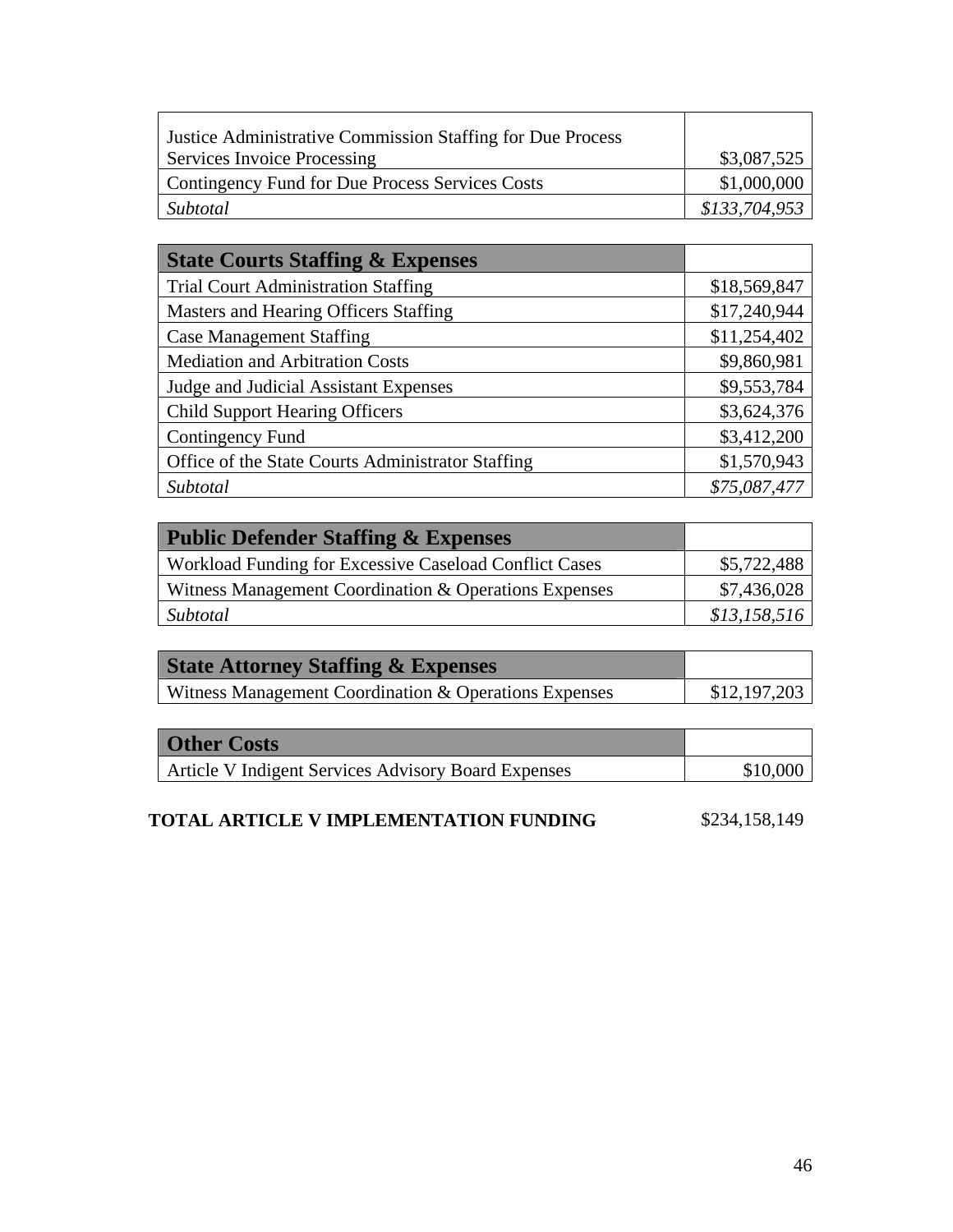| | |
|---|---|
| Justice Administrative Commission Staffing for Due Process Services Invoice Processing | $3,087,525 |
| Contingency Fund for Due Process Services Costs | $1,000,000 |
| *Subtotal* | *$133,704,953* |

| **State Courts Staffing & Expenses** | |
|---|---|
| Trial Court Administration Staffing | $18,569,847 |
| Masters and Hearing Officers Staffing | $17,240,944 |
| Case Management Staffing | $11,254,402 |
| Mediation and Arbitration Costs | $9,860,981 |
| Judge and Judicial Assistant Expenses | $9,553,784 |
| Child Support Hearing Officers | $3,624,376 |
| Contingency Fund | $3,412,200 |
| Office of the State Courts Administrator Staffing | $1,570,943 |
| *Subtotal* | *$75,087,477* |

| **Public Defender Staffing & Expenses** | |
|---|---|
| Workload Funding for Excessive Caseload Conflict Cases | $5,722,488 |
| Witness Management Coordination & Operations Expenses | $7,436,028 |
| *Subtotal* | *$13,158,516* |

| **State Attorney Staffing & Expenses** | |
|---|---|
| Witness Management Coordination & Operations Expenses | $12,197,203 |

| **Other Costs** | |
|---|---|
| Article V Indigent Services Advisory Board Expenses | $10,000 |

**TOTAL ARTICLE V IMPLEMENTATION FUNDING** $234,158,149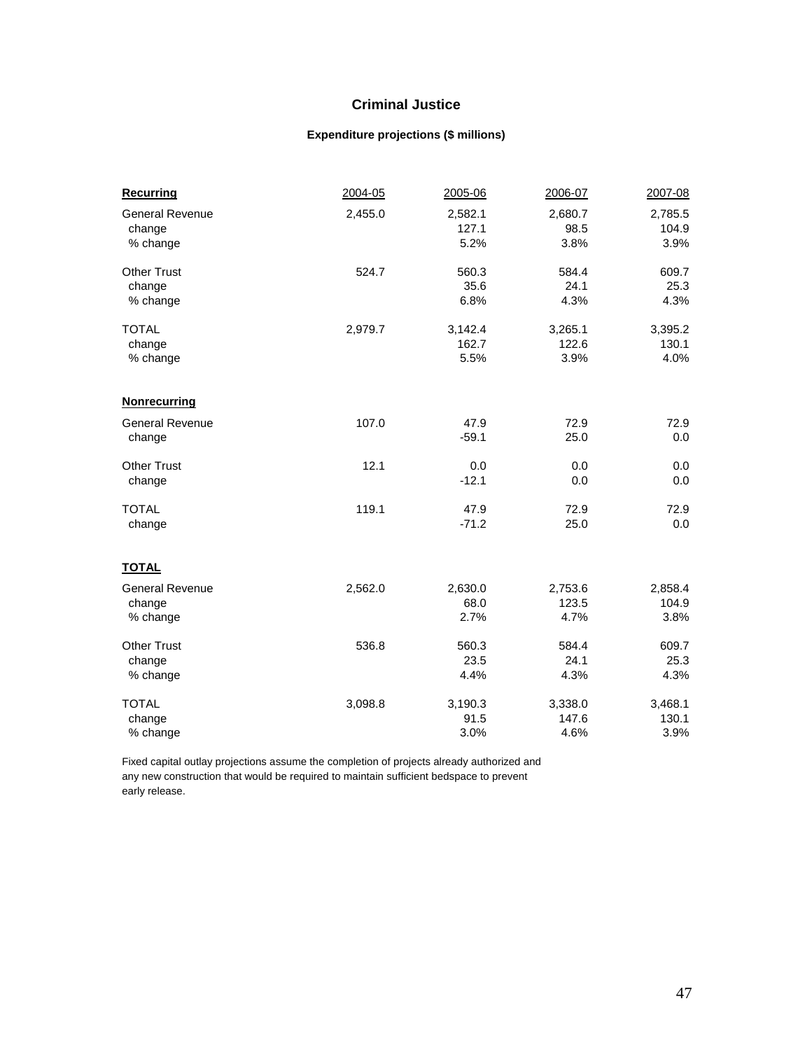## Criminal Justice

### Expenditure projections ($ millions)

| **Recurring** | 2004-05 | 2005-06 | 2006-07 | 2007-08 |
|---|---|---|---|---|
| General Revenue | 2,455.0 | 2,582.1 | 2,680.7 | 2,785.5 |
| change | | 127.1 | 98.5 | 104.9 |
| % change | | 5.2% | 3.8% | 3.9% |
| Other Trust | 524.7 | 560.3 | 584.4 | 609.7 |
| change | | 35.6 | 24.1 | 25.3 |
| % change | | 6.8% | 4.3% | 4.3% |
| TOTAL | 2,979.7 | 3,142.4 | 3,265.1 | 3,395.2 |
| change | | 162.7 | 122.6 | 130.1 |
| % change | | 5.5% | 3.9% | 4.0% |
| **Nonrecurring** | | | | |
| General Revenue | 107.0 | 47.9 | 72.9 | 72.9 |
| change | | -59.1 | 25.0 | 0.0 |
| Other Trust | 12.1 | 0.0 | 0.0 | 0.0 |
| change | | -12.1 | 0.0 | 0.0 |
| TOTAL | 119.1 | 47.9 | 72.9 | 72.9 |
| change | | -71.2 | 25.0 | 0.0 |
| **TOTAL** | | | | |
| General Revenue | 2,562.0 | 2,630.0 | 2,753.6 | 2,858.4 |
| change | | 68.0 | 123.5 | 104.9 |
| % change | | 2.7% | 4.7% | 3.8% |
| Other Trust | 536.8 | 560.3 | 584.4 | 609.7 |
| change | | 23.5 | 24.1 | 25.3 |
| % change | | 4.4% | 4.3% | 4.3% |
| TOTAL | 3,098.8 | 3,190.3 | 3,338.0 | 3,468.1 |
| change | | 91.5 | 147.6 | 130.1 |
| % change | | 3.0% | 4.6% | 3.9% |

Fixed capital outlay projections assume the completion of projects already authorized and any new construction that would be required to maintain sufficient bedspace to prevent early release.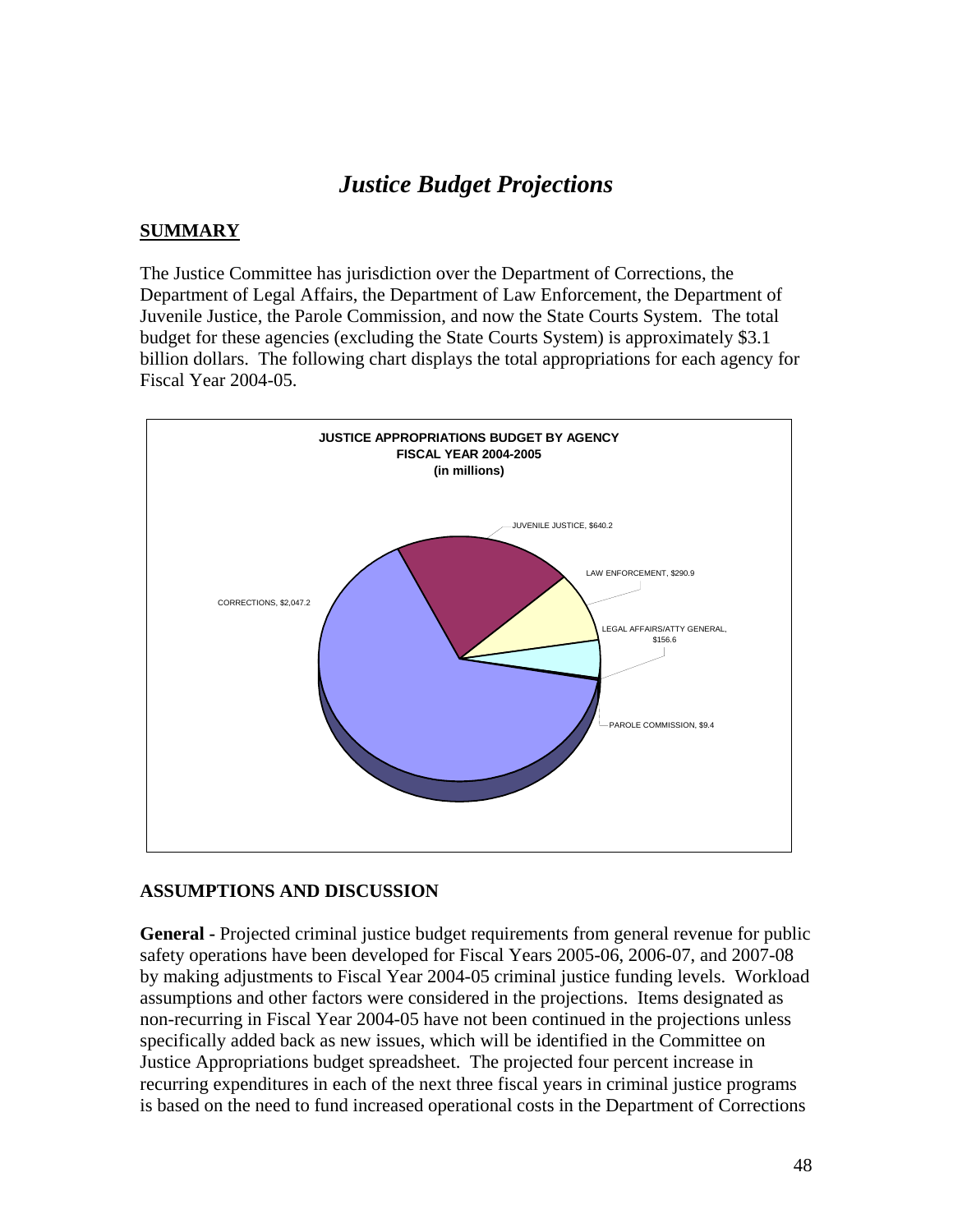# *Justice Budget Projections*

## SUMMARY

The Justice Committee has jurisdiction over the Department of Corrections, the Department of Legal Affairs, the Department of Law Enforcement, the Department of Juvenile Justice, the Parole Commission, and now the State Courts System. The total budget for these agencies (excluding the State Courts System) is approximately $3.1 billion dollars. The following chart displays the total appropriations for each agency for Fiscal Year 2004-05.

**JUSTICE APPROPRIATIONS BUDGET BY AGENCY**
**FISCAL YEAR 2004-2005**
**(in millions)**

| Agency | Amount |
|---|---|
| CORRECTIONS | $2,047.2 |
| JUVENILE JUSTICE | $640.2 |
| LAW ENFORCEMENT | $290.9 |
| LEGAL AFFAIRS/ATTY GENERAL | $156.6 |
| PAROLE COMMISSION | $9.4 |

## ASSUMPTIONS AND DISCUSSION

**General -** Projected criminal justice budget requirements from general revenue for public safety operations have been developed for Fiscal Years 2005-06, 2006-07, and 2007-08 by making adjustments to Fiscal Year 2004-05 criminal justice funding levels. Workload assumptions and other factors were considered in the projections. Items designated as non-recurring in Fiscal Year 2004-05 have not been continued in the projections unless specifically added back as new issues, which will be identified in the Committee on Justice Appropriations budget spreadsheet. The projected four percent increase in recurring expenditures in each of the next three fiscal years in criminal justice programs is based on the need to fund increased operational costs in the Department of Corrections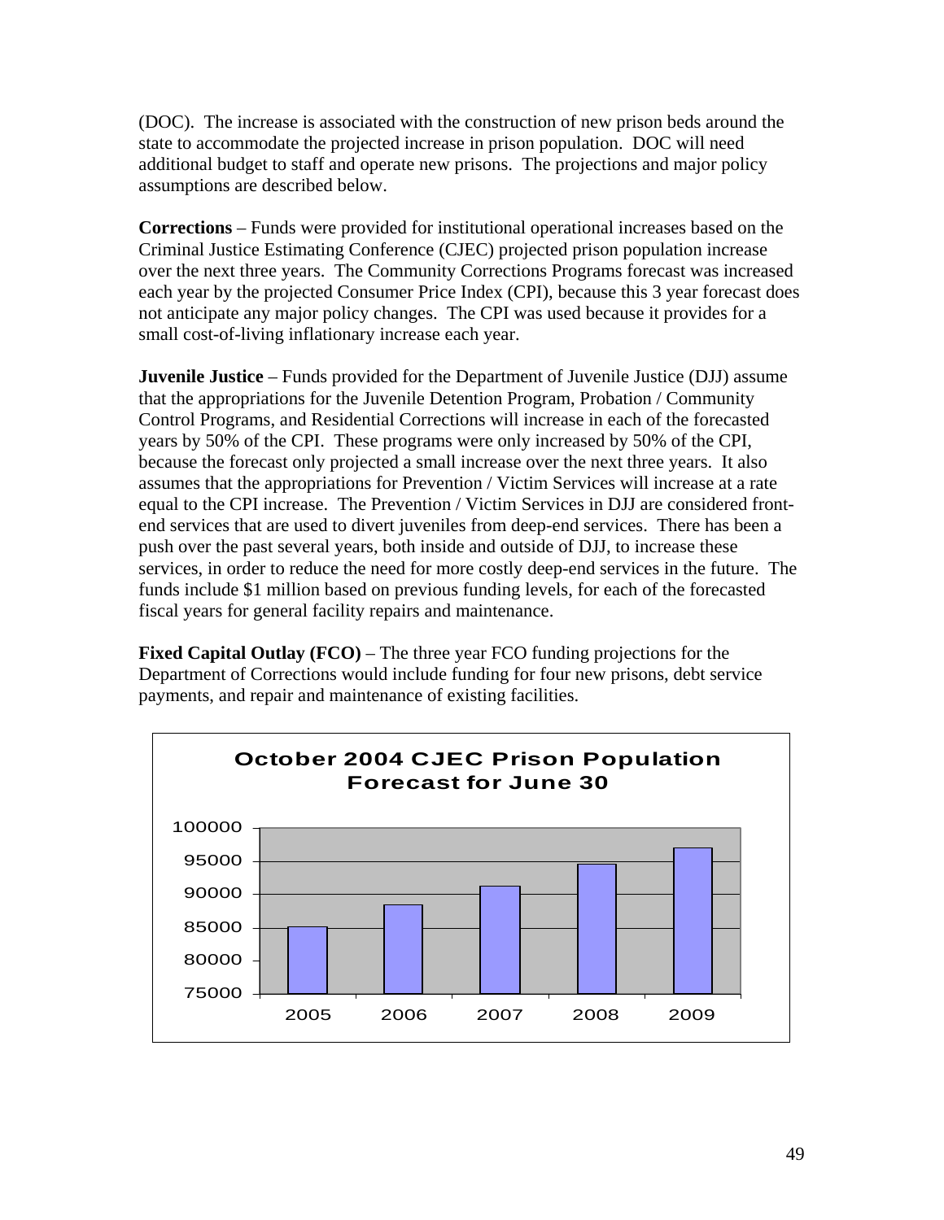(DOC). The increase is associated with the construction of new prison beds around the state to accommodate the projected increase in prison population. DOC will need additional budget to staff and operate new prisons. The projections and major policy assumptions are described below.

**Corrections** – Funds were provided for institutional operational increases based on the Criminal Justice Estimating Conference (CJEC) projected prison population increase over the next three years. The Community Corrections Programs forecast was increased each year by the projected Consumer Price Index (CPI), because this 3 year forecast does not anticipate any major policy changes. The CPI was used because it provides for a small cost-of-living inflationary increase each year.

**Juvenile Justice** – Funds provided for the Department of Juvenile Justice (DJJ) assume that the appropriations for the Juvenile Detention Program, Probation / Community Control Programs, and Residential Corrections will increase in each of the forecasted years by 50% of the CPI. These programs were only increased by 50% of the CPI, because the forecast only projected a small increase over the next three years. It also assumes that the appropriations for Prevention / Victim Services will increase at a rate equal to the CPI increase. The Prevention / Victim Services in DJJ are considered front-end services that are used to divert juveniles from deep-end services. There has been a push over the past several years, both inside and outside of DJJ, to increase these services, in order to reduce the need for more costly deep-end services in the future. The funds include $1 million based on previous funding levels, for each of the forecasted fiscal years for general facility repairs and maintenance.

**Fixed Capital Outlay (FCO)** – The three year FCO funding projections for the Department of Corrections would include funding for four new prisons, debt service payments, and repair and maintenance of existing facilities.

**October 2004 CJEC Prison Population Forecast for June 30**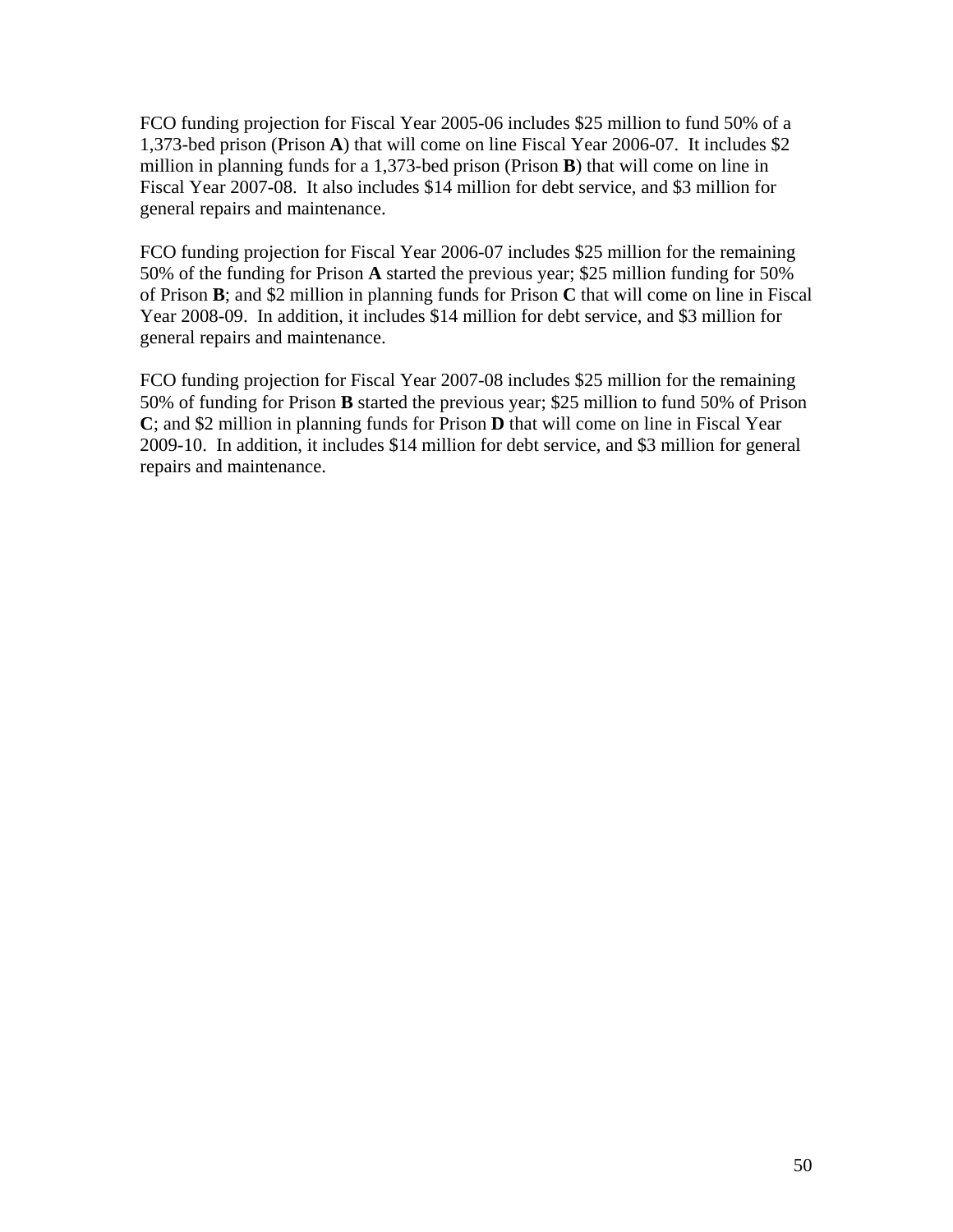FCO funding projection for Fiscal Year 2005-06 includes \$25 million to fund 50% of a 1,373-bed prison (Prison **A**) that will come on line Fiscal Year 2006-07. It includes \$2 million in planning funds for a 1,373-bed prison (Prison **B**) that will come on line in Fiscal Year 2007-08. It also includes \$14 million for debt service, and \$3 million for general repairs and maintenance.

FCO funding projection for Fiscal Year 2006-07 includes \$25 million for the remaining 50% of the funding for Prison **A** started the previous year; \$25 million funding for 50% of Prison **B**; and \$2 million in planning funds for Prison **C** that will come on line in Fiscal Year 2008-09. In addition, it includes \$14 million for debt service, and \$3 million for general repairs and maintenance.

FCO funding projection for Fiscal Year 2007-08 includes \$25 million for the remaining 50% of funding for Prison **B** started the previous year; \$25 million to fund 50% of Prison **C**; and \$2 million in planning funds for Prison **D** that will come on line in Fiscal Year 2009-10. In addition, it includes \$14 million for debt service, and \$3 million for general repairs and maintenance.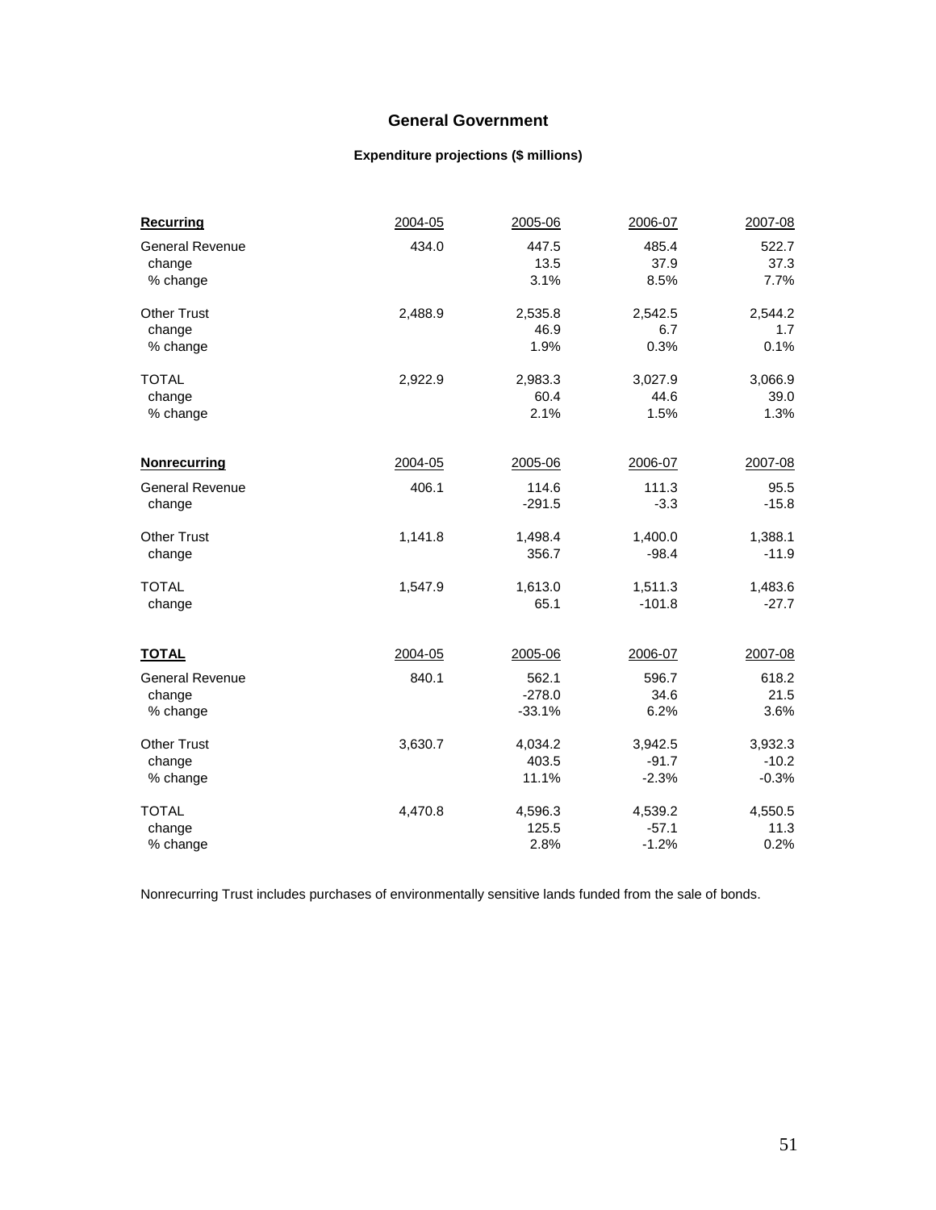## General Government

### Expenditure projections ($ millions)

| **Recurring** | 2004-05 | 2005-06 | 2006-07 | 2007-08 |
|---|---|---|---|---|
| General Revenue | 434.0 | 447.5 | 485.4 | 522.7 |
| change | | 13.5 | 37.9 | 37.3 |
| % change | | 3.1% | 8.5% | 7.7% |
| Other Trust | 2,488.9 | 2,535.8 | 2,542.5 | 2,544.2 |
| change | | 46.9 | 6.7 | 1.7 |
| % change | | 1.9% | 0.3% | 0.1% |
| TOTAL | 2,922.9 | 2,983.3 | 3,027.9 | 3,066.9 |
| change | | 60.4 | 44.6 | 39.0 |
| % change | | 2.1% | 1.5% | 1.3% |

| **Nonrecurring** | 2004-05 | 2005-06 | 2006-07 | 2007-08 |
|---|---|---|---|---|
| General Revenue | 406.1 | 114.6 | 111.3 | 95.5 |
| change | | -291.5 | -3.3 | -15.8 |
| Other Trust | 1,141.8 | 1,498.4 | 1,400.0 | 1,388.1 |
| change | | 356.7 | -98.4 | -11.9 |
| TOTAL | 1,547.9 | 1,613.0 | 1,511.3 | 1,483.6 |
| change | | 65.1 | -101.8 | -27.7 |

| **TOTAL** | 2004-05 | 2005-06 | 2006-07 | 2007-08 |
|---|---|---|---|---|
| General Revenue | 840.1 | 562.1 | 596.7 | 618.2 |
| change | | -278.0 | 34.6 | 21.5 |
| % change | | -33.1% | 6.2% | 3.6% |
| Other Trust | 3,630.7 | 4,034.2 | 3,942.5 | 3,932.3 |
| change | | 403.5 | -91.7 | -10.2 |
| % change | | 11.1% | -2.3% | -0.3% |
| TOTAL | 4,470.8 | 4,596.3 | 4,539.2 | 4,550.5 |
| change | | 125.5 | -57.1 | 11.3 |
| % change | | 2.8% | -1.2% | 0.2% |

Nonrecurring Trust includes purchases of environmentally sensitive lands funded from the sale of bonds.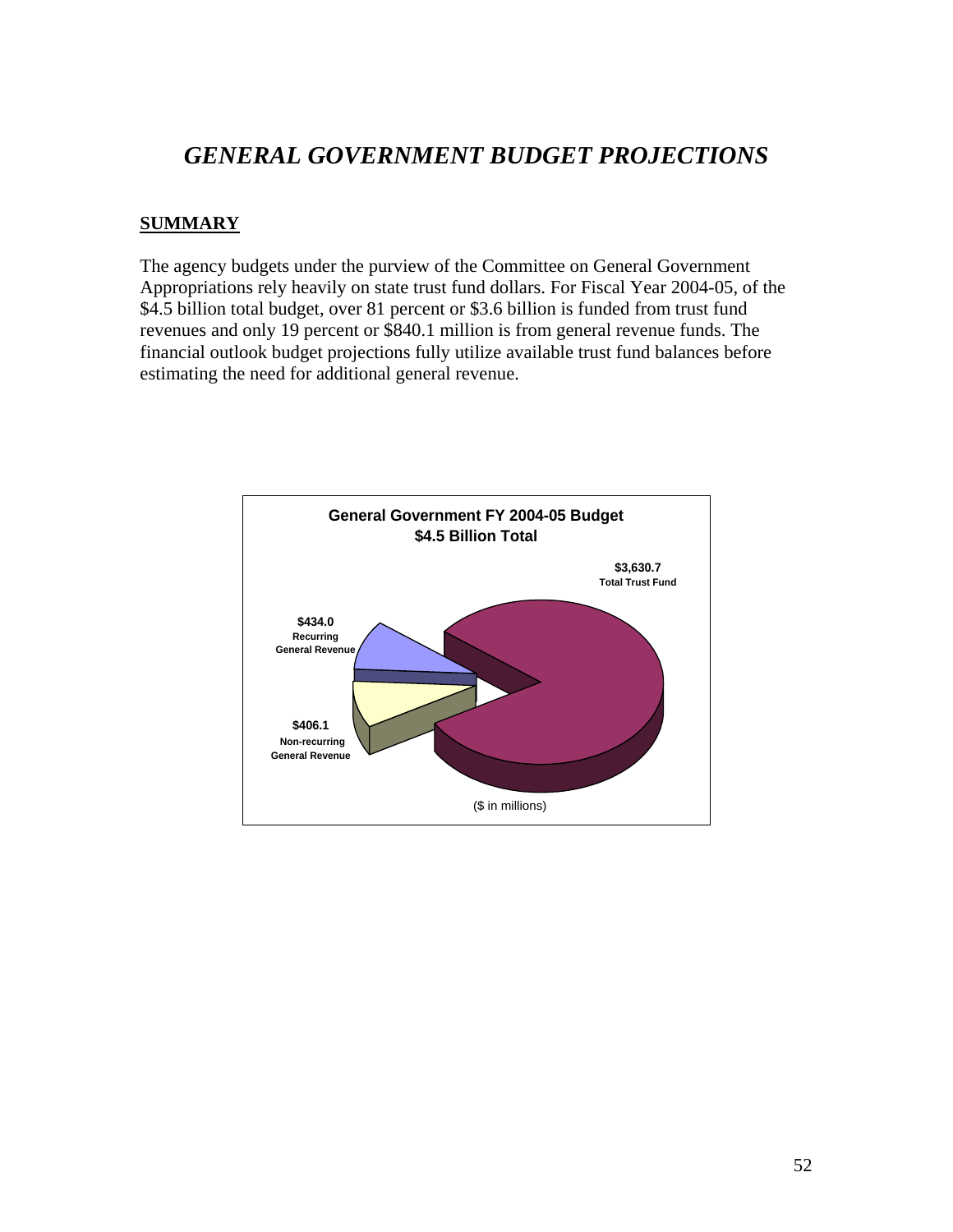# GENERAL GOVERNMENT BUDGET PROJECTIONS

## SUMMARY

The agency budgets under the purview of the Committee on General Government Appropriations rely heavily on state trust fund dollars. For Fiscal Year 2004-05, of the $4.5 billion total budget, over 81 percent or $3.6 billion is funded from trust fund revenues and only 19 percent or $840.1 million is from general revenue funds. The financial outlook budget projections fully utilize available trust fund balances before estimating the need for additional general revenue.

**General Government FY 2004-05 Budget**
**$4.5 Billion Total**

- **$3,630.7** Total Trust Fund
- **$434.0** Recurring General Revenue
- **$406.1** Non-recurring General Revenue

($ in millions)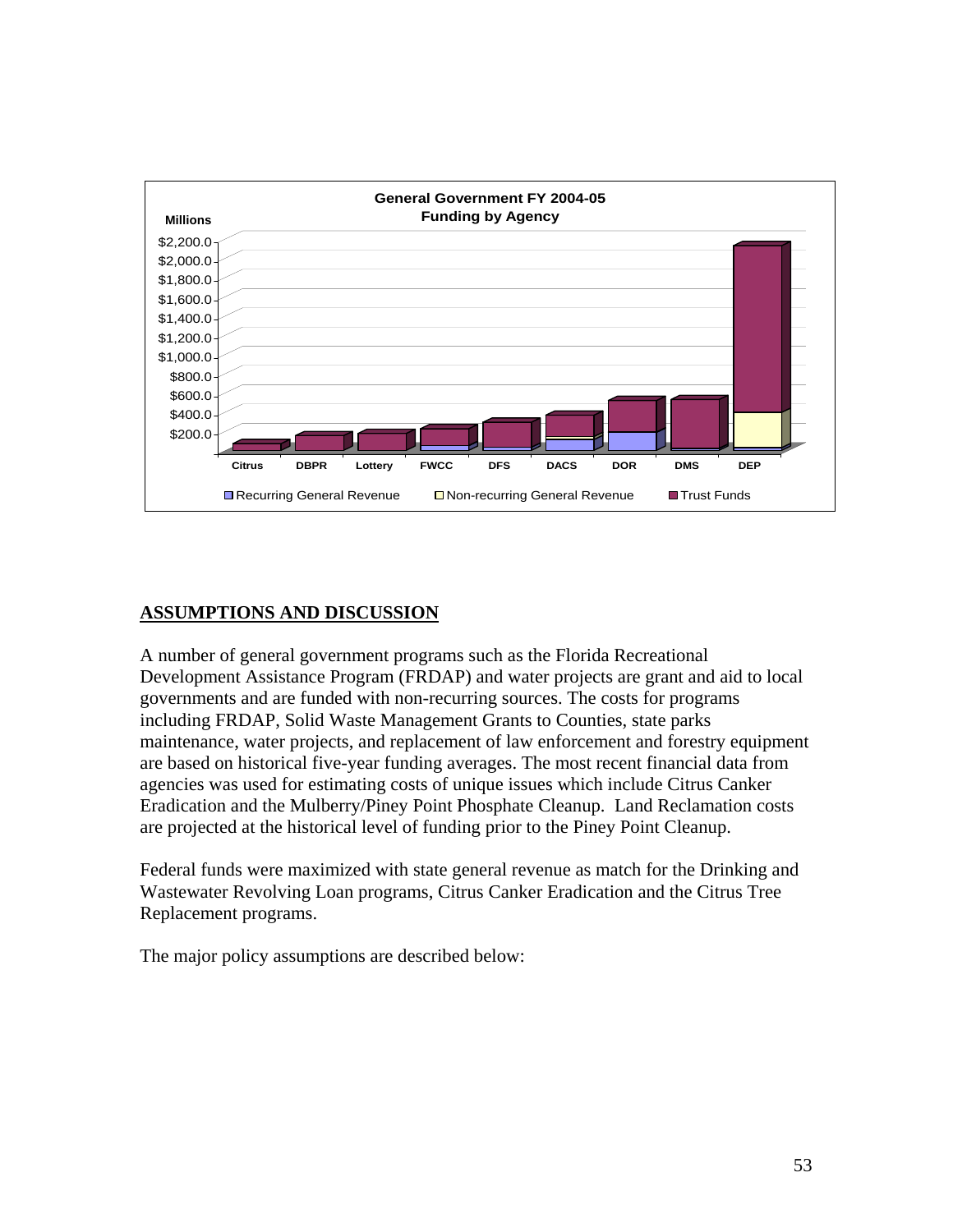General Government FY 2004-05
Funding by Agency

## ASSUMPTIONS AND DISCUSSION

A number of general government programs such as the Florida Recreational Development Assistance Program (FRDAP) and water projects are grant and aid to local governments and are funded with non-recurring sources. The costs for programs including FRDAP, Solid Waste Management Grants to Counties, state parks maintenance, water projects, and replacement of law enforcement and forestry equipment are based on historical five-year funding averages. The most recent financial data from agencies was used for estimating costs of unique issues which include Citrus Canker Eradication and the Mulberry/Piney Point Phosphate Cleanup. Land Reclamation costs are projected at the historical level of funding prior to the Piney Point Cleanup.

Federal funds were maximized with state general revenue as match for the Drinking and Wastewater Revolving Loan programs, Citrus Canker Eradication and the Citrus Tree Replacement programs.

The major policy assumptions are described below: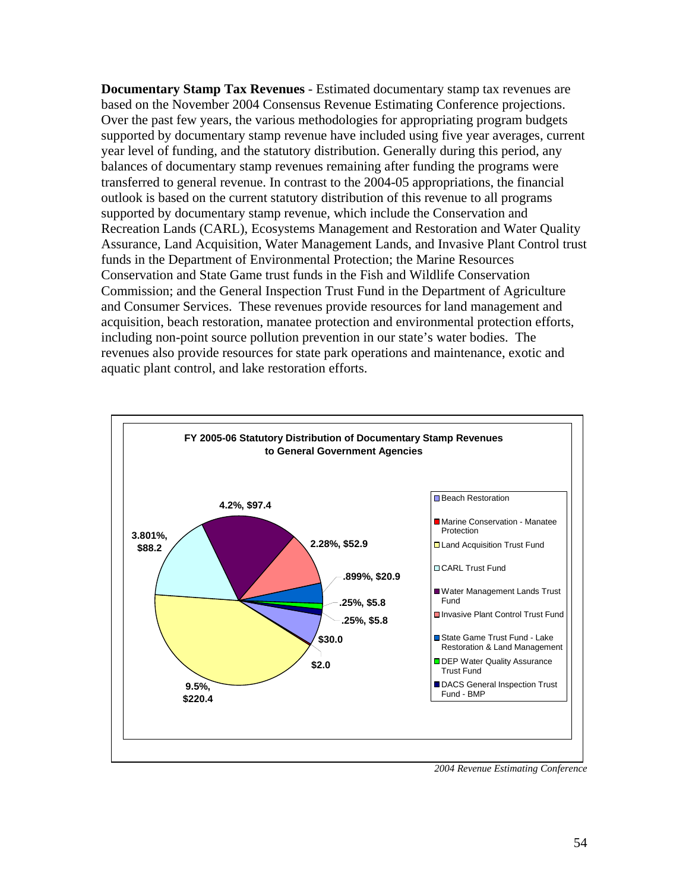**Documentary Stamp Tax Revenues** - Estimated documentary stamp tax revenues are based on the November 2004 Consensus Revenue Estimating Conference projections. Over the past few years, the various methodologies for appropriating program budgets supported by documentary stamp revenue have included using five year averages, current year level of funding, and the statutory distribution. Generally during this period, any balances of documentary stamp revenues remaining after funding the programs were transferred to general revenue. In contrast to the 2004-05 appropriations, the financial outlook is based on the current statutory distribution of this revenue to all programs supported by documentary stamp revenue, which include the Conservation and Recreation Lands (CARL), Ecosystems Management and Restoration and Water Quality Assurance, Land Acquisition, Water Management Lands, and Invasive Plant Control trust funds in the Department of Environmental Protection; the Marine Resources Conservation and State Game trust funds in the Fish and Wildlife Conservation Commission; and the General Inspection Trust Fund in the Department of Agriculture and Consumer Services. These revenues provide resources for land management and acquisition, beach restoration, manatee protection and environmental protection efforts, including non-point source pollution prevention in our state's water bodies. The revenues also provide resources for state park operations and maintenance, exotic and aquatic plant control, and lake restoration efforts.

**FY 2005-06 Statutory Distribution of Documentary Stamp Revenues to General Government Agencies**

| Fund | Share |
| --- | --- |
| Beach Restoration | $30.0 |
| Marine Conservation - Manatee Protection | $2.0 |
| Land Acquisition Trust Fund | 9.5%, $220.4 |
| CARL Trust Fund | 3.801%, $88.2 |
| Water Management Lands Trust Fund | 4.2%, $97.4 |
| Invasive Plant Control Trust Fund | 2.28%, $52.9 |
| State Game Trust Fund - Lake Restoration & Land Management | .899%, $20.9 |
| DEP Water Quality Assurance Trust Fund | .25%, $5.8 |
| DACS General Inspection Trust Fund - BMP | .25%, $5.8 |

*2004 Revenue Estimating Conference*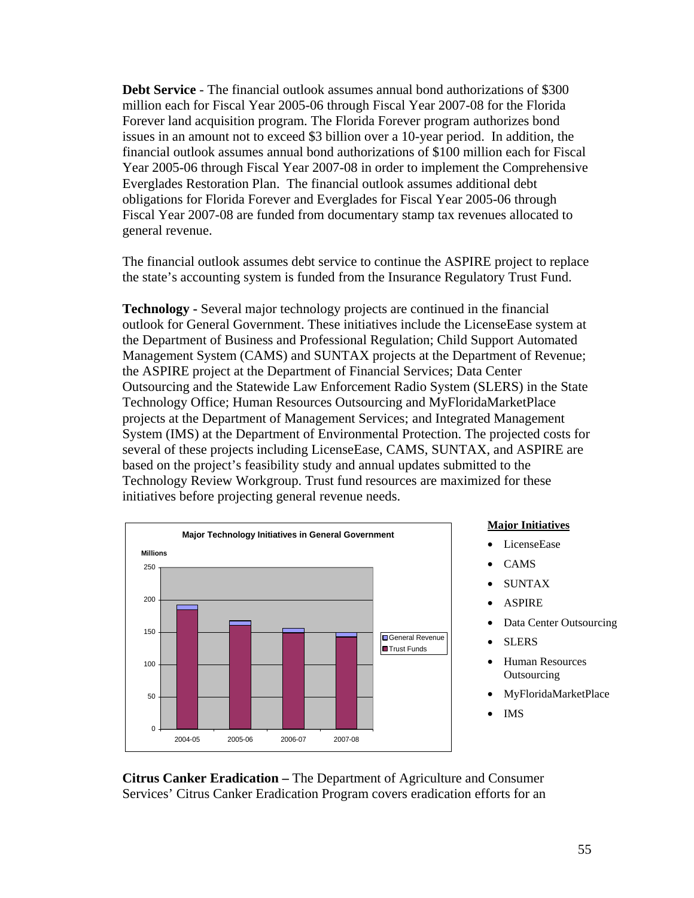**Debt Service** - The financial outlook assumes annual bond authorizations of $300 million each for Fiscal Year 2005-06 through Fiscal Year 2007-08 for the Florida Forever land acquisition program. The Florida Forever program authorizes bond issues in an amount not to exceed $3 billion over a 10-year period. In addition, the financial outlook assumes annual bond authorizations of $100 million each for Fiscal Year 2005-06 through Fiscal Year 2007-08 in order to implement the Comprehensive Everglades Restoration Plan. The financial outlook assumes additional debt obligations for Florida Forever and Everglades for Fiscal Year 2005-06 through Fiscal Year 2007-08 are funded from documentary stamp tax revenues allocated to general revenue.

The financial outlook assumes debt service to continue the ASPIRE project to replace the state's accounting system is funded from the Insurance Regulatory Trust Fund.

**Technology** - Several major technology projects are continued in the financial outlook for General Government. These initiatives include the LicenseEase system at the Department of Business and Professional Regulation; Child Support Automated Management System (CAMS) and SUNTAX projects at the Department of Revenue; the ASPIRE project at the Department of Financial Services; Data Center Outsourcing and the Statewide Law Enforcement Radio System (SLERS) in the State Technology Office; Human Resources Outsourcing and MyFloridaMarketPlace projects at the Department of Management Services; and Integrated Management System (IMS) at the Department of Environmental Protection. The projected costs for several of these projects including LicenseEase, CAMS, SUNTAX, and ASPIRE are based on the project's feasibility study and annual updates submitted to the Technology Review Workgroup. Trust fund resources are maximized for these initiatives before projecting general revenue needs.

**Major Technology Initiatives in General Government**

Millions

(Chart: stacked bars of Trust Funds and General Revenue for 2004-05, 2005-06, 2006-07, 2007-08; y-axis 0–250)

**Major Initiatives**

- LicenseEase
- CAMS
- SUNTAX
- ASPIRE
- Data Center Outsourcing
- SLERS
- Human Resources Outsourcing
- MyFloridaMarketPlace
- IMS

**Citrus Canker Eradication –** The Department of Agriculture and Consumer Services' Citrus Canker Eradication Program covers eradication efforts for an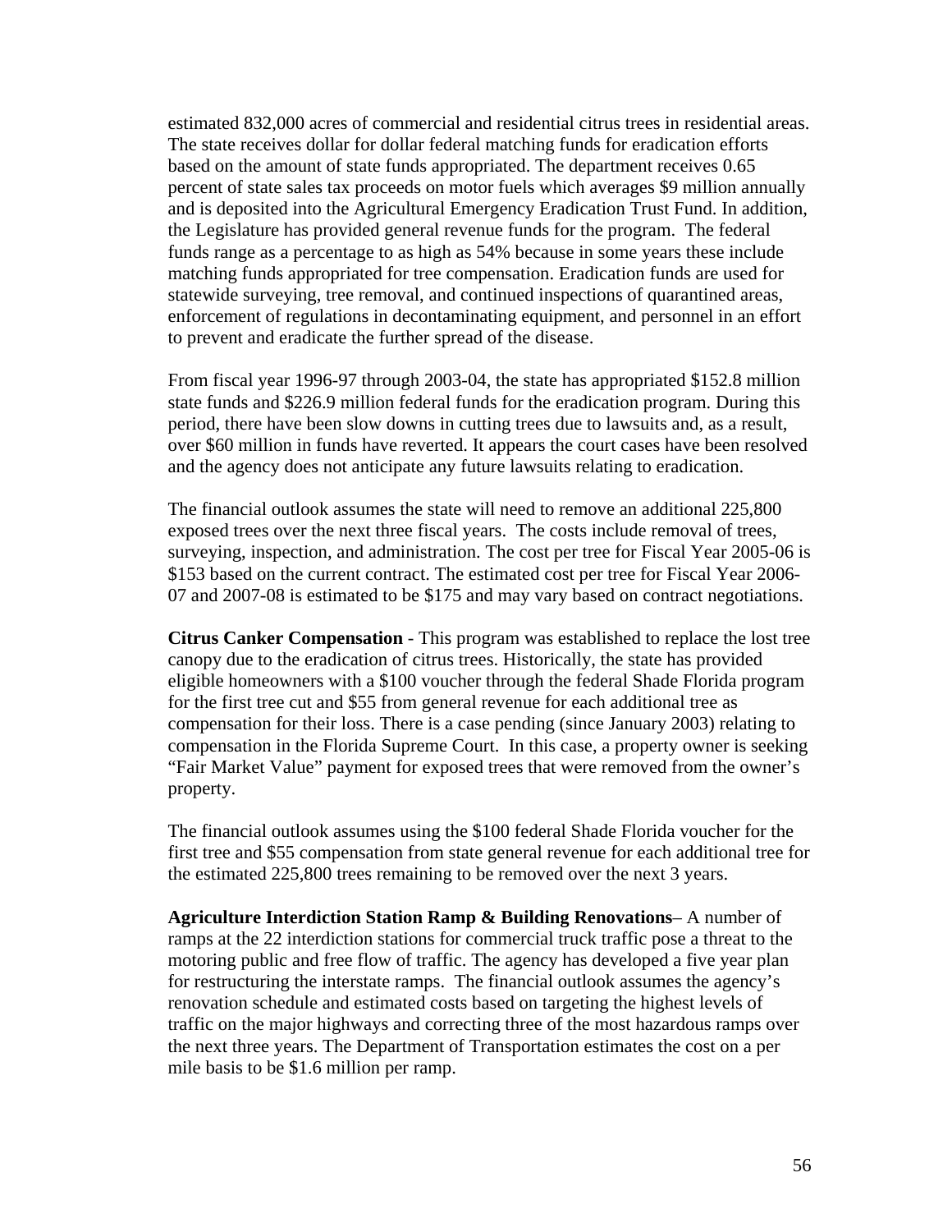estimated 832,000 acres of commercial and residential citrus trees in residential areas. The state receives dollar for dollar federal matching funds for eradication efforts based on the amount of state funds appropriated. The department receives 0.65 percent of state sales tax proceeds on motor fuels which averages $9 million annually and is deposited into the Agricultural Emergency Eradication Trust Fund. In addition, the Legislature has provided general revenue funds for the program. The federal funds range as a percentage to as high as 54% because in some years these include matching funds appropriated for tree compensation. Eradication funds are used for statewide surveying, tree removal, and continued inspections of quarantined areas, enforcement of regulations in decontaminating equipment, and personnel in an effort to prevent and eradicate the further spread of the disease.

From fiscal year 1996-97 through 2003-04, the state has appropriated $152.8 million state funds and $226.9 million federal funds for the eradication program. During this period, there have been slow downs in cutting trees due to lawsuits and, as a result, over $60 million in funds have reverted. It appears the court cases have been resolved and the agency does not anticipate any future lawsuits relating to eradication.

The financial outlook assumes the state will need to remove an additional 225,800 exposed trees over the next three fiscal years. The costs include removal of trees, surveying, inspection, and administration. The cost per tree for Fiscal Year 2005-06 is $153 based on the current contract. The estimated cost per tree for Fiscal Year 2006-07 and 2007-08 is estimated to be $175 and may vary based on contract negotiations.

**Citrus Canker Compensation** - This program was established to replace the lost tree canopy due to the eradication of citrus trees. Historically, the state has provided eligible homeowners with a $100 voucher through the federal Shade Florida program for the first tree cut and $55 from general revenue for each additional tree as compensation for their loss. There is a case pending (since January 2003) relating to compensation in the Florida Supreme Court. In this case, a property owner is seeking "Fair Market Value" payment for exposed trees that were removed from the owner's property.

The financial outlook assumes using the $100 federal Shade Florida voucher for the first tree and $55 compensation from state general revenue for each additional tree for the estimated 225,800 trees remaining to be removed over the next 3 years.

**Agriculture Interdiction Station Ramp & Building Renovations**– A number of ramps at the 22 interdiction stations for commercial truck traffic pose a threat to the motoring public and free flow of traffic. The agency has developed a five year plan for restructuring the interstate ramps. The financial outlook assumes the agency's renovation schedule and estimated costs based on targeting the highest levels of traffic on the major highways and correcting three of the most hazardous ramps over the next three years. The Department of Transportation estimates the cost on a per mile basis to be $1.6 million per ramp.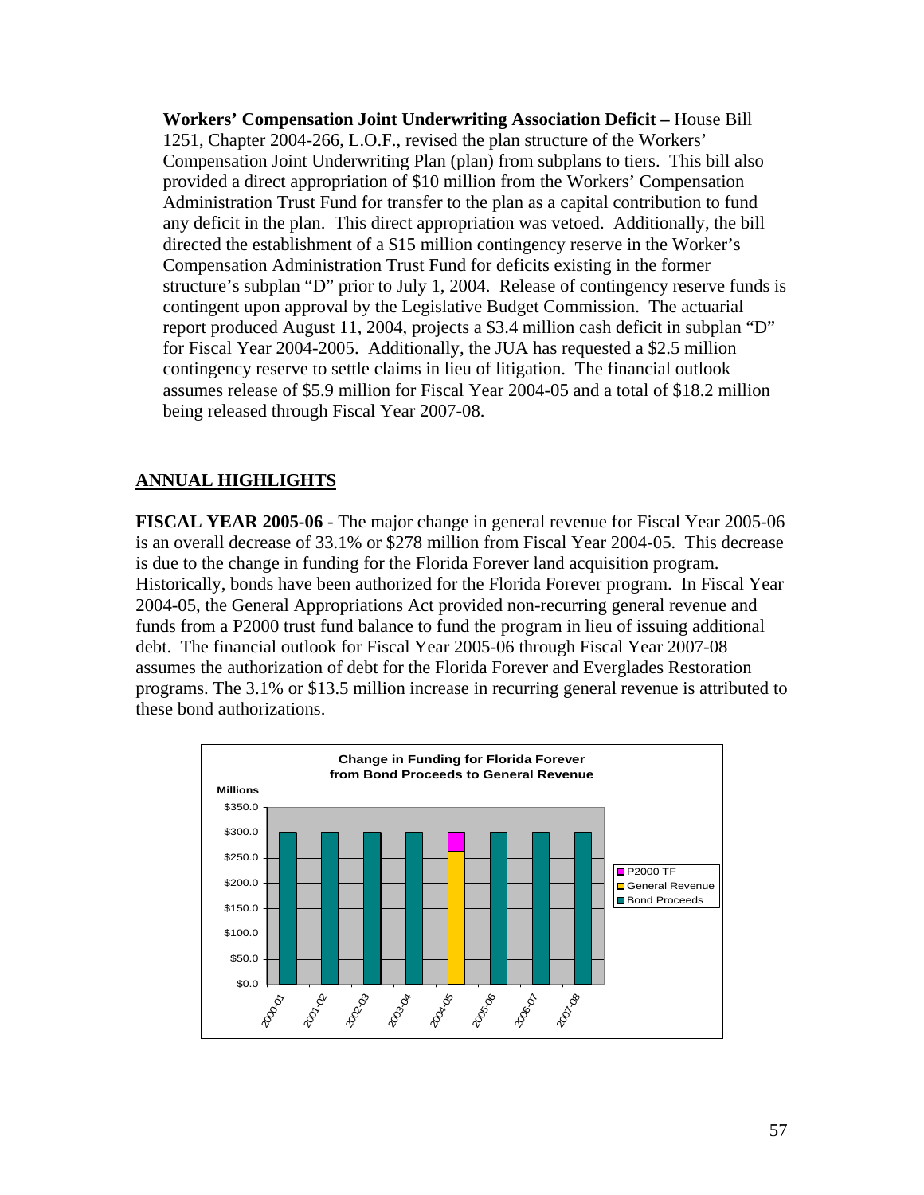**Workers' Compensation Joint Underwriting Association Deficit –** House Bill 1251, Chapter 2004-266, L.O.F., revised the plan structure of the Workers' Compensation Joint Underwriting Plan (plan) from subplans to tiers. This bill also provided a direct appropriation of $10 million from the Workers' Compensation Administration Trust Fund for transfer to the plan as a capital contribution to fund any deficit in the plan. This direct appropriation was vetoed. Additionally, the bill directed the establishment of a $15 million contingency reserve in the Worker's Compensation Administration Trust Fund for deficits existing in the former structure's subplan "D" prior to July 1, 2004. Release of contingency reserve funds is contingent upon approval by the Legislative Budget Commission. The actuarial report produced August 11, 2004, projects a $3.4 million cash deficit in subplan "D" for Fiscal Year 2004-2005. Additionally, the JUA has requested a $2.5 million contingency reserve to settle claims in lieu of litigation. The financial outlook assumes release of $5.9 million for Fiscal Year 2004-05 and a total of $18.2 million being released through Fiscal Year 2007-08.

## ANNUAL HIGHLIGHTS

**FISCAL YEAR 2005-06** - The major change in general revenue for Fiscal Year 2005-06 is an overall decrease of 33.1% or $278 million from Fiscal Year 2004-05. This decrease is due to the change in funding for the Florida Forever land acquisition program. Historically, bonds have been authorized for the Florida Forever program. In Fiscal Year 2004-05, the General Appropriations Act provided non-recurring general revenue and funds from a P2000 trust fund balance to fund the program in lieu of issuing additional debt. The financial outlook for Fiscal Year 2005-06 through Fiscal Year 2007-08 assumes the authorization of debt for the Florida Forever and Everglades Restoration programs. The 3.1% or $13.5 million increase in recurring general revenue is attributed to these bond authorizations.

**Change in Funding for Florida Forever from Bond Proceeds to General Revenue**

(Millions)

| Fiscal Year | Bond Proceeds | General Revenue | P2000 TF |
|---|---|---|---|
| 2000-01 | $300.0 | | |
| 2001-02 | $300.0 | | |
| 2002-03 | $300.0 | | |
| 2003-04 | $300.0 | | |
| 2004-05 | | ~$263 | ~$37 |
| 2005-06 | $300.0 | | |
| 2006-07 | $300.0 | | |
| 2007-08 | $300.0 | | |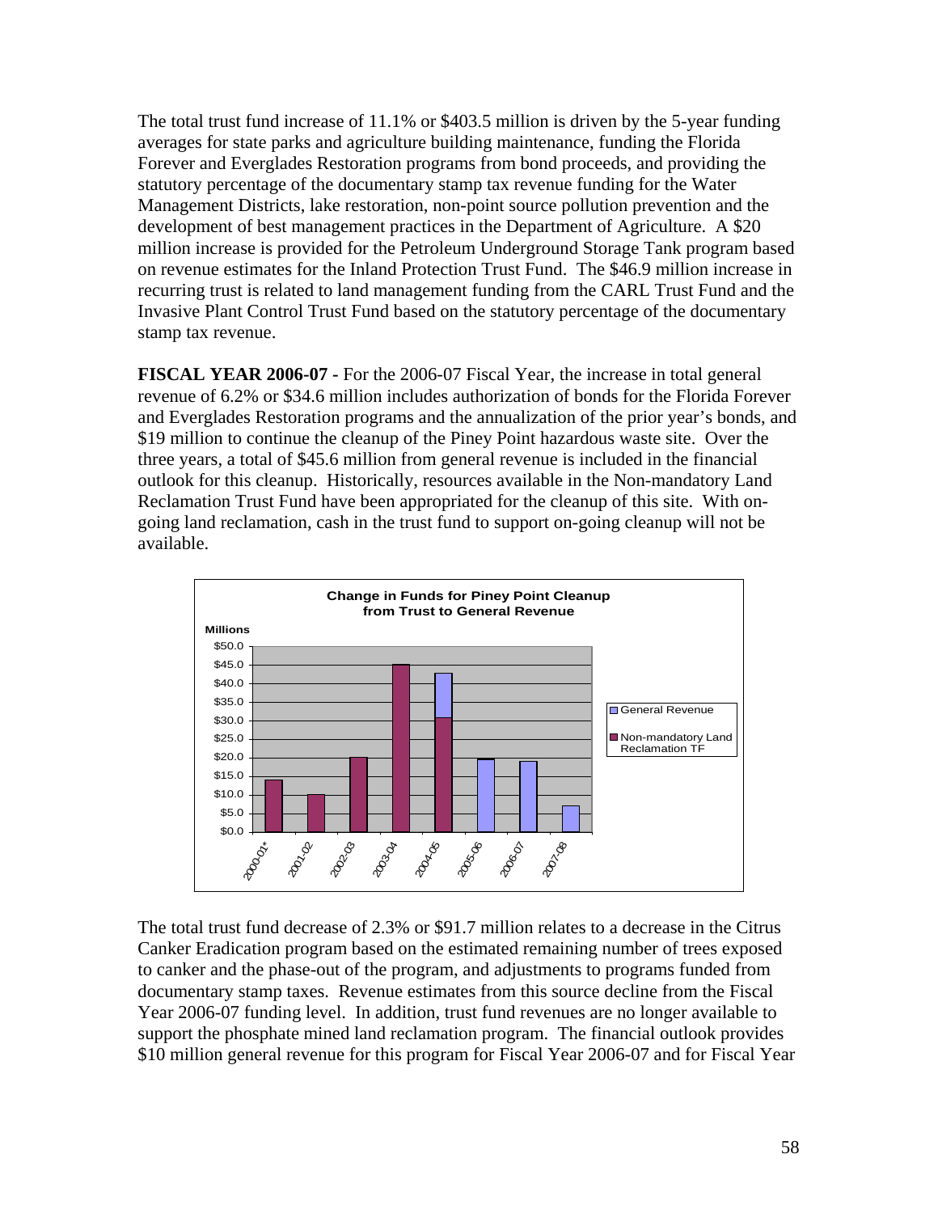The total trust fund increase of 11.1% or $403.5 million is driven by the 5-year funding averages for state parks and agriculture building maintenance, funding the Florida Forever and Everglades Restoration programs from bond proceeds, and providing the statutory percentage of the documentary stamp tax revenue funding for the Water Management Districts, lake restoration, non-point source pollution prevention and the development of best management practices in the Department of Agriculture. A $20 million increase is provided for the Petroleum Underground Storage Tank program based on revenue estimates for the Inland Protection Trust Fund. The $46.9 million increase in recurring trust is related to land management funding from the CARL Trust Fund and the Invasive Plant Control Trust Fund based on the statutory percentage of the documentary stamp tax revenue.

**FISCAL YEAR 2006-07 -** For the 2006-07 Fiscal Year, the increase in total general revenue of 6.2% or $34.6 million includes authorization of bonds for the Florida Forever and Everglades Restoration programs and the annualization of the prior year's bonds, and $19 million to continue the cleanup of the Piney Point hazardous waste site. Over the three years, a total of $45.6 million from general revenue is included in the financial outlook for this cleanup. Historically, resources available in the Non-mandatory Land Reclamation Trust Fund have been appropriated for the cleanup of this site. With on-going land reclamation, cash in the trust fund to support on-going cleanup will not be available.

**Change in Funds for Piney Point Cleanup from Trust to General Revenue**

Millions

| Fiscal Year | Non-mandatory Land Reclamation TF | General Revenue |
|---|---|---|
| 2000-01* | $14.0 | |
| 2001-02 | $10.0 | |
| 2002-03 | $20.0 | |
| 2003-04 | $45.0 | |
| 2004-05 | $30.8 | $12.0 |
| 2005-06 | | $19.6 |
| 2006-07 | | $19.0 |
| 2007-08 | | $7.0 |

The total trust fund decrease of 2.3% or $91.7 million relates to a decrease in the Citrus Canker Eradication program based on the estimated remaining number of trees exposed to canker and the phase-out of the program, and adjustments to programs funded from documentary stamp taxes. Revenue estimates from this source decline from the Fiscal Year 2006-07 funding level. In addition, trust fund revenues are no longer available to support the phosphate mined land reclamation program. The financial outlook provides $10 million general revenue for this program for Fiscal Year 2006-07 and for Fiscal Year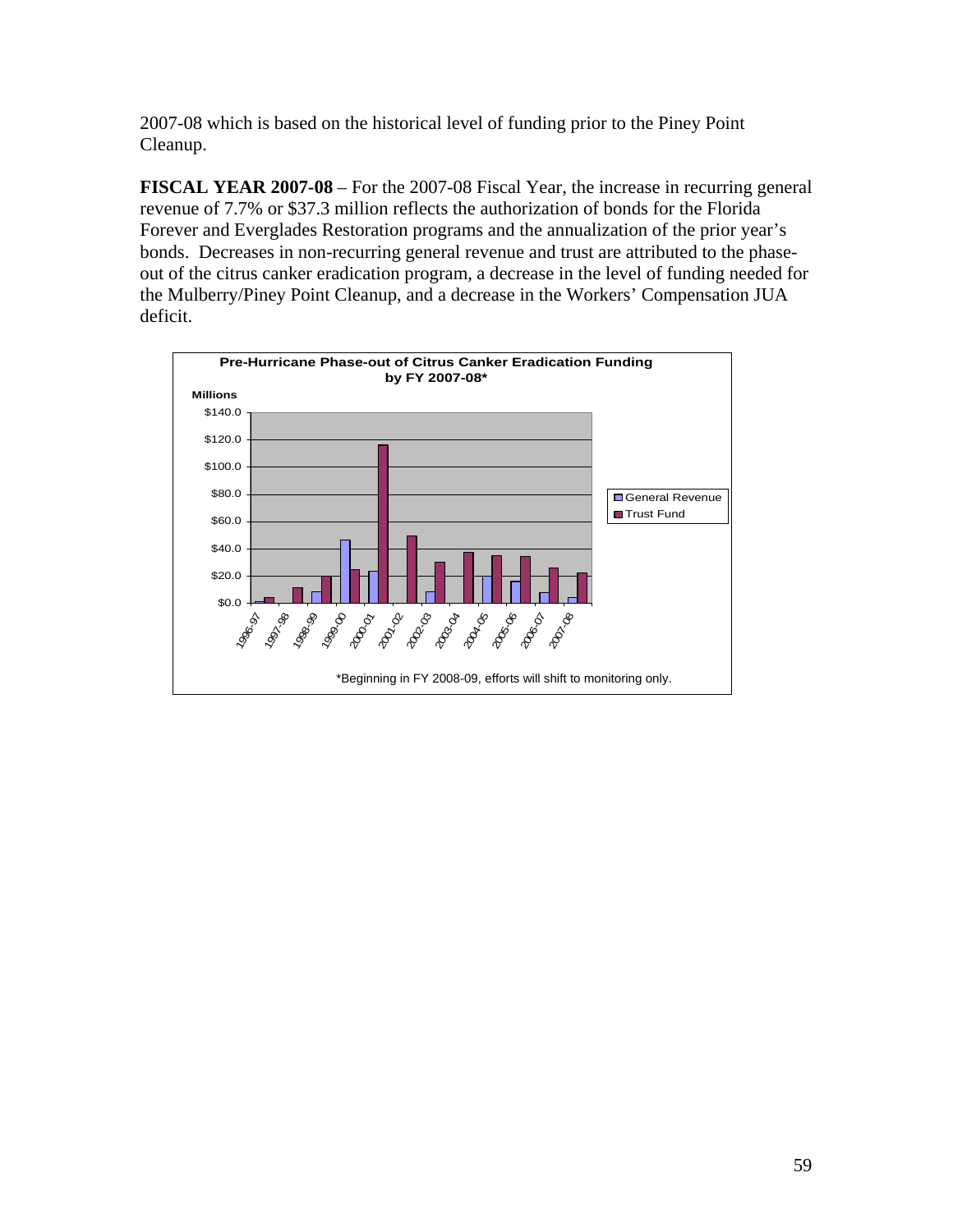2007-08 which is based on the historical level of funding prior to the Piney Point Cleanup.

**FISCAL YEAR 2007-08** – For the 2007-08 Fiscal Year, the increase in recurring general revenue of 7.7% or $37.3 million reflects the authorization of bonds for the Florida Forever and Everglades Restoration programs and the annualization of the prior year's bonds. Decreases in non-recurring general revenue and trust are attributed to the phase-out of the citrus canker eradication program, a decrease in the level of funding needed for the Mulberry/Piney Point Cleanup, and a decrease in the Workers' Compensation JUA deficit.

**Pre-Hurricane Phase-out of Citrus Canker Eradication Funding by FY 2007-08***

Millions

Legend: General Revenue; Trust Fund

Years: 1996-97, 1997-98, 1998-99, 1999-00, 2000-01, 2001-02, 2002-03, 2003-04, 2004-05, 2005-06, 2006-07, 2007-08

Axis: $0.0, $20.0, $40.0, $60.0, $80.0, $100.0, $120.0, $140.0

*Beginning in FY 2008-09, efforts will shift to monitoring only.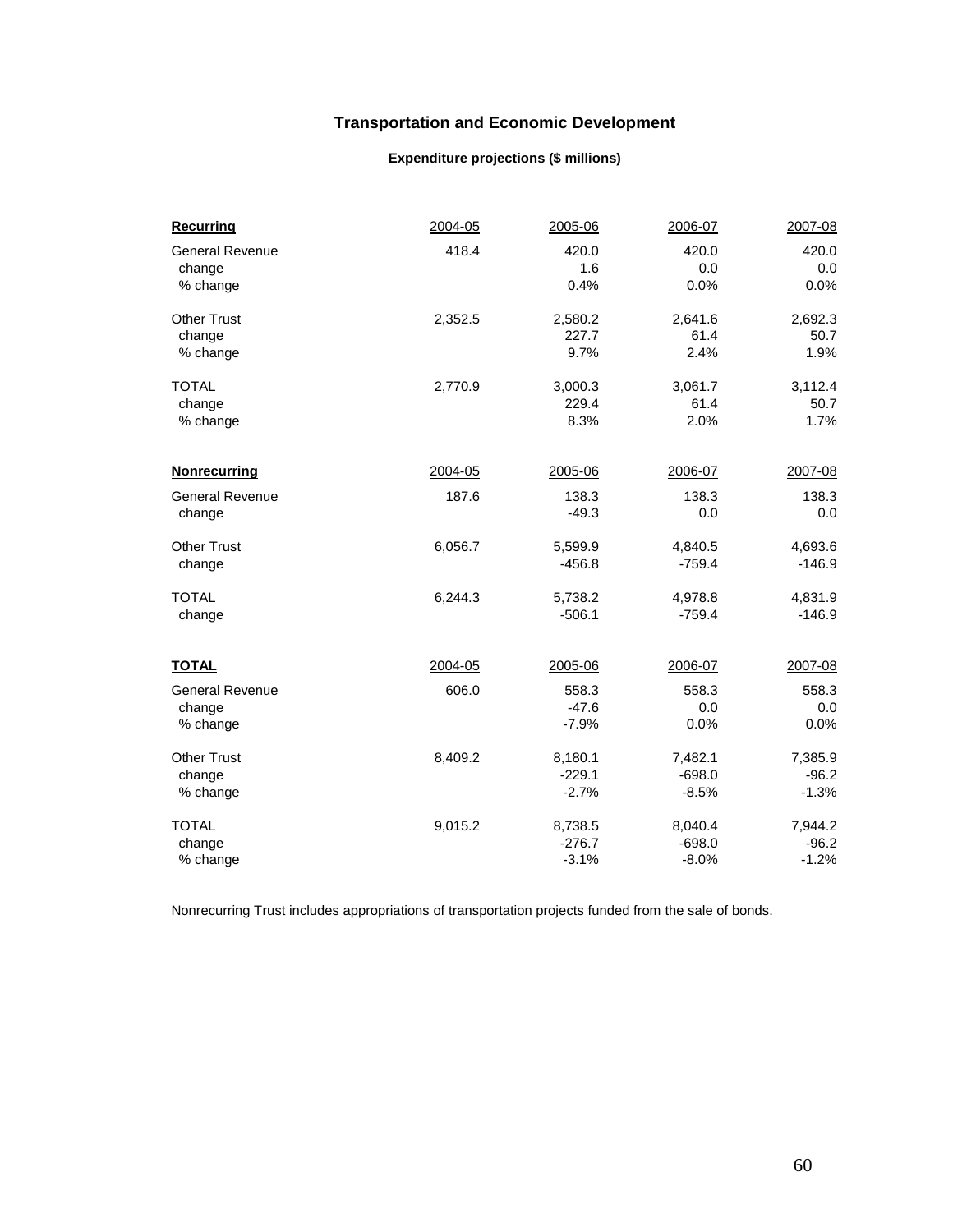# Transportation and Economic Development

### Expenditure projections ($ millions)

| **Recurring** | 2004-05 | 2005-06 | 2006-07 | 2007-08 |
|---|---|---|---|---|
| General Revenue | 418.4 | 420.0 | 420.0 | 420.0 |
| change | | 1.6 | 0.0 | 0.0 |
| % change | | 0.4% | 0.0% | 0.0% |
| Other Trust | 2,352.5 | 2,580.2 | 2,641.6 | 2,692.3 |
| change | | 227.7 | 61.4 | 50.7 |
| % change | | 9.7% | 2.4% | 1.9% |
| TOTAL | 2,770.9 | 3,000.3 | 3,061.7 | 3,112.4 |
| change | | 229.4 | 61.4 | 50.7 |
| % change | | 8.3% | 2.0% | 1.7% |

| **Nonrecurring** | 2004-05 | 2005-06 | 2006-07 | 2007-08 |
|---|---|---|---|---|
| General Revenue | 187.6 | 138.3 | 138.3 | 138.3 |
| change | | -49.3 | 0.0 | 0.0 |
| Other Trust | 6,056.7 | 5,599.9 | 4,840.5 | 4,693.6 |
| change | | -456.8 | -759.4 | -146.9 |
| TOTAL | 6,244.3 | 5,738.2 | 4,978.8 | 4,831.9 |
| change | | -506.1 | -759.4 | -146.9 |

| **TOTAL** | 2004-05 | 2005-06 | 2006-07 | 2007-08 |
|---|---|---|---|---|
| General Revenue | 606.0 | 558.3 | 558.3 | 558.3 |
| change | | -47.6 | 0.0 | 0.0 |
| % change | | -7.9% | 0.0% | 0.0% |
| Other Trust | 8,409.2 | 8,180.1 | 7,482.1 | 7,385.9 |
| change | | -229.1 | -698.0 | -96.2 |
| % change | | -2.7% | -8.5% | -1.3% |
| TOTAL | 9,015.2 | 8,738.5 | 8,040.4 | 7,944.2 |
| change | | -276.7 | -698.0 | -96.2 |
| % change | | -3.1% | -8.0% | -1.2% |

Nonrecurring Trust includes appropriations of transportation projects funded from the sale of bonds.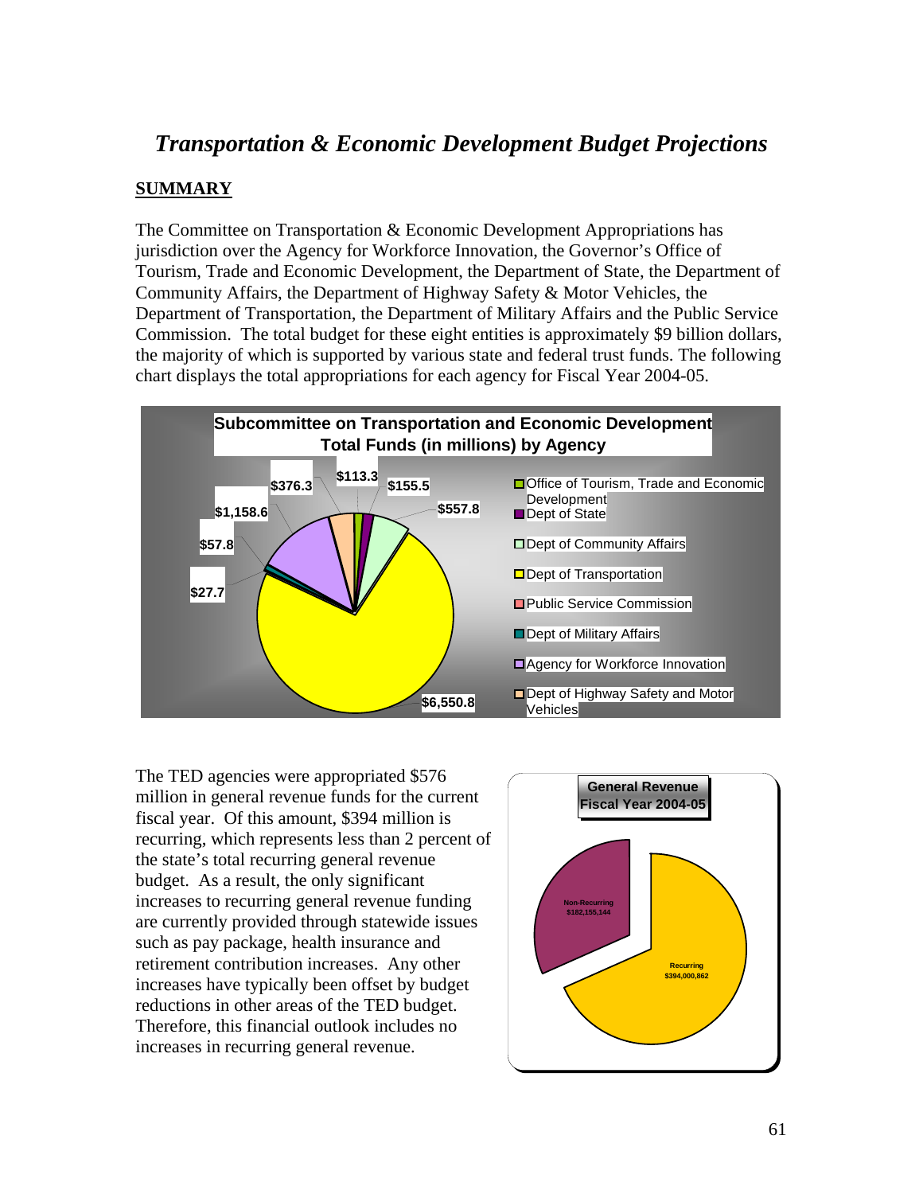# *Transportation & Economic Development Budget Projections*

**SUMMARY**

The Committee on Transportation & Economic Development Appropriations has jurisdiction over the Agency for Workforce Innovation, the Governor's Office of Tourism, Trade and Economic Development, the Department of State, the Department of Community Affairs, the Department of Highway Safety & Motor Vehicles, the Department of Transportation, the Department of Military Affairs and the Public Service Commission. The total budget for these eight entities is approximately $9 billion dollars, the majority of which is supported by various state and federal trust funds. The following chart displays the total appropriations for each agency for Fiscal Year 2004-05.

**Subcommittee on Transportation and Economic Development Total Funds (in millions) by Agency**

| Agency | Total Funds (in millions) |
|---|---|
| Office of Tourism, Trade and Economic Development | $113.3 |
| Dept of State | $155.5 |
| Dept of Community Affairs | $557.8 |
| Dept of Transportation | $6,550.8 |
| Public Service Commission | $27.7 |
| Dept of Military Affairs | $57.8 |
| Agency for Workforce Innovation | $1,158.6 |
| Dept of Highway Safety and Motor Vehicles | $376.3 |

The TED agencies were appropriated $576 million in general revenue funds for the current fiscal year. Of this amount, $394 million is recurring, which represents less than 2 percent of the state's total recurring general revenue budget. As a result, the only significant increases to recurring general revenue funding are currently provided through statewide issues such as pay package, health insurance and retirement contribution increases. Any other increases have typically been offset by budget reductions in other areas of the TED budget. Therefore, this financial outlook includes no increases in recurring general revenue.

**General Revenue Fiscal Year 2004-05**

| Type | Amount |
|---|---|
| Non-Recurring | $182,155,144 |
| Recurring | $394,000,862 |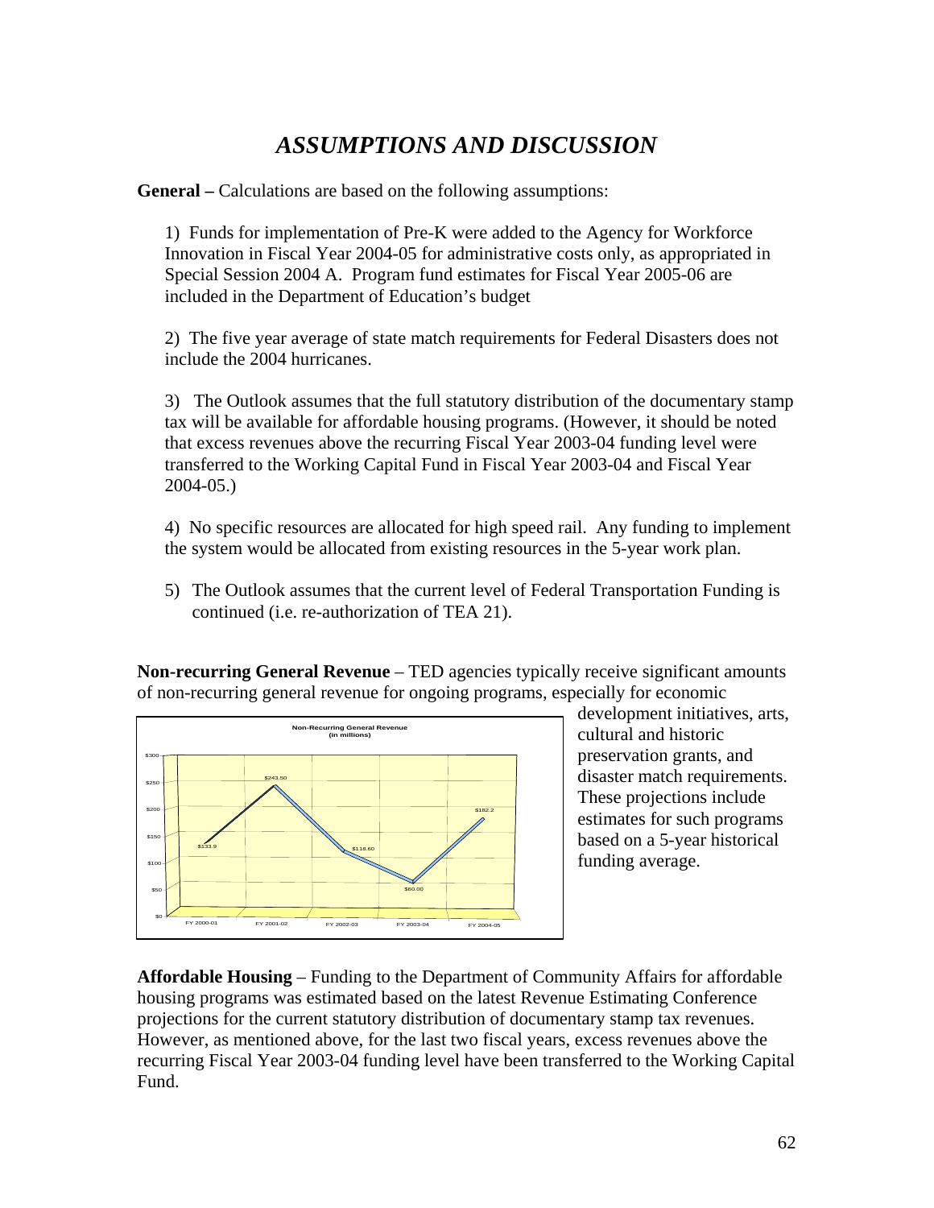# *ASSUMPTIONS AND DISCUSSION*

**General –** Calculations are based on the following assumptions:

1) Funds for implementation of Pre-K were added to the Agency for Workforce Innovation in Fiscal Year 2004-05 for administrative costs only, as appropriated in Special Session 2004 A. Program fund estimates for Fiscal Year 2005-06 are included in the Department of Education's budget

2) The five year average of state match requirements for Federal Disasters does not include the 2004 hurricanes.

3) The Outlook assumes that the full statutory distribution of the documentary stamp tax will be available for affordable housing programs. (However, it should be noted that excess revenues above the recurring Fiscal Year 2003-04 funding level were transferred to the Working Capital Fund in Fiscal Year 2003-04 and Fiscal Year 2004-05.)

4) No specific resources are allocated for high speed rail. Any funding to implement the system would be allocated from existing resources in the 5-year work plan.

5) The Outlook assumes that the current level of Federal Transportation Funding is continued (i.e. re-authorization of TEA 21).

**Non-recurring General Revenue** – TED agencies typically receive significant amounts of non-recurring general revenue for ongoing programs, especially for economic development initiatives, arts, cultural and historic preservation grants, and disaster match requirements. These projections include estimates for such programs based on a 5-year historical funding average.

Non-Recurring General Revenue (in millions)

| FY 2000-01 | FY 2001-02 | FY 2002-03 | FY 2003-04 | FY 2004-05 |
|---|---|---|---|---|
| $133.9 | $243.50 | $118.60 | $60.00 | $182.2 |

**Affordable Housing** – Funding to the Department of Community Affairs for affordable housing programs was estimated based on the latest Revenue Estimating Conference projections for the current statutory distribution of documentary stamp tax revenues. However, as mentioned above, for the last two fiscal years, excess revenues above the recurring Fiscal Year 2003-04 funding level have been transferred to the Working Capital Fund.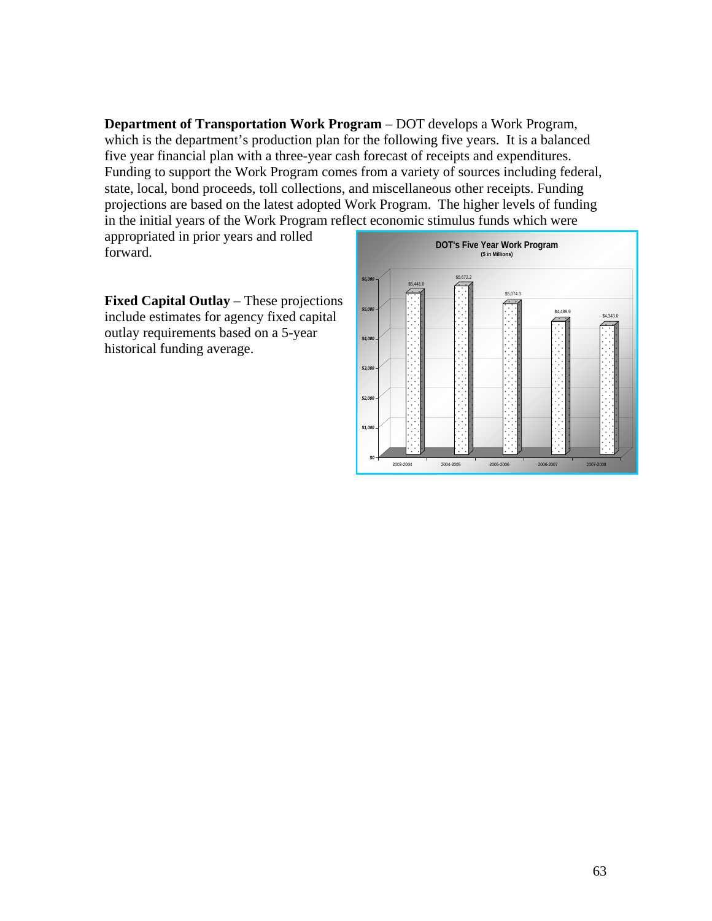**Department of Transportation Work Program** – DOT develops a Work Program, which is the department's production plan for the following five years. It is a balanced five year financial plan with a three-year cash forecast of receipts and expenditures. Funding to support the Work Program comes from a variety of sources including federal, state, local, bond proceeds, toll collections, and miscellaneous other receipts. Funding projections are based on the latest adopted Work Program. The higher levels of funding in the initial years of the Work Program reflect economic stimulus funds which were appropriated in prior years and rolled forward.

**Fixed Capital Outlay** – These projections include estimates for agency fixed capital outlay requirements based on a 5-year historical funding average.

**DOT's Five Year Work Program**
($ in Millions)

| Fiscal Year | Amount |
|---|---|
| 2003-2004 | $5,441.0 |
| 2004-2005 | $5,672.2 |
| 2005-2006 | $5,074.3 |
| 2006-2007 | $4,489.9 |
| 2007-2008 | $4,343.0 |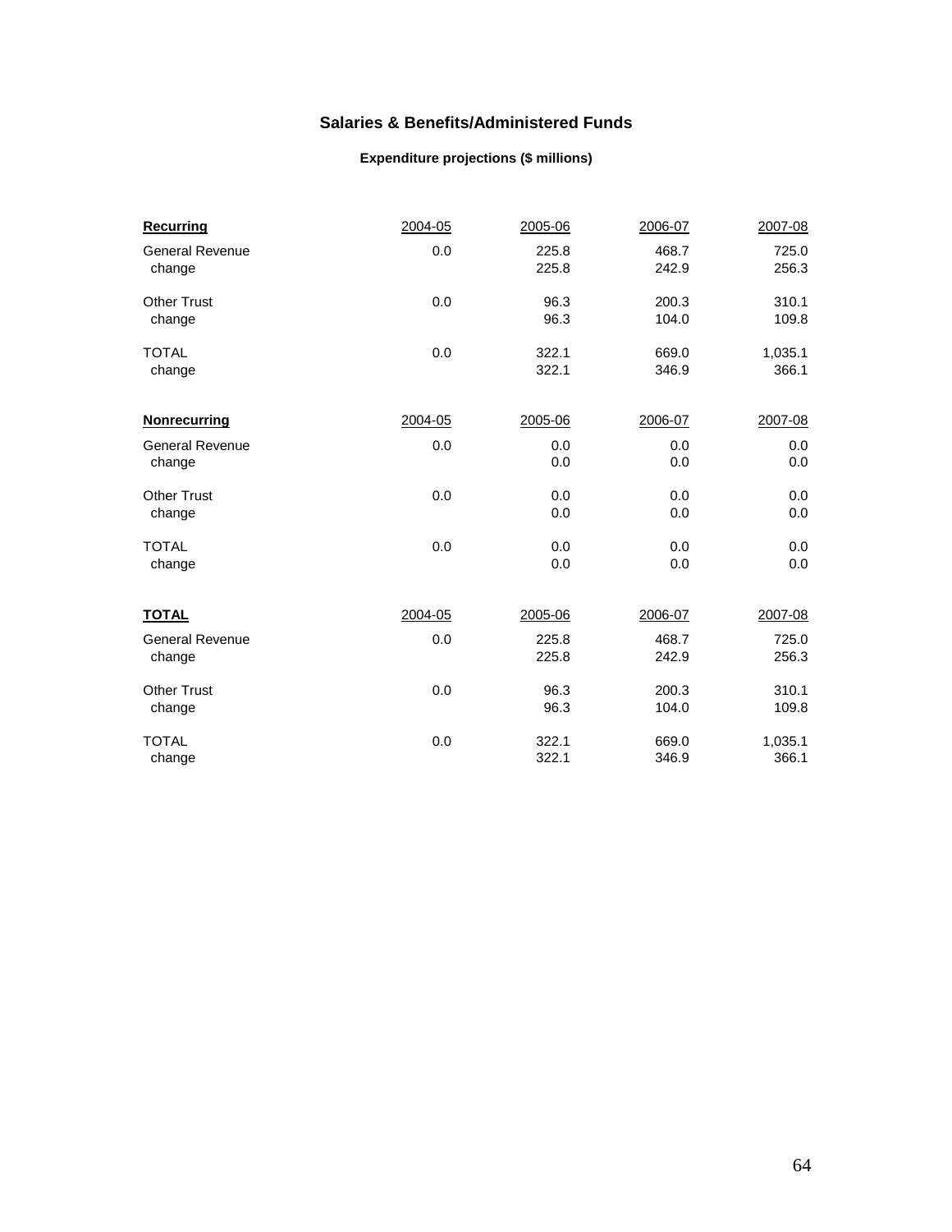## Salaries & Benefits/Administered Funds

### Expenditure projections ($ millions)

| **Recurring** | 2004-05 | 2005-06 | 2006-07 | 2007-08 |
|---|---|---|---|---|
| General Revenue | 0.0 | 225.8 | 468.7 | 725.0 |
| change | | 225.8 | 242.9 | 256.3 |
| Other Trust | 0.0 | 96.3 | 200.3 | 310.1 |
| change | | 96.3 | 104.0 | 109.8 |
| TOTAL | 0.0 | 322.1 | 669.0 | 1,035.1 |
| change | | 322.1 | 346.9 | 366.1 |

| **Nonrecurring** | 2004-05 | 2005-06 | 2006-07 | 2007-08 |
|---|---|---|---|---|
| General Revenue | 0.0 | 0.0 | 0.0 | 0.0 |
| change | | 0.0 | 0.0 | 0.0 |
| Other Trust | 0.0 | 0.0 | 0.0 | 0.0 |
| change | | 0.0 | 0.0 | 0.0 |
| TOTAL | 0.0 | 0.0 | 0.0 | 0.0 |
| change | | 0.0 | 0.0 | 0.0 |

| **TOTAL** | 2004-05 | 2005-06 | 2006-07 | 2007-08 |
|---|---|---|---|---|
| General Revenue | 0.0 | 225.8 | 468.7 | 725.0 |
| change | | 225.8 | 242.9 | 256.3 |
| Other Trust | 0.0 | 96.3 | 200.3 | 310.1 |
| change | | 96.3 | 104.0 | 109.8 |
| TOTAL | 0.0 | 322.1 | 669.0 | 1,035.1 |
| change | | 322.1 | 346.9 | 366.1 |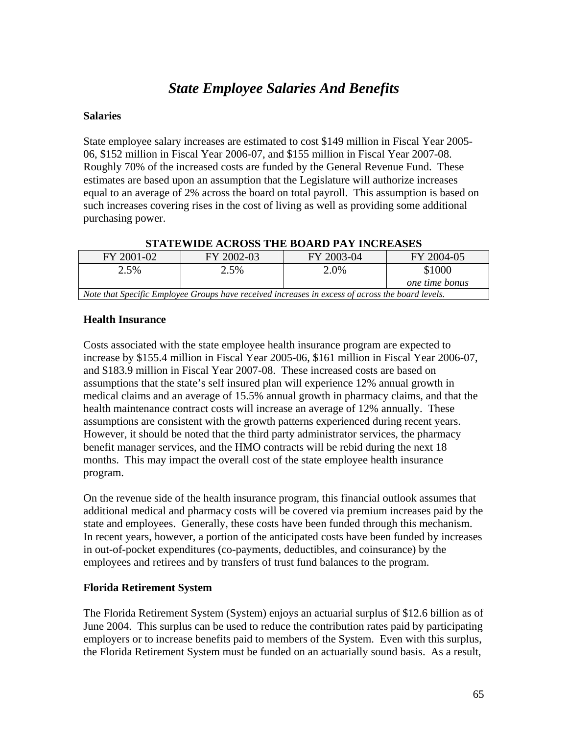# *State Employee Salaries And Benefits*

**Salaries**

State employee salary increases are estimated to cost $149 million in Fiscal Year 2005-06, $152 million in Fiscal Year 2006-07, and $155 million in Fiscal Year 2007-08. Roughly 70% of the increased costs are funded by the General Revenue Fund. These estimates are based upon an assumption that the Legislature will authorize increases equal to an average of 2% across the board on total payroll. This assumption is based on such increases covering rises in the cost of living as well as providing some additional purchasing power.

**STATEWIDE ACROSS THE BOARD PAY INCREASES**

| FY 2001-02 | FY 2002-03 | FY 2003-04 | FY 2004-05 |
|---|---|---|---|
| 2.5% | 2.5% | 2.0% | $1000 *one time bonus* |
| *Note that Specific Employee Groups have received increases in excess of across the board levels.* | | | |

**Health Insurance**

Costs associated with the state employee health insurance program are expected to increase by $155.4 million in Fiscal Year 2005-06, $161 million in Fiscal Year 2006-07, and $183.9 million in Fiscal Year 2007-08. These increased costs are based on assumptions that the state's self insured plan will experience 12% annual growth in medical claims and an average of 15.5% annual growth in pharmacy claims, and that the health maintenance contract costs will increase an average of 12% annually. These assumptions are consistent with the growth patterns experienced during recent years. However, it should be noted that the third party administrator services, the pharmacy benefit manager services, and the HMO contracts will be rebid during the next 18 months. This may impact the overall cost of the state employee health insurance program.

On the revenue side of the health insurance program, this financial outlook assumes that additional medical and pharmacy costs will be covered via premium increases paid by the state and employees. Generally, these costs have been funded through this mechanism. In recent years, however, a portion of the anticipated costs have been funded by increases in out-of-pocket expenditures (co-payments, deductibles, and coinsurance) by the employees and retirees and by transfers of trust fund balances to the program.

**Florida Retirement System**

The Florida Retirement System (System) enjoys an actuarial surplus of $12.6 billion as of June 2004. This surplus can be used to reduce the contribution rates paid by participating employers or to increase benefits paid to members of the System. Even with this surplus, the Florida Retirement System must be funded on an actuarially sound basis. As a result,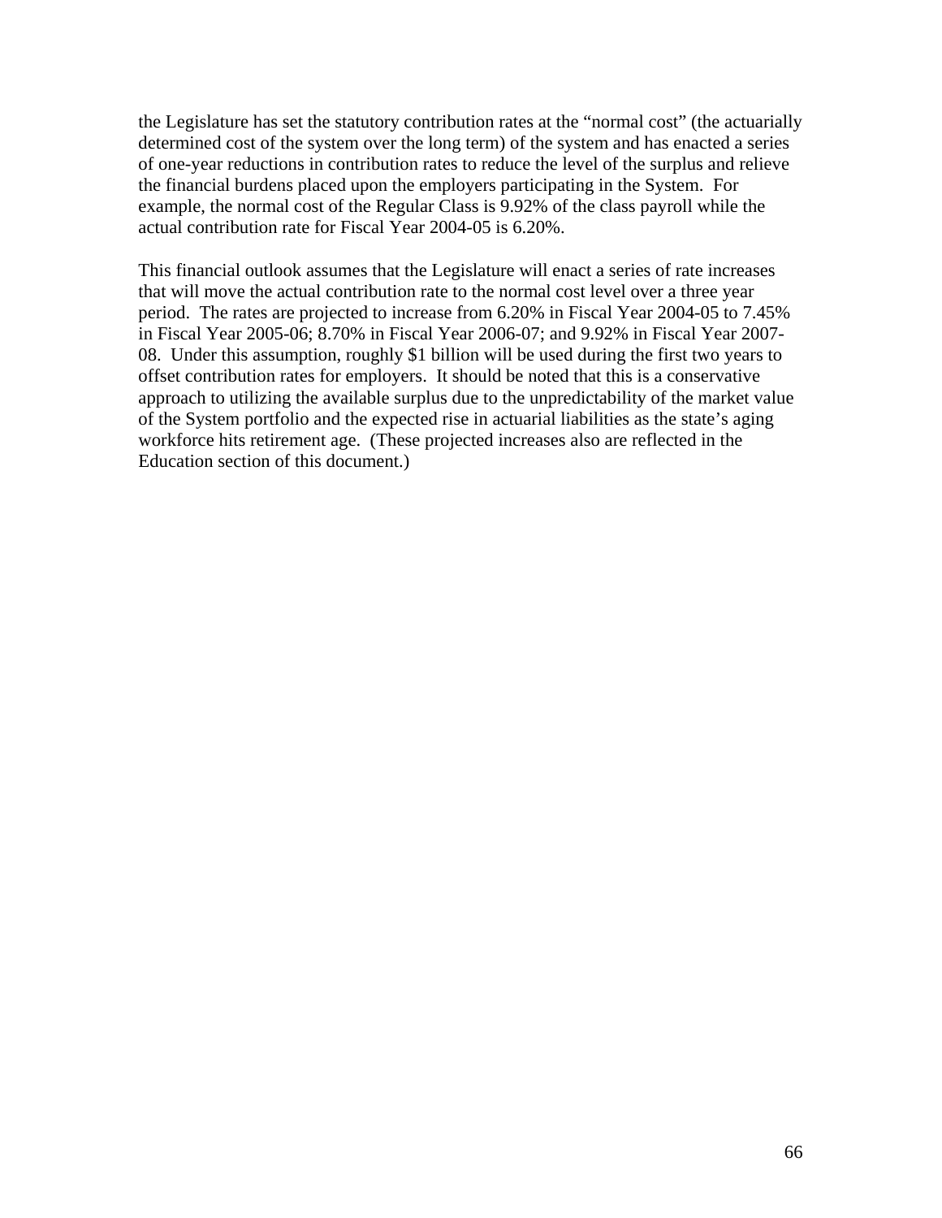the Legislature has set the statutory contribution rates at the "normal cost" (the actuarially determined cost of the system over the long term) of the system and has enacted a series of one-year reductions in contribution rates to reduce the level of the surplus and relieve the financial burdens placed upon the employers participating in the System. For example, the normal cost of the Regular Class is 9.92% of the class payroll while the actual contribution rate for Fiscal Year 2004-05 is 6.20%.

This financial outlook assumes that the Legislature will enact a series of rate increases that will move the actual contribution rate to the normal cost level over a three year period. The rates are projected to increase from 6.20% in Fiscal Year 2004-05 to 7.45% in Fiscal Year 2005-06; 8.70% in Fiscal Year 2006-07; and 9.92% in Fiscal Year 2007-08. Under this assumption, roughly $1 billion will be used during the first two years to offset contribution rates for employers. It should be noted that this is a conservative approach to utilizing the available surplus due to the unpredictability of the market value of the System portfolio and the expected rise in actuarial liabilities as the state's aging workforce hits retirement age. (These projected increases also are reflected in the Education section of this document.)